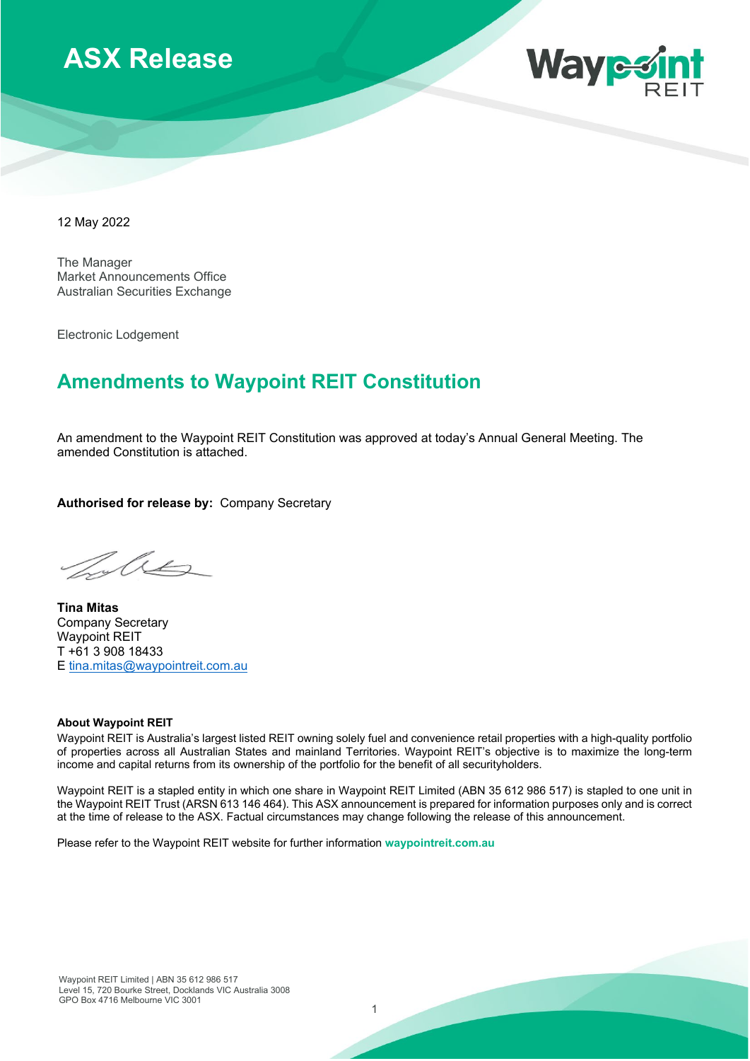# ASX Release

12 May 2022

The Manager
Market Announcements Office
Australian Securities Exchange

Electronic Lodgement

## Amendments to Waypoint REIT Constitution

An amendment to the Waypoint REIT Constitution was approved at today's Annual General Meeting. The amended Constitution is attached.

**Authorised for release by:** Company Secretary

**Tina Mitas**
Company Secretary
Waypoint REIT
T +61 3 908 18433
E tina.mitas@waypointreit.com.au

**About Waypoint REIT**

Waypoint REIT is Australia's largest listed REIT owning solely fuel and convenience retail properties with a high-quality portfolio of properties across all Australian States and mainland Territories. Waypoint REIT's objective is to maximize the long-term income and capital returns from its ownership of the portfolio for the benefit of all securityholders.

Waypoint REIT is a stapled entity in which one share in Waypoint REIT Limited (ABN 35 612 986 517) is stapled to one unit in the Waypoint REIT Trust (ARSN 613 146 464). This ASX announcement is prepared for information purposes only and is correct at the time of release to the ASX. Factual circumstances may change following the release of this announcement.

Please refer to the Waypoint REIT website for further information **waypointreit.com.au**

Waypoint REIT Limited | ABN 35 612 986 517
Level 15, 720 Bourke Street, Docklands VIC Australia 3008
GPO Box 4716 Melbourne VIC 3001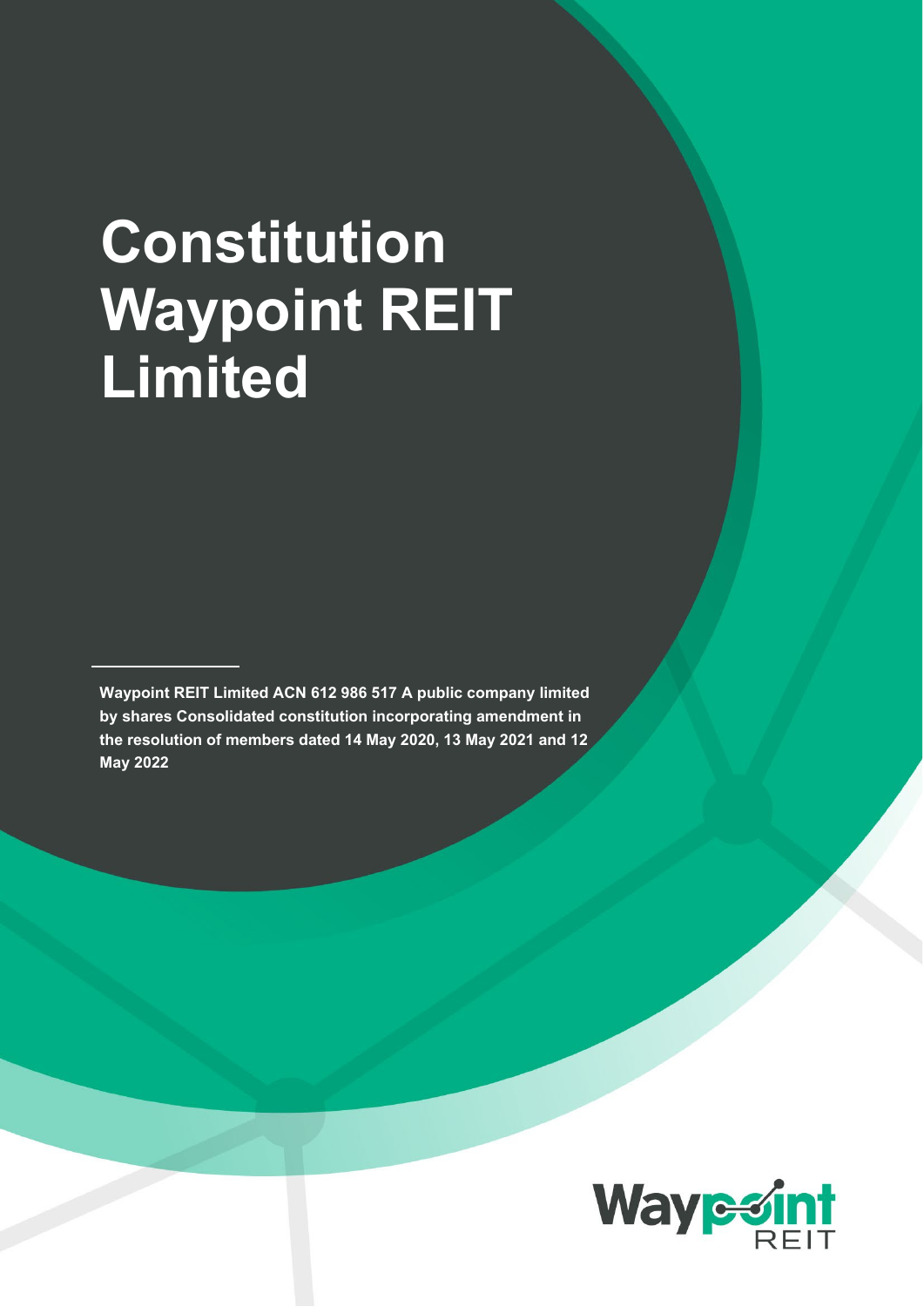# Constitution Waypoint REIT Limited

**Waypoint REIT Limited ACN 612 986 517 A public company limited by shares Consolidated constitution incorporating amendment in the resolution of members dated 14 May 2020, 13 May 2021 and 12 May 2022**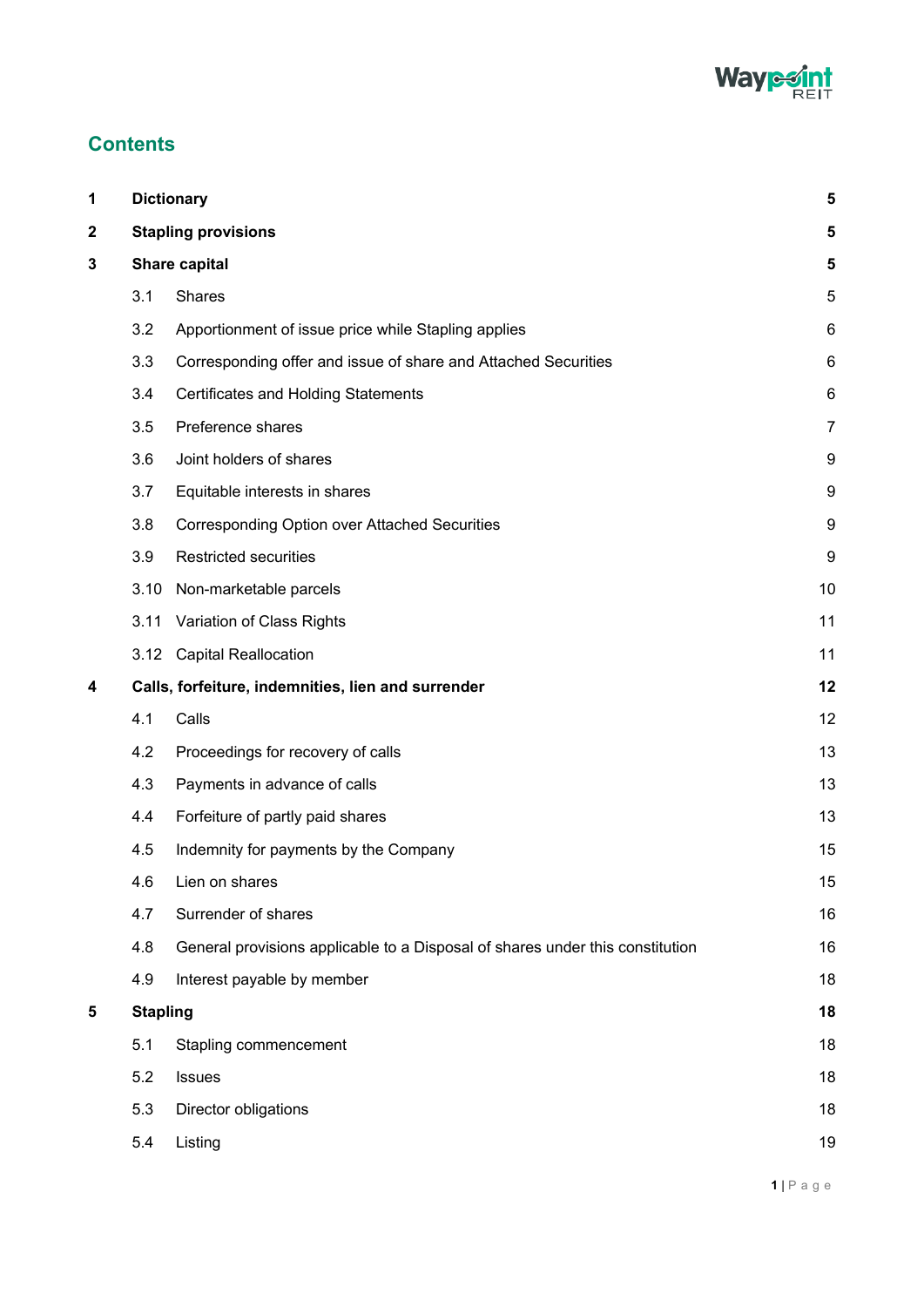## Contents

| | | | |
|---|---|---|---|
| **1** | **Dictionary** | | **5** |
| **2** | **Stapling provisions** | | **5** |
| **3** | **Share capital** | | **5** |
| | 3.1 | Shares | 5 |
| | 3.2 | Apportionment of issue price while Stapling applies | 6 |
| | 3.3 | Corresponding offer and issue of share and Attached Securities | 6 |
| | 3.4 | Certificates and Holding Statements | 6 |
| | 3.5 | Preference shares | 7 |
| | 3.6 | Joint holders of shares | 9 |
| | 3.7 | Equitable interests in shares | 9 |
| | 3.8 | Corresponding Option over Attached Securities | 9 |
| | 3.9 | Restricted securities | 9 |
| | 3.10 | Non-marketable parcels | 10 |
| | 3.11 | Variation of Class Rights | 11 |
| | 3.12 | Capital Reallocation | 11 |
| **4** | **Calls, forfeiture, indemnities, lien and surrender** | | **12** |
| | 4.1 | Calls | 12 |
| | 4.2 | Proceedings for recovery of calls | 13 |
| | 4.3 | Payments in advance of calls | 13 |
| | 4.4 | Forfeiture of partly paid shares | 13 |
| | 4.5 | Indemnity for payments by the Company | 15 |
| | 4.6 | Lien on shares | 15 |
| | 4.7 | Surrender of shares | 16 |
| | 4.8 | General provisions applicable to a Disposal of shares under this constitution | 16 |
| | 4.9 | Interest payable by member | 18 |
| **5** | **Stapling** | | **18** |
| | 5.1 | Stapling commencement | 18 |
| | 5.2 | Issues | 18 |
| | 5.3 | Director obligations | 18 |
| | 5.4 | Listing | 19 |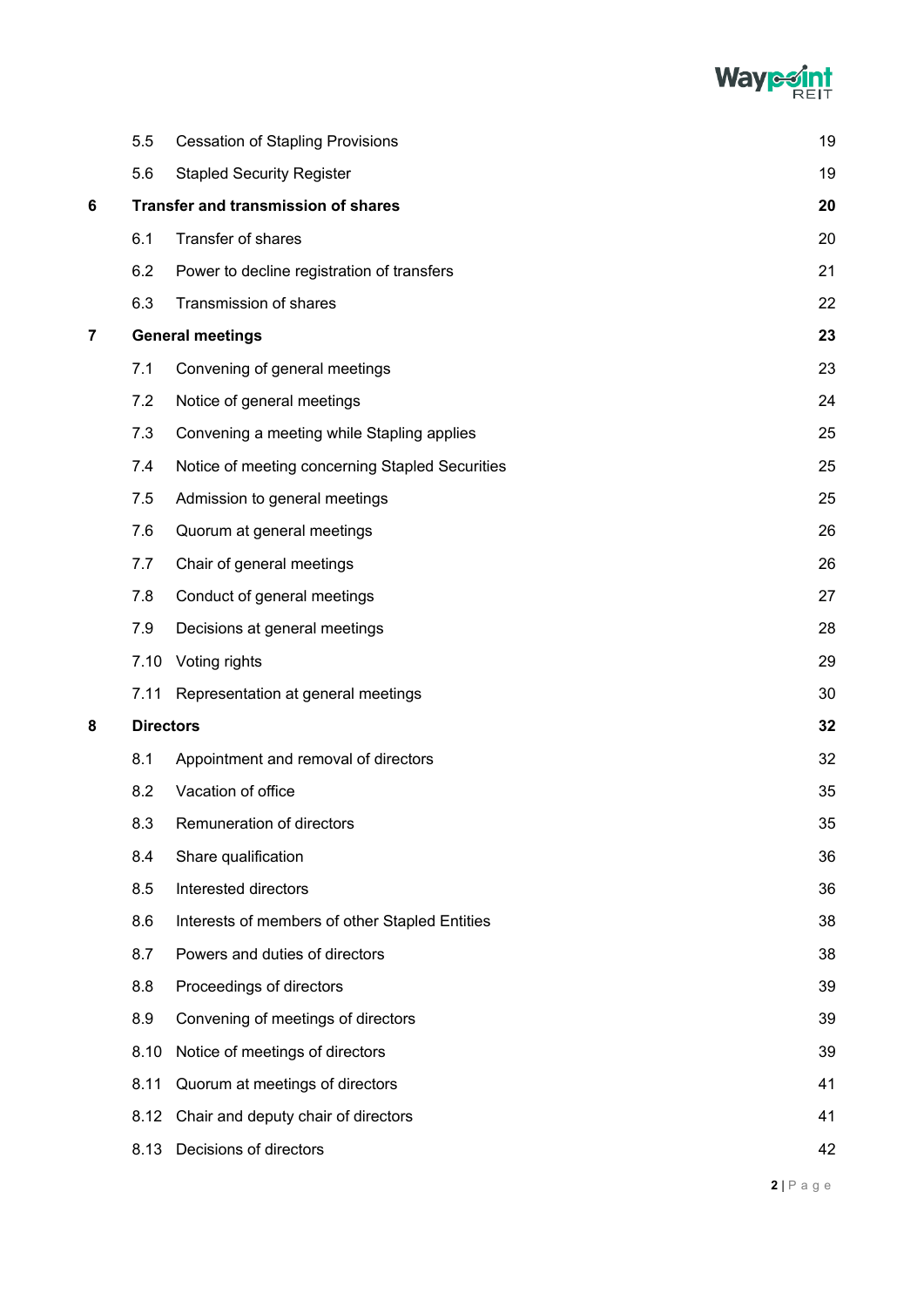| | | |
|---|---|---|
| 5.5 | Cessation of Stapling Provisions | 19 |
| 5.6 | Stapled Security Register | 19 |
| **6** | **Transfer and transmission of shares** | **20** |
| 6.1 | Transfer of shares | 20 |
| 6.2 | Power to decline registration of transfers | 21 |
| 6.3 | Transmission of shares | 22 |
| **7** | **General meetings** | **23** |
| 7.1 | Convening of general meetings | 23 |
| 7.2 | Notice of general meetings | 24 |
| 7.3 | Convening a meeting while Stapling applies | 25 |
| 7.4 | Notice of meeting concerning Stapled Securities | 25 |
| 7.5 | Admission to general meetings | 25 |
| 7.6 | Quorum at general meetings | 26 |
| 7.7 | Chair of general meetings | 26 |
| 7.8 | Conduct of general meetings | 27 |
| 7.9 | Decisions at general meetings | 28 |
| 7.10 | Voting rights | 29 |
| 7.11 | Representation at general meetings | 30 |
| **8** | **Directors** | **32** |
| 8.1 | Appointment and removal of directors | 32 |
| 8.2 | Vacation of office | 35 |
| 8.3 | Remuneration of directors | 35 |
| 8.4 | Share qualification | 36 |
| 8.5 | Interested directors | 36 |
| 8.6 | Interests of members of other Stapled Entities | 38 |
| 8.7 | Powers and duties of directors | 38 |
| 8.8 | Proceedings of directors | 39 |
| 8.9 | Convening of meetings of directors | 39 |
| 8.10 | Notice of meetings of directors | 39 |
| 8.11 | Quorum at meetings of directors | 41 |
| 8.12 | Chair and deputy chair of directors | 41 |
| 8.13 | Decisions of directors | 42 |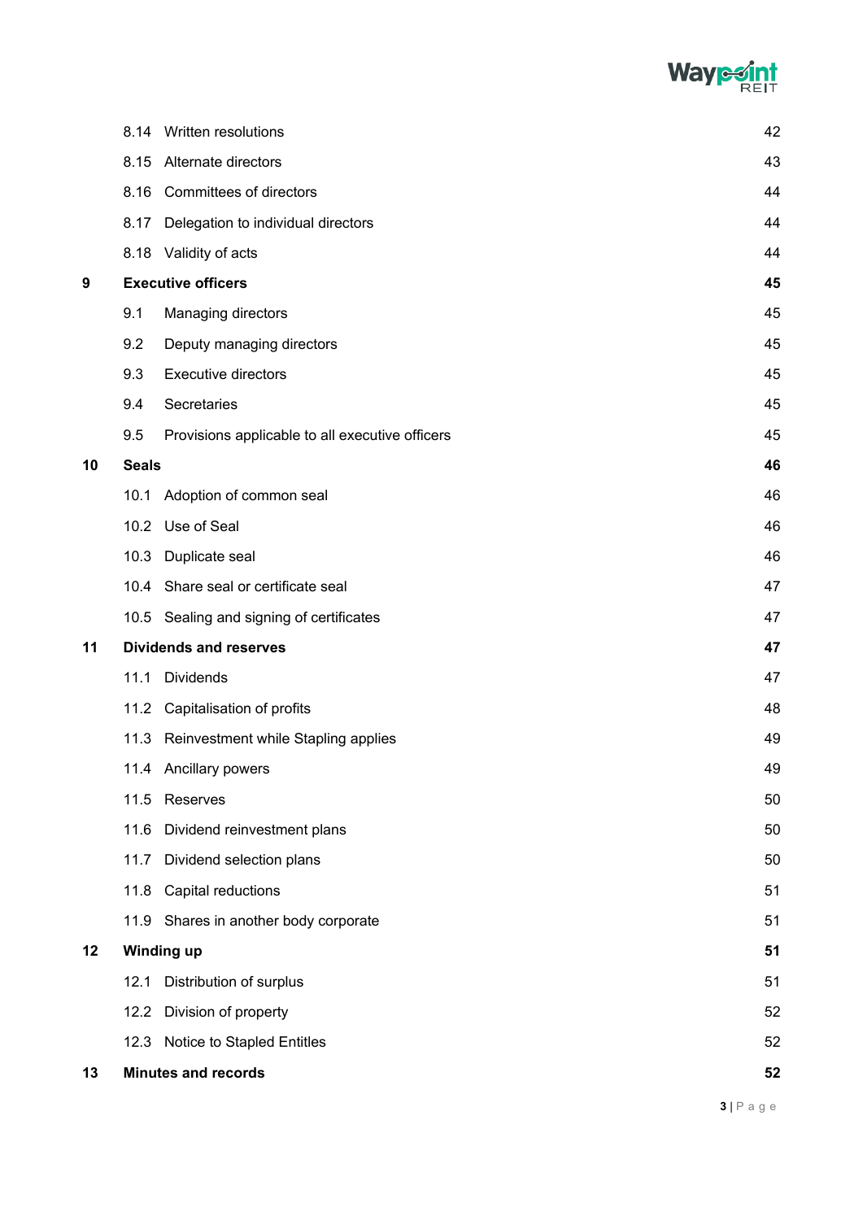| | | |
|---|---|---|
| | 8.14 Written resolutions | 42 |
| | 8.15 Alternate directors | 43 |
| | 8.16 Committees of directors | 44 |
| | 8.17 Delegation to individual directors | 44 |
| | 8.18 Validity of acts | 44 |
| **9** | **Executive officers** | **45** |
| | 9.1 Managing directors | 45 |
| | 9.2 Deputy managing directors | 45 |
| | 9.3 Executive directors | 45 |
| | 9.4 Secretaries | 45 |
| | 9.5 Provisions applicable to all executive officers | 45 |
| **10** | **Seals** | **46** |
| | 10.1 Adoption of common seal | 46 |
| | 10.2 Use of Seal | 46 |
| | 10.3 Duplicate seal | 46 |
| | 10.4 Share seal or certificate seal | 47 |
| | 10.5 Sealing and signing of certificates | 47 |
| **11** | **Dividends and reserves** | **47** |
| | 11.1 Dividends | 47 |
| | 11.2 Capitalisation of profits | 48 |
| | 11.3 Reinvestment while Stapling applies | 49 |
| | 11.4 Ancillary powers | 49 |
| | 11.5 Reserves | 50 |
| | 11.6 Dividend reinvestment plans | 50 |
| | 11.7 Dividend selection plans | 50 |
| | 11.8 Capital reductions | 51 |
| | 11.9 Shares in another body corporate | 51 |
| **12** | **Winding up** | **51** |
| | 12.1 Distribution of surplus | 51 |
| | 12.2 Division of property | 52 |
| | 12.3 Notice to Stapled Entitles | 52 |
| **13** | **Minutes and records** | **52** |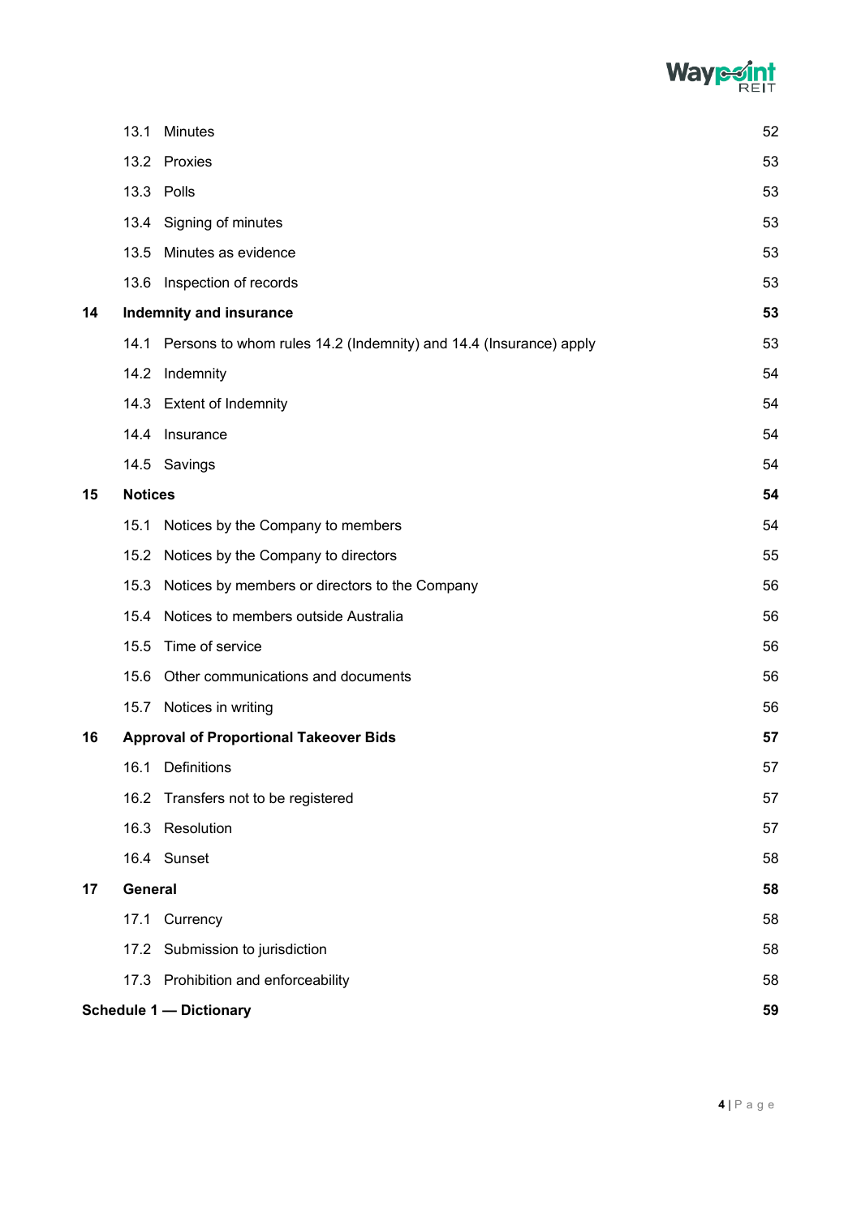| | | |
|---|---|---|
| | 13.1 Minutes | 52 |
| | 13.2 Proxies | 53 |
| | 13.3 Polls | 53 |
| | 13.4 Signing of minutes | 53 |
| | 13.5 Minutes as evidence | 53 |
| | 13.6 Inspection of records | 53 |
| **14** | **Indemnity and insurance** | **53** |
| | 14.1 Persons to whom rules 14.2 (Indemnity) and 14.4 (Insurance) apply | 53 |
| | 14.2 Indemnity | 54 |
| | 14.3 Extent of Indemnity | 54 |
| | 14.4 Insurance | 54 |
| | 14.5 Savings | 54 |
| **15** | **Notices** | **54** |
| | 15.1 Notices by the Company to members | 54 |
| | 15.2 Notices by the Company to directors | 55 |
| | 15.3 Notices by members or directors to the Company | 56 |
| | 15.4 Notices to members outside Australia | 56 |
| | 15.5 Time of service | 56 |
| | 15.6 Other communications and documents | 56 |
| | 15.7 Notices in writing | 56 |
| **16** | **Approval of Proportional Takeover Bids** | **57** |
| | 16.1 Definitions | 57 |
| | 16.2 Transfers not to be registered | 57 |
| | 16.3 Resolution | 57 |
| | 16.4 Sunset | 58 |
| **17** | **General** | **58** |
| | 17.1 Currency | 58 |
| | 17.2 Submission to jurisdiction | 58 |
| | 17.3 Prohibition and enforceability | 58 |
| **Schedule 1 — Dictionary** | | **59** |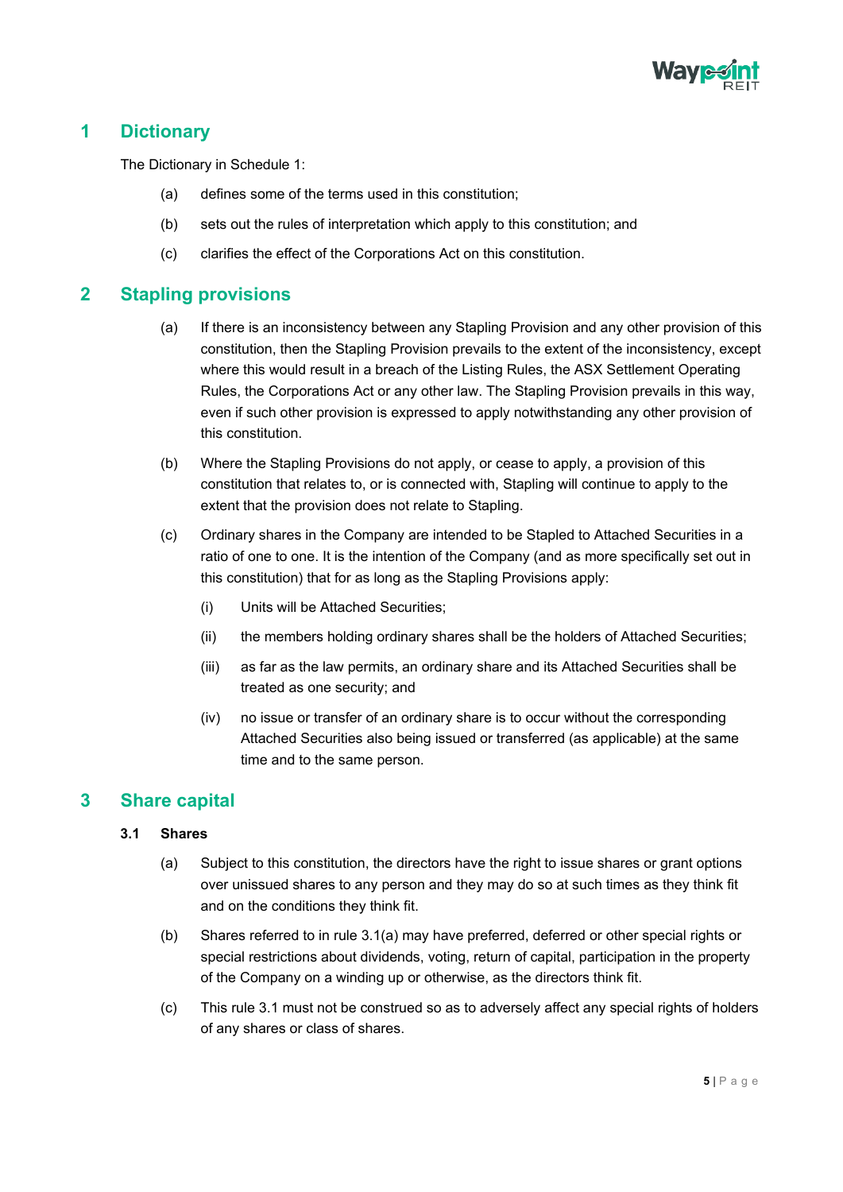# 1 Dictionary

The Dictionary in Schedule 1:

(a) defines some of the terms used in this constitution;

(b) sets out the rules of interpretation which apply to this constitution; and

(c) clarifies the effect of the Corporations Act on this constitution.

# 2 Stapling provisions

(a) If there is an inconsistency between any Stapling Provision and any other provision of this constitution, then the Stapling Provision prevails to the extent of the inconsistency, except where this would result in a breach of the Listing Rules, the ASX Settlement Operating Rules, the Corporations Act or any other law. The Stapling Provision prevails in this way, even if such other provision is expressed to apply notwithstanding any other provision of this constitution.

(b) Where the Stapling Provisions do not apply, or cease to apply, a provision of this constitution that relates to, or is connected with, Stapling will continue to apply to the extent that the provision does not relate to Stapling.

(c) Ordinary shares in the Company are intended to be Stapled to Attached Securities in a ratio of one to one. It is the intention of the Company (and as more specifically set out in this constitution) that for as long as the Stapling Provisions apply:

(i) Units will be Attached Securities;

(ii) the members holding ordinary shares shall be the holders of Attached Securities;

(iii) as far as the law permits, an ordinary share and its Attached Securities shall be treated as one security; and

(iv) no issue or transfer of an ordinary share is to occur without the corresponding Attached Securities also being issued or transferred (as applicable) at the same time and to the same person.

# 3 Share capital

## 3.1 Shares

(a) Subject to this constitution, the directors have the right to issue shares or grant options over unissued shares to any person and they may do so at such times as they think fit and on the conditions they think fit.

(b) Shares referred to in rule 3.1(a) may have preferred, deferred or other special rights or special restrictions about dividends, voting, return of capital, participation in the property of the Company on a winding up or otherwise, as the directors think fit.

(c) This rule 3.1 must not be construed so as to adversely affect any special rights of holders of any shares or class of shares.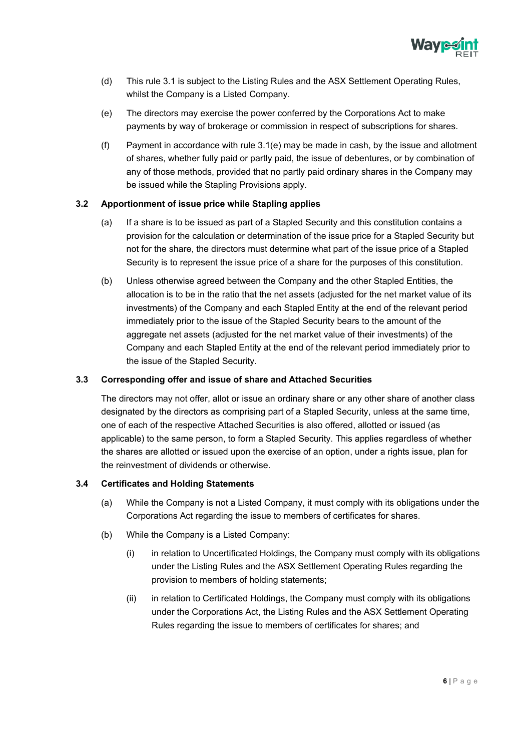(d) This rule 3.1 is subject to the Listing Rules and the ASX Settlement Operating Rules, whilst the Company is a Listed Company.

(e) The directors may exercise the power conferred by the Corporations Act to make payments by way of brokerage or commission in respect of subscriptions for shares.

(f) Payment in accordance with rule 3.1(e) may be made in cash, by the issue and allotment of shares, whether fully paid or partly paid, the issue of debentures, or by combination of any of those methods, provided that no partly paid ordinary shares in the Company may be issued while the Stapling Provisions apply.

### 3.2 Apportionment of issue price while Stapling applies

(a) If a share is to be issued as part of a Stapled Security and this constitution contains a provision for the calculation or determination of the issue price for a Stapled Security but not for the share, the directors must determine what part of the issue price of a Stapled Security is to represent the issue price of a share for the purposes of this constitution.

(b) Unless otherwise agreed between the Company and the other Stapled Entities, the allocation is to be in the ratio that the net assets (adjusted for the net market value of its investments) of the Company and each Stapled Entity at the end of the relevant period immediately prior to the issue of the Stapled Security bears to the amount of the aggregate net assets (adjusted for the net market value of their investments) of the Company and each Stapled Entity at the end of the relevant period immediately prior to the issue of the Stapled Security.

### 3.3 Corresponding offer and issue of share and Attached Securities

The directors may not offer, allot or issue an ordinary share or any other share of another class designated by the directors as comprising part of a Stapled Security, unless at the same time, one of each of the respective Attached Securities is also offered, allotted or issued (as applicable) to the same person, to form a Stapled Security. This applies regardless of whether the shares are allotted or issued upon the exercise of an option, under a rights issue, plan for the reinvestment of dividends or otherwise.

### 3.4 Certificates and Holding Statements

(a) While the Company is not a Listed Company, it must comply with its obligations under the Corporations Act regarding the issue to members of certificates for shares.

(b) While the Company is a Listed Company:

  (i) in relation to Uncertificated Holdings, the Company must comply with its obligations under the Listing Rules and the ASX Settlement Operating Rules regarding the provision to members of holding statements;

  (ii) in relation to Certificated Holdings, the Company must comply with its obligations under the Corporations Act, the Listing Rules and the ASX Settlement Operating Rules regarding the issue to members of certificates for shares; and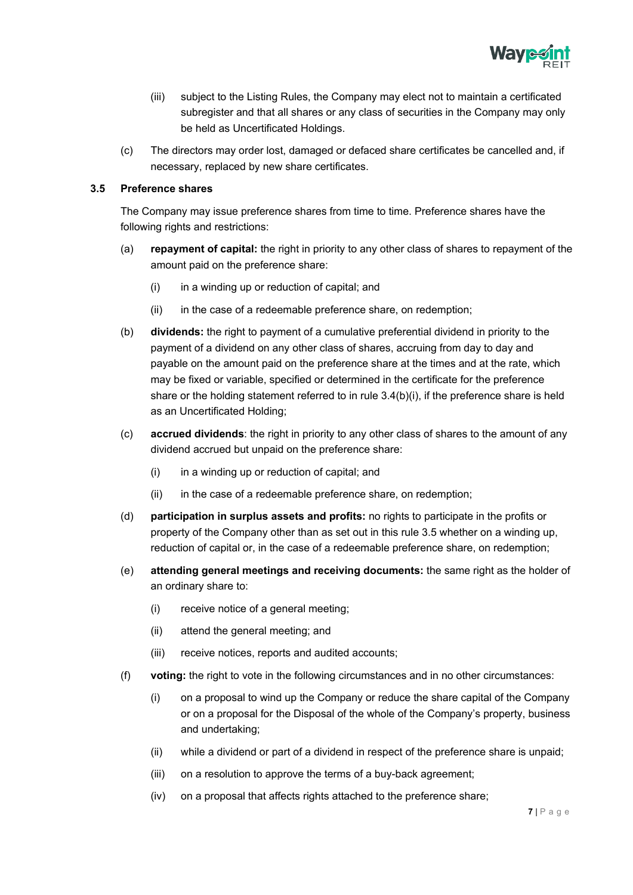(iii) subject to the Listing Rules, the Company may elect not to maintain a certificated subregister and that all shares or any class of securities in the Company may only be held as Uncertificated Holdings.

(c) The directors may order lost, damaged or defaced share certificates be cancelled and, if necessary, replaced by new share certificates.

### 3.5 Preference shares

The Company may issue preference shares from time to time. Preference shares have the following rights and restrictions:

(a) **repayment of capital:** the right in priority to any other class of shares to repayment of the amount paid on the preference share:

(i) in a winding up or reduction of capital; and

(ii) in the case of a redeemable preference share, on redemption;

(b) **dividends:** the right to payment of a cumulative preferential dividend in priority to the payment of a dividend on any other class of shares, accruing from day to day and payable on the amount paid on the preference share at the times and at the rate, which may be fixed or variable, specified or determined in the certificate for the preference share or the holding statement referred to in rule 3.4(b)(i), if the preference share is held as an Uncertificated Holding;

(c) **accrued dividends**: the right in priority to any other class of shares to the amount of any dividend accrued but unpaid on the preference share:

(i) in a winding up or reduction of capital; and

(ii) in the case of a redeemable preference share, on redemption;

(d) **participation in surplus assets and profits:** no rights to participate in the profits or property of the Company other than as set out in this rule 3.5 whether on a winding up, reduction of capital or, in the case of a redeemable preference share, on redemption;

(e) **attending general meetings and receiving documents:** the same right as the holder of an ordinary share to:

(i) receive notice of a general meeting;

(ii) attend the general meeting; and

(iii) receive notices, reports and audited accounts;

(f) **voting:** the right to vote in the following circumstances and in no other circumstances:

(i) on a proposal to wind up the Company or reduce the share capital of the Company or on a proposal for the Disposal of the whole of the Company's property, business and undertaking;

(ii) while a dividend or part of a dividend in respect of the preference share is unpaid;

(iii) on a resolution to approve the terms of a buy-back agreement;

(iv) on a proposal that affects rights attached to the preference share;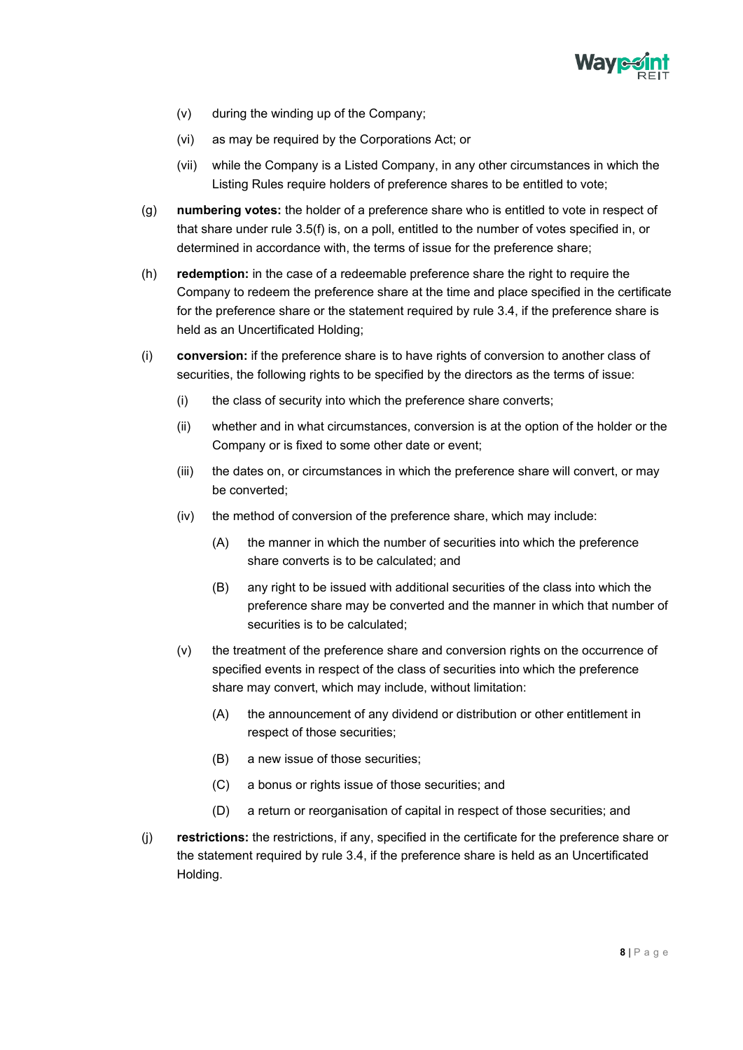(v) during the winding up of the Company;

(vi) as may be required by the Corporations Act; or

(vii) while the Company is a Listed Company, in any other circumstances in which the Listing Rules require holders of preference shares to be entitled to vote;

(g) **numbering votes:** the holder of a preference share who is entitled to vote in respect of that share under rule 3.5(f) is, on a poll, entitled to the number of votes specified in, or determined in accordance with, the terms of issue for the preference share;

(h) **redemption:** in the case of a redeemable preference share the right to require the Company to redeem the preference share at the time and place specified in the certificate for the preference share or the statement required by rule 3.4, if the preference share is held as an Uncertificated Holding;

(i) **conversion:** if the preference share is to have rights of conversion to another class of securities, the following rights to be specified by the directors as the terms of issue:

(i) the class of security into which the preference share converts;

(ii) whether and in what circumstances, conversion is at the option of the holder or the Company or is fixed to some other date or event;

(iii) the dates on, or circumstances in which the preference share will convert, or may be converted;

(iv) the method of conversion of the preference share, which may include:

(A) the manner in which the number of securities into which the preference share converts is to be calculated; and

(B) any right to be issued with additional securities of the class into which the preference share may be converted and the manner in which that number of securities is to be calculated;

(v) the treatment of the preference share and conversion rights on the occurrence of specified events in respect of the class of securities into which the preference share may convert, which may include, without limitation:

(A) the announcement of any dividend or distribution or other entitlement in respect of those securities;

(B) a new issue of those securities;

(C) a bonus or rights issue of those securities; and

(D) a return or reorganisation of capital in respect of those securities; and

(j) **restrictions:** the restrictions, if any, specified in the certificate for the preference share or the statement required by rule 3.4, if the preference share is held as an Uncertificated Holding.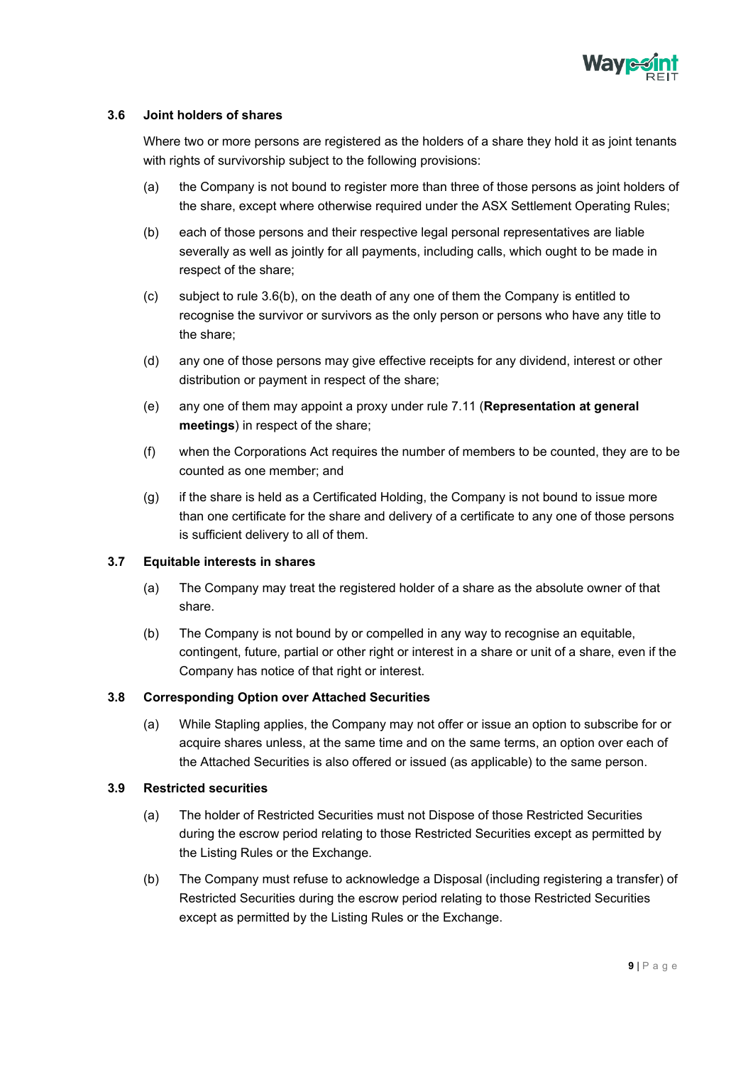### 3.6 Joint holders of shares

Where two or more persons are registered as the holders of a share they hold it as joint tenants with rights of survivorship subject to the following provisions:

(a) the Company is not bound to register more than three of those persons as joint holders of the share, except where otherwise required under the ASX Settlement Operating Rules;

(b) each of those persons and their respective legal personal representatives are liable severally as well as jointly for all payments, including calls, which ought to be made in respect of the share;

(c) subject to rule 3.6(b), on the death of any one of them the Company is entitled to recognise the survivor or survivors as the only person or persons who have any title to the share;

(d) any one of those persons may give effective receipts for any dividend, interest or other distribution or payment in respect of the share;

(e) any one of them may appoint a proxy under rule 7.11 (**Representation at general meetings**) in respect of the share;

(f) when the Corporations Act requires the number of members to be counted, they are to be counted as one member; and

(g) if the share is held as a Certificated Holding, the Company is not bound to issue more than one certificate for the share and delivery of a certificate to any one of those persons is sufficient delivery to all of them.

### 3.7 Equitable interests in shares

(a) The Company may treat the registered holder of a share as the absolute owner of that share.

(b) The Company is not bound by or compelled in any way to recognise an equitable, contingent, future, partial or other right or interest in a share or unit of a share, even if the Company has notice of that right or interest.

### 3.8 Corresponding Option over Attached Securities

(a) While Stapling applies, the Company may not offer or issue an option to subscribe for or acquire shares unless, at the same time and on the same terms, an option over each of the Attached Securities is also offered or issued (as applicable) to the same person.

### 3.9 Restricted securities

(a) The holder of Restricted Securities must not Dispose of those Restricted Securities during the escrow period relating to those Restricted Securities except as permitted by the Listing Rules or the Exchange.

(b) The Company must refuse to acknowledge a Disposal (including registering a transfer) of Restricted Securities during the escrow period relating to those Restricted Securities except as permitted by the Listing Rules or the Exchange.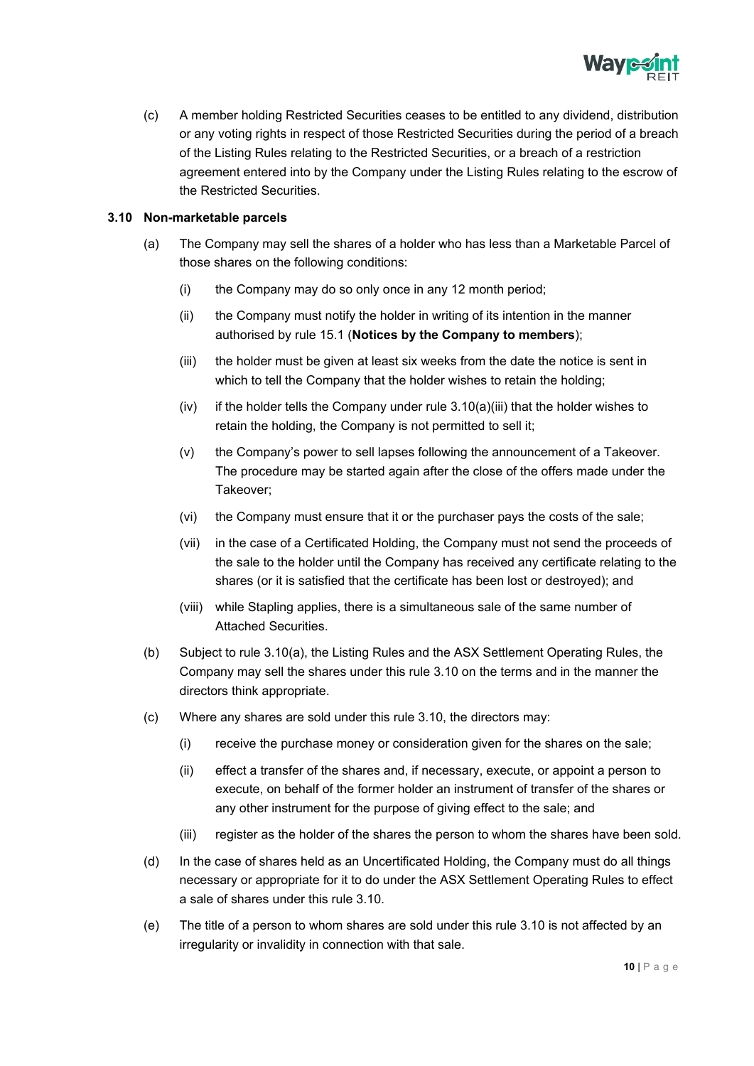(c) A member holding Restricted Securities ceases to be entitled to any dividend, distribution or any voting rights in respect of those Restricted Securities during the period of a breach of the Listing Rules relating to the Restricted Securities, or a breach of a restriction agreement entered into by the Company under the Listing Rules relating to the escrow of the Restricted Securities.

### 3.10 Non-marketable parcels

(a) The Company may sell the shares of a holder who has less than a Marketable Parcel of those shares on the following conditions:

   (i) the Company may do so only once in any 12 month period;

   (ii) the Company must notify the holder in writing of its intention in the manner authorised by rule 15.1 (**Notices by the Company to members**);

   (iii) the holder must be given at least six weeks from the date the notice is sent in which to tell the Company that the holder wishes to retain the holding;

   (iv) if the holder tells the Company under rule 3.10(a)(iii) that the holder wishes to retain the holding, the Company is not permitted to sell it;

   (v) the Company's power to sell lapses following the announcement of a Takeover. The procedure may be started again after the close of the offers made under the Takeover;

   (vi) the Company must ensure that it or the purchaser pays the costs of the sale;

   (vii) in the case of a Certificated Holding, the Company must not send the proceeds of the sale to the holder until the Company has received any certificate relating to the shares (or it is satisfied that the certificate has been lost or destroyed); and

   (viii) while Stapling applies, there is a simultaneous sale of the same number of Attached Securities.

(b) Subject to rule 3.10(a), the Listing Rules and the ASX Settlement Operating Rules, the Company may sell the shares under this rule 3.10 on the terms and in the manner the directors think appropriate.

(c) Where any shares are sold under this rule 3.10, the directors may:

   (i) receive the purchase money or consideration given for the shares on the sale;

   (ii) effect a transfer of the shares and, if necessary, execute, or appoint a person to execute, on behalf of the former holder an instrument of transfer of the shares or any other instrument for the purpose of giving effect to the sale; and

   (iii) register as the holder of the shares the person to whom the shares have been sold.

(d) In the case of shares held as an Uncertificated Holding, the Company must do all things necessary or appropriate for it to do under the ASX Settlement Operating Rules to effect a sale of shares under this rule 3.10.

(e) The title of a person to whom shares are sold under this rule 3.10 is not affected by an irregularity or invalidity in connection with that sale.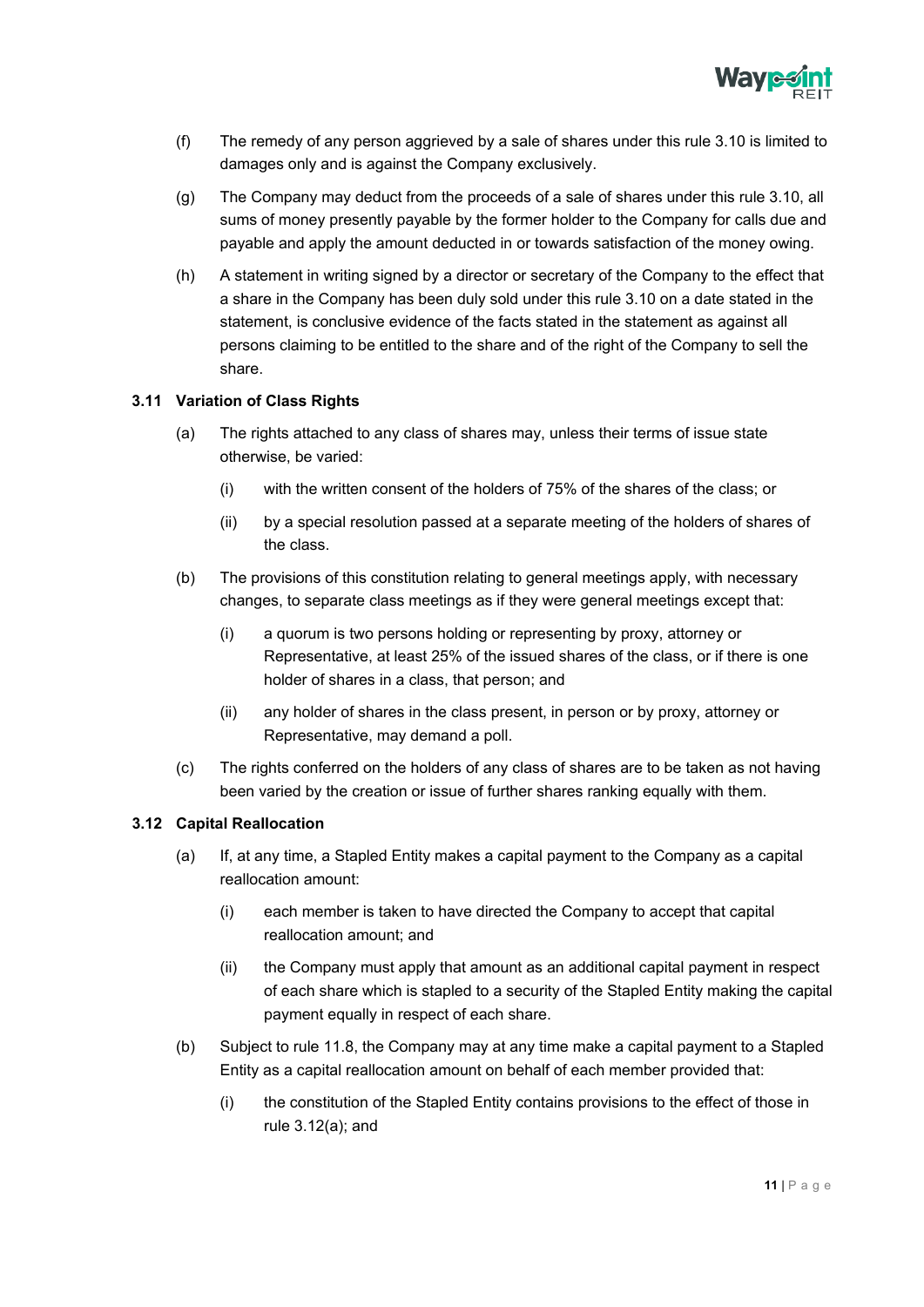(f) The remedy of any person aggrieved by a sale of shares under this rule 3.10 is limited to damages only and is against the Company exclusively.

(g) The Company may deduct from the proceeds of a sale of shares under this rule 3.10, all sums of money presently payable by the former holder to the Company for calls due and payable and apply the amount deducted in or towards satisfaction of the money owing.

(h) A statement in writing signed by a director or secretary of the Company to the effect that a share in the Company has been duly sold under this rule 3.10 on a date stated in the statement, is conclusive evidence of the facts stated in the statement as against all persons claiming to be entitled to the share and of the right of the Company to sell the share.

### 3.11 Variation of Class Rights

(a) The rights attached to any class of shares may, unless their terms of issue state otherwise, be varied:

  (i) with the written consent of the holders of 75% of the shares of the class; or

  (ii) by a special resolution passed at a separate meeting of the holders of shares of the class.

(b) The provisions of this constitution relating to general meetings apply, with necessary changes, to separate class meetings as if they were general meetings except that:

  (i) a quorum is two persons holding or representing by proxy, attorney or Representative, at least 25% of the issued shares of the class, or if there is one holder of shares in a class, that person; and

  (ii) any holder of shares in the class present, in person or by proxy, attorney or Representative, may demand a poll.

(c) The rights conferred on the holders of any class of shares are to be taken as not having been varied by the creation or issue of further shares ranking equally with them.

### 3.12 Capital Reallocation

(a) If, at any time, a Stapled Entity makes a capital payment to the Company as a capital reallocation amount:

  (i) each member is taken to have directed the Company to accept that capital reallocation amount; and

  (ii) the Company must apply that amount as an additional capital payment in respect of each share which is stapled to a security of the Stapled Entity making the capital payment equally in respect of each share.

(b) Subject to rule 11.8, the Company may at any time make a capital payment to a Stapled Entity as a capital reallocation amount on behalf of each member provided that:

  (i) the constitution of the Stapled Entity contains provisions to the effect of those in rule 3.12(a); and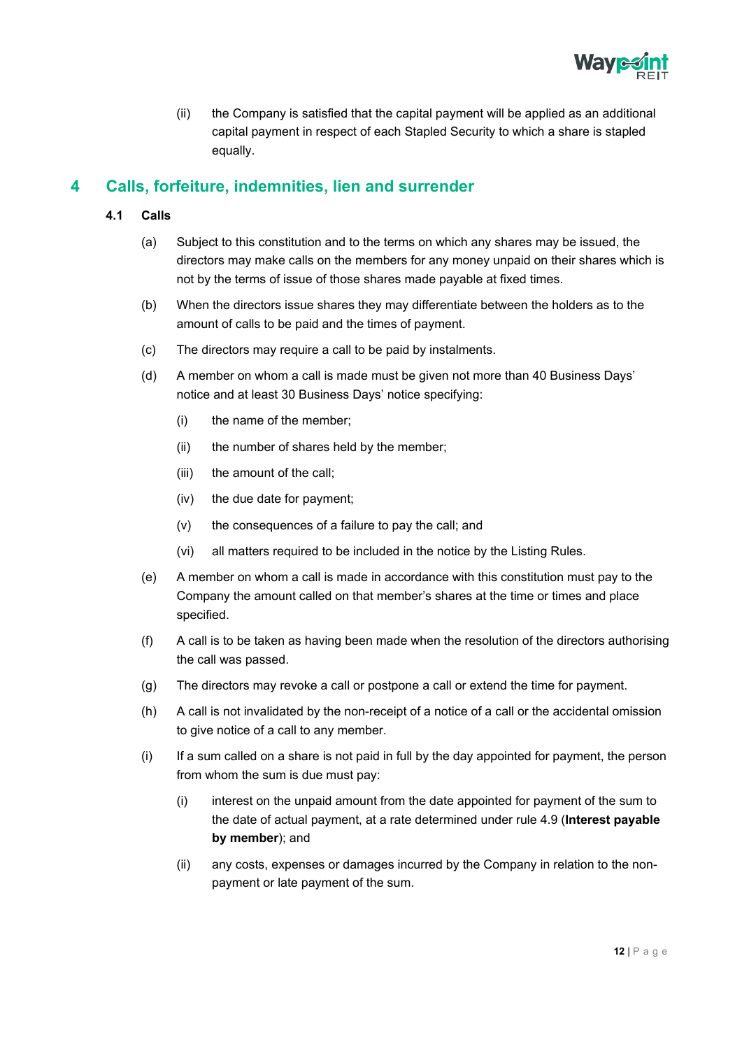(ii) the Company is satisfied that the capital payment will be applied as an additional capital payment in respect of each Stapled Security to which a share is stapled equally.

## 4 Calls, forfeiture, indemnities, lien and surrender

### 4.1 Calls

(a) Subject to this constitution and to the terms on which any shares may be issued, the directors may make calls on the members for any money unpaid on their shares which is not by the terms of issue of those shares made payable at fixed times.

(b) When the directors issue shares they may differentiate between the holders as to the amount of calls to be paid and the times of payment.

(c) The directors may require a call to be paid by instalments.

(d) A member on whom a call is made must be given not more than 40 Business Days' notice and at least 30 Business Days' notice specifying:

- (i) the name of the member;
- (ii) the number of shares held by the member;
- (iii) the amount of the call;
- (iv) the due date for payment;
- (v) the consequences of a failure to pay the call; and
- (vi) all matters required to be included in the notice by the Listing Rules.

(e) A member on whom a call is made in accordance with this constitution must pay to the Company the amount called on that member's shares at the time or times and place specified.

(f) A call is to be taken as having been made when the resolution of the directors authorising the call was passed.

(g) The directors may revoke a call or postpone a call or extend the time for payment.

(h) A call is not invalidated by the non-receipt of a notice of a call or the accidental omission to give notice of a call to any member.

(i) If a sum called on a share is not paid in full by the day appointed for payment, the person from whom the sum is due must pay:

- (i) interest on the unpaid amount from the date appointed for payment of the sum to the date of actual payment, at a rate determined under rule 4.9 (**Interest payable by member**); and
- (ii) any costs, expenses or damages incurred by the Company in relation to the non-payment or late payment of the sum.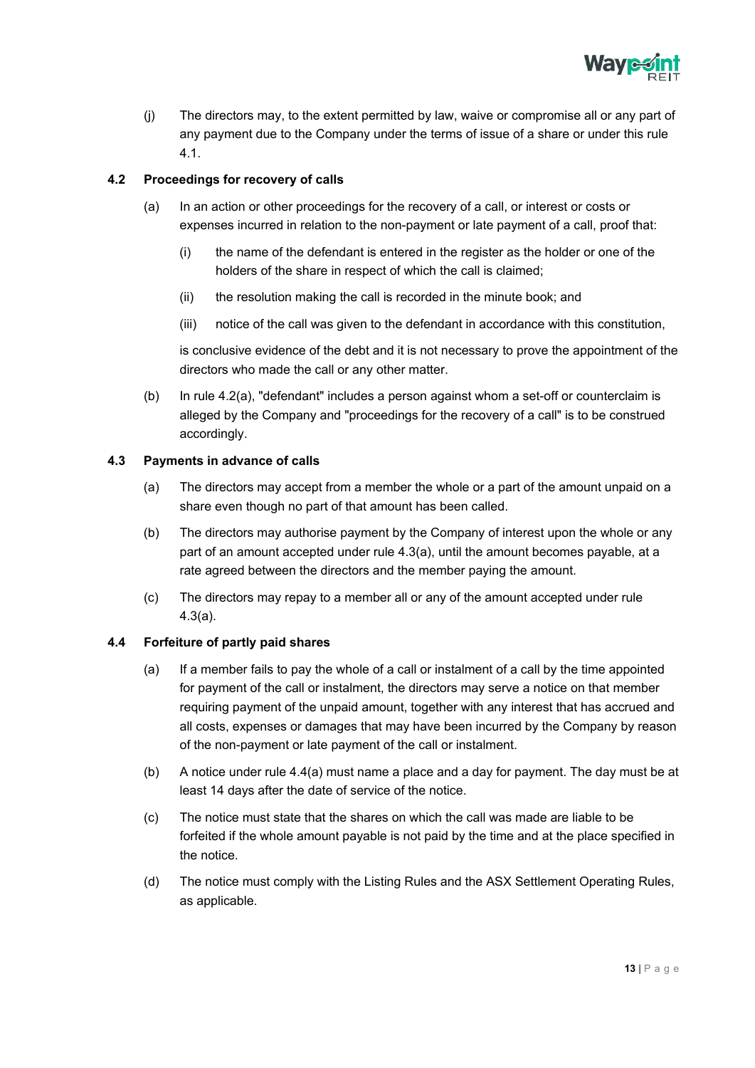(j) The directors may, to the extent permitted by law, waive or compromise all or any part of any payment due to the Company under the terms of issue of a share or under this rule 4.1.

### 4.2 Proceedings for recovery of calls

(a) In an action or other proceedings for the recovery of a call, or interest or costs or expenses incurred in relation to the non-payment or late payment of a call, proof that:

  (i) the name of the defendant is entered in the register as the holder or one of the holders of the share in respect of which the call is claimed;

  (ii) the resolution making the call is recorded in the minute book; and

  (iii) notice of the call was given to the defendant in accordance with this constitution,

  is conclusive evidence of the debt and it is not necessary to prove the appointment of the directors who made the call or any other matter.

(b) In rule 4.2(a), "defendant" includes a person against whom a set-off or counterclaim is alleged by the Company and "proceedings for the recovery of a call" is to be construed accordingly.

### 4.3 Payments in advance of calls

(a) The directors may accept from a member the whole or a part of the amount unpaid on a share even though no part of that amount has been called.

(b) The directors may authorise payment by the Company of interest upon the whole or any part of an amount accepted under rule 4.3(a), until the amount becomes payable, at a rate agreed between the directors and the member paying the amount.

(c) The directors may repay to a member all or any of the amount accepted under rule 4.3(a).

### 4.4 Forfeiture of partly paid shares

(a) If a member fails to pay the whole of a call or instalment of a call by the time appointed for payment of the call or instalment, the directors may serve a notice on that member requiring payment of the unpaid amount, together with any interest that has accrued and all costs, expenses or damages that may have been incurred by the Company by reason of the non-payment or late payment of the call or instalment.

(b) A notice under rule 4.4(a) must name a place and a day for payment. The day must be at least 14 days after the date of service of the notice.

(c) The notice must state that the shares on which the call was made are liable to be forfeited if the whole amount payable is not paid by the time and at the place specified in the notice.

(d) The notice must comply with the Listing Rules and the ASX Settlement Operating Rules, as applicable.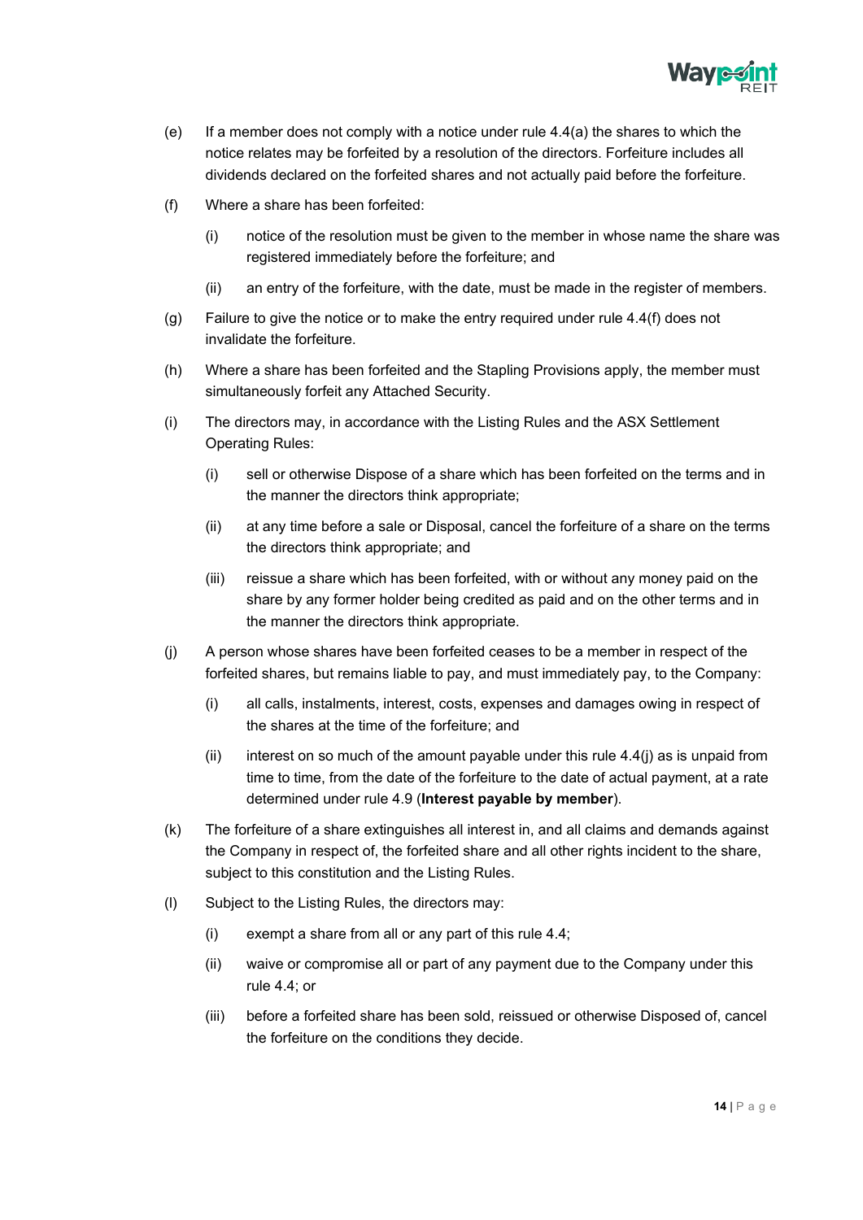(e) If a member does not comply with a notice under rule 4.4(a) the shares to which the notice relates may be forfeited by a resolution of the directors. Forfeiture includes all dividends declared on the forfeited shares and not actually paid before the forfeiture.

(f) Where a share has been forfeited:

  (i) notice of the resolution must be given to the member in whose name the share was registered immediately before the forfeiture; and

  (ii) an entry of the forfeiture, with the date, must be made in the register of members.

(g) Failure to give the notice or to make the entry required under rule 4.4(f) does not invalidate the forfeiture.

(h) Where a share has been forfeited and the Stapling Provisions apply, the member must simultaneously forfeit any Attached Security.

(i) The directors may, in accordance with the Listing Rules and the ASX Settlement Operating Rules:

  (i) sell or otherwise Dispose of a share which has been forfeited on the terms and in the manner the directors think appropriate;

  (ii) at any time before a sale or Disposal, cancel the forfeiture of a share on the terms the directors think appropriate; and

  (iii) reissue a share which has been forfeited, with or without any money paid on the share by any former holder being credited as paid and on the other terms and in the manner the directors think appropriate.

(j) A person whose shares have been forfeited ceases to be a member in respect of the forfeited shares, but remains liable to pay, and must immediately pay, to the Company:

  (i) all calls, instalments, interest, costs, expenses and damages owing in respect of the shares at the time of the forfeiture; and

  (ii) interest on so much of the amount payable under this rule 4.4(j) as is unpaid from time to time, from the date of the forfeiture to the date of actual payment, at a rate determined under rule 4.9 (**Interest payable by member**).

(k) The forfeiture of a share extinguishes all interest in, and all claims and demands against the Company in respect of, the forfeited share and all other rights incident to the share, subject to this constitution and the Listing Rules.

(l) Subject to the Listing Rules, the directors may:

  (i) exempt a share from all or any part of this rule 4.4;

  (ii) waive or compromise all or part of any payment due to the Company under this rule 4.4; or

  (iii) before a forfeited share has been sold, reissued or otherwise Disposed of, cancel the forfeiture on the conditions they decide.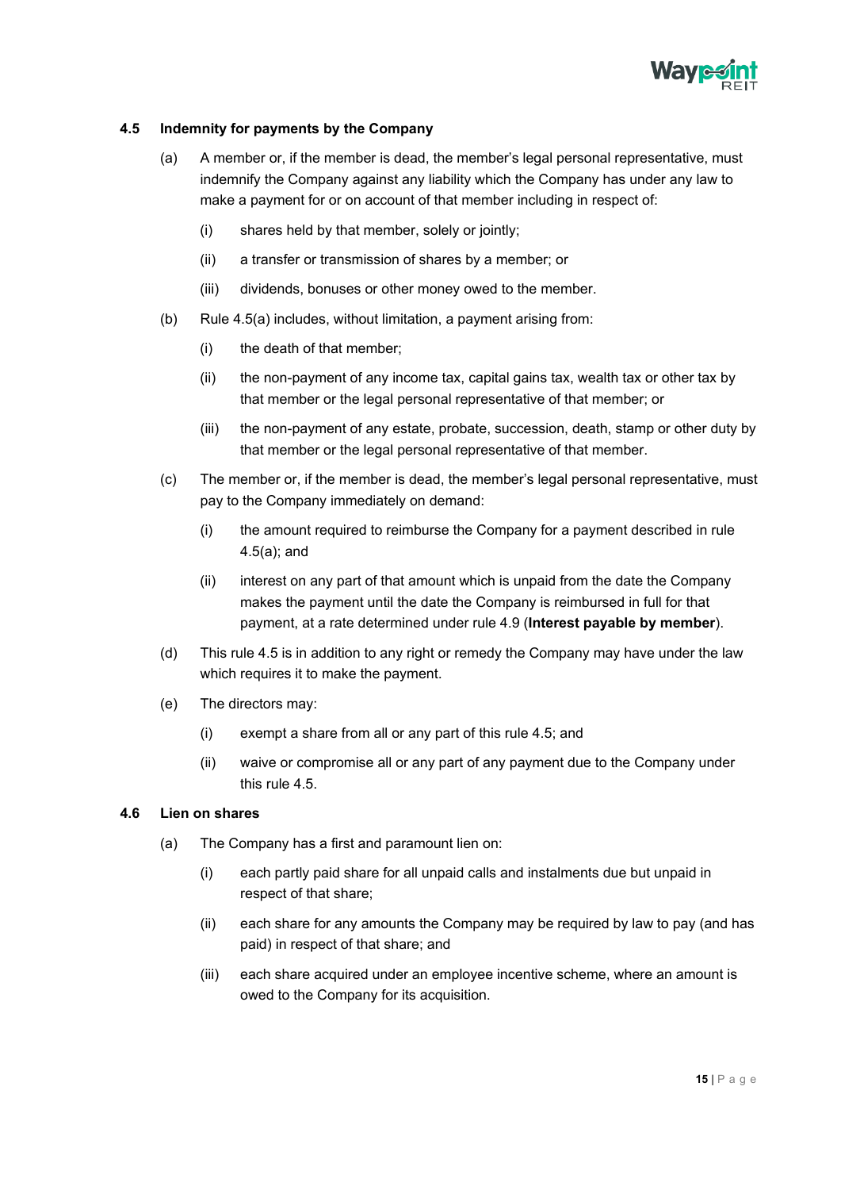### 4.5 Indemnity for payments by the Company

(a) A member or, if the member is dead, the member's legal personal representative, must indemnify the Company against any liability which the Company has under any law to make a payment for or on account of that member including in respect of:

  (i) shares held by that member, solely or jointly;

  (ii) a transfer or transmission of shares by a member; or

  (iii) dividends, bonuses or other money owed to the member.

(b) Rule 4.5(a) includes, without limitation, a payment arising from:

  (i) the death of that member;

  (ii) the non-payment of any income tax, capital gains tax, wealth tax or other tax by that member or the legal personal representative of that member; or

  (iii) the non-payment of any estate, probate, succession, death, stamp or other duty by that member or the legal personal representative of that member.

(c) The member or, if the member is dead, the member's legal personal representative, must pay to the Company immediately on demand:

  (i) the amount required to reimburse the Company for a payment described in rule 4.5(a); and

  (ii) interest on any part of that amount which is unpaid from the date the Company makes the payment until the date the Company is reimbursed in full for that payment, at a rate determined under rule 4.9 (**Interest payable by member**).

(d) This rule 4.5 is in addition to any right or remedy the Company may have under the law which requires it to make the payment.

(e) The directors may:

  (i) exempt a share from all or any part of this rule 4.5; and

  (ii) waive or compromise all or any part of any payment due to the Company under this rule 4.5.

### 4.6 Lien on shares

(a) The Company has a first and paramount lien on:

  (i) each partly paid share for all unpaid calls and instalments due but unpaid in respect of that share;

  (ii) each share for any amounts the Company may be required by law to pay (and has paid) in respect of that share; and

  (iii) each share acquired under an employee incentive scheme, where an amount is owed to the Company for its acquisition.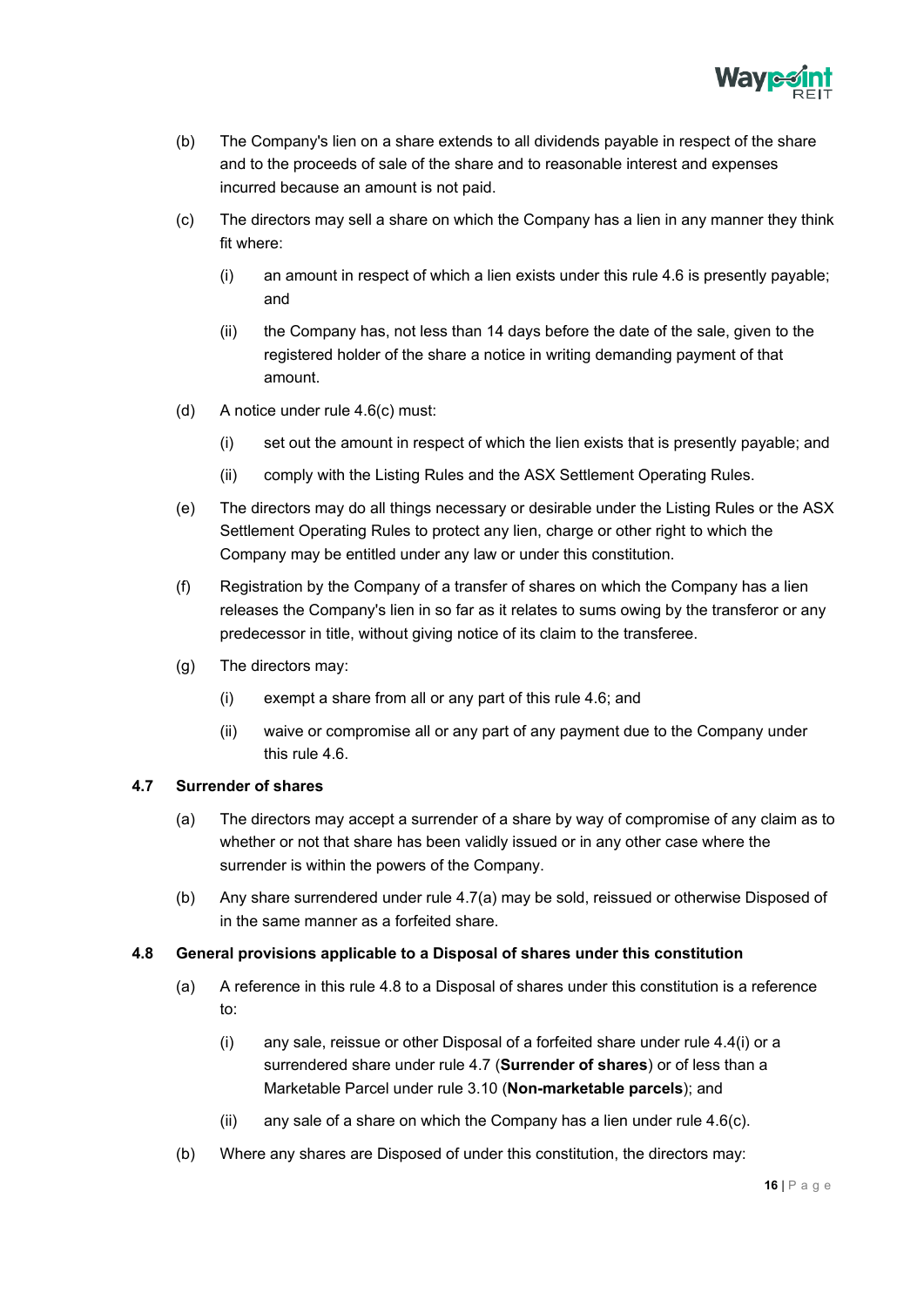(b) The Company's lien on a share extends to all dividends payable in respect of the share and to the proceeds of sale of the share and to reasonable interest and expenses incurred because an amount is not paid.

(c) The directors may sell a share on which the Company has a lien in any manner they think fit where:

   (i) an amount in respect of which a lien exists under this rule 4.6 is presently payable; and

   (ii) the Company has, not less than 14 days before the date of the sale, given to the registered holder of the share a notice in writing demanding payment of that amount.

(d) A notice under rule 4.6(c) must:

   (i) set out the amount in respect of which the lien exists that is presently payable; and

   (ii) comply with the Listing Rules and the ASX Settlement Operating Rules.

(e) The directors may do all things necessary or desirable under the Listing Rules or the ASX Settlement Operating Rules to protect any lien, charge or other right to which the Company may be entitled under any law or under this constitution.

(f) Registration by the Company of a transfer of shares on which the Company has a lien releases the Company's lien in so far as it relates to sums owing by the transferor or any predecessor in title, without giving notice of its claim to the transferee.

(g) The directors may:

   (i) exempt a share from all or any part of this rule 4.6; and

   (ii) waive or compromise all or any part of any payment due to the Company under this rule 4.6.

### 4.7 Surrender of shares

(a) The directors may accept a surrender of a share by way of compromise of any claim as to whether or not that share has been validly issued or in any other case where the surrender is within the powers of the Company.

(b) Any share surrendered under rule 4.7(a) may be sold, reissued or otherwise Disposed of in the same manner as a forfeited share.

### 4.8 General provisions applicable to a Disposal of shares under this constitution

(a) A reference in this rule 4.8 to a Disposal of shares under this constitution is a reference to:

   (i) any sale, reissue or other Disposal of a forfeited share under rule 4.4(i) or a surrendered share under rule 4.7 (**Surrender of shares**) or of less than a Marketable Parcel under rule 3.10 (**Non-marketable parcels**); and

   (ii) any sale of a share on which the Company has a lien under rule 4.6(c).

(b) Where any shares are Disposed of under this constitution, the directors may: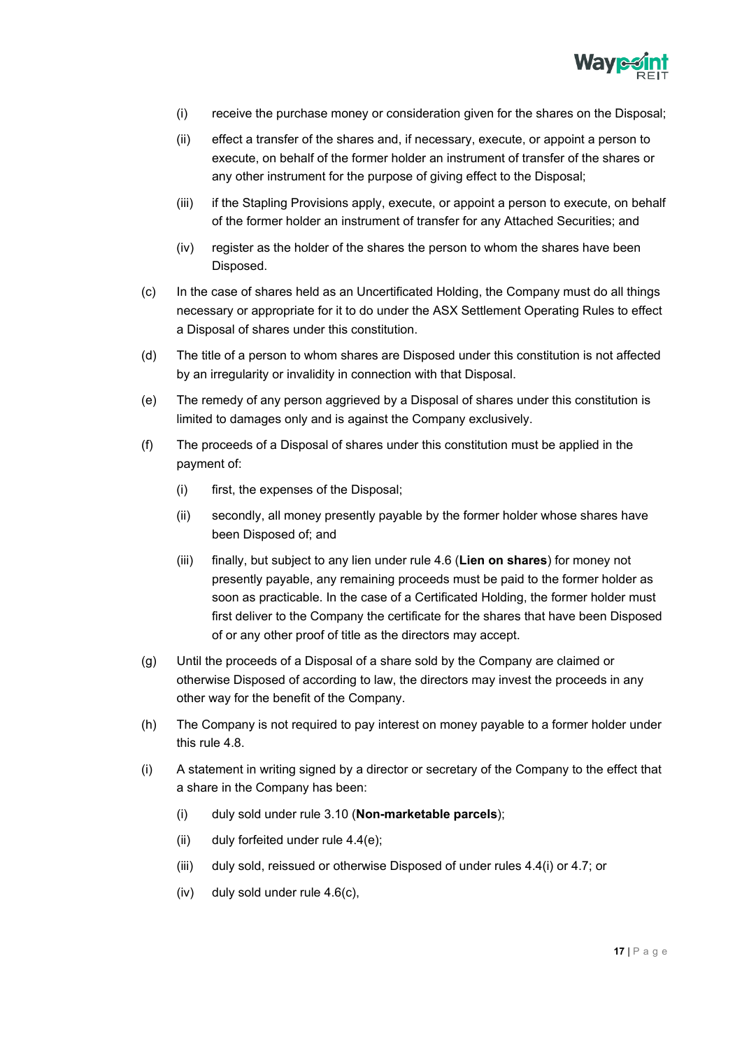(i) receive the purchase money or consideration given for the shares on the Disposal;

(ii) effect a transfer of the shares and, if necessary, execute, or appoint a person to execute, on behalf of the former holder an instrument of transfer of the shares or any other instrument for the purpose of giving effect to the Disposal;

(iii) if the Stapling Provisions apply, execute, or appoint a person to execute, on behalf of the former holder an instrument of transfer for any Attached Securities; and

(iv) register as the holder of the shares the person to whom the shares have been Disposed.

(c) In the case of shares held as an Uncertificated Holding, the Company must do all things necessary or appropriate for it to do under the ASX Settlement Operating Rules to effect a Disposal of shares under this constitution.

(d) The title of a person to whom shares are Disposed under this constitution is not affected by an irregularity or invalidity in connection with that Disposal.

(e) The remedy of any person aggrieved by a Disposal of shares under this constitution is limited to damages only and is against the Company exclusively.

(f) The proceeds of a Disposal of shares under this constitution must be applied in the payment of:

(i) first, the expenses of the Disposal;

(ii) secondly, all money presently payable by the former holder whose shares have been Disposed of; and

(iii) finally, but subject to any lien under rule 4.6 (**Lien on shares**) for money not presently payable, any remaining proceeds must be paid to the former holder as soon as practicable. In the case of a Certificated Holding, the former holder must first deliver to the Company the certificate for the shares that have been Disposed of or any other proof of title as the directors may accept.

(g) Until the proceeds of a Disposal of a share sold by the Company are claimed or otherwise Disposed of according to law, the directors may invest the proceeds in any other way for the benefit of the Company.

(h) The Company is not required to pay interest on money payable to a former holder under this rule 4.8.

(i) A statement in writing signed by a director or secretary of the Company to the effect that a share in the Company has been:

(i) duly sold under rule 3.10 (**Non-marketable parcels**);

(ii) duly forfeited under rule 4.4(e);

(iii) duly sold, reissued or otherwise Disposed of under rules 4.4(i) or 4.7; or

(iv) duly sold under rule 4.6(c),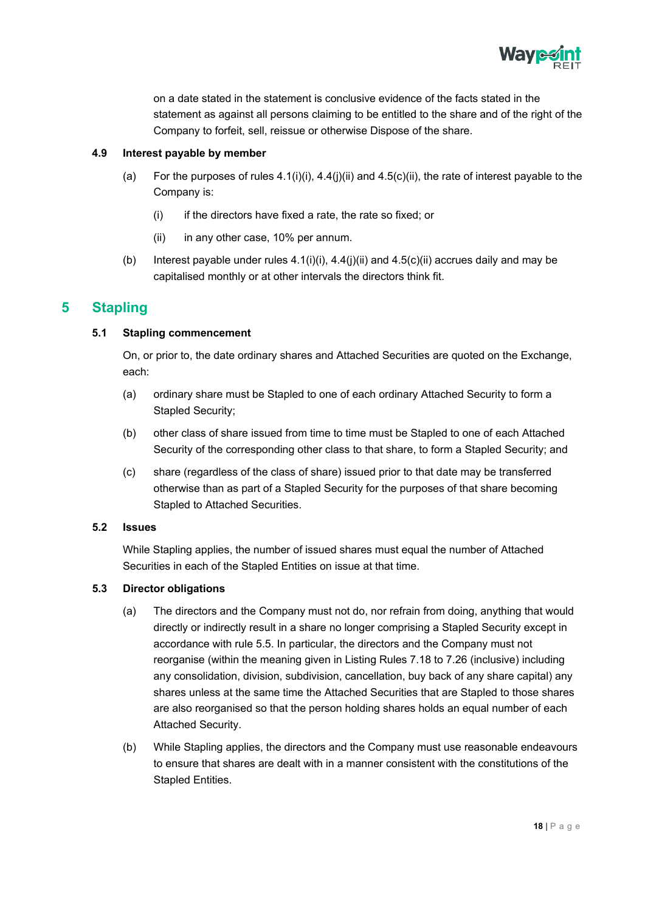on a date stated in the statement is conclusive evidence of the facts stated in the statement as against all persons claiming to be entitled to the share and of the right of the Company to forfeit, sell, reissue or otherwise Dispose of the share.

### 4.9 Interest payable by member

(a) For the purposes of rules 4.1(i)(i), 4.4(j)(ii) and 4.5(c)(ii), the rate of interest payable to the Company is:

(i) if the directors have fixed a rate, the rate so fixed; or

(ii) in any other case, 10% per annum.

(b) Interest payable under rules 4.1(i)(i), 4.4(j)(ii) and 4.5(c)(ii) accrues daily and may be capitalised monthly or at other intervals the directors think fit.

## 5 Stapling

### 5.1 Stapling commencement

On, or prior to, the date ordinary shares and Attached Securities are quoted on the Exchange, each:

(a) ordinary share must be Stapled to one of each ordinary Attached Security to form a Stapled Security;

(b) other class of share issued from time to time must be Stapled to one of each Attached Security of the corresponding other class to that share, to form a Stapled Security; and

(c) share (regardless of the class of share) issued prior to that date may be transferred otherwise than as part of a Stapled Security for the purposes of that share becoming Stapled to Attached Securities.

### 5.2 Issues

While Stapling applies, the number of issued shares must equal the number of Attached Securities in each of the Stapled Entities on issue at that time.

### 5.3 Director obligations

(a) The directors and the Company must not do, nor refrain from doing, anything that would directly or indirectly result in a share no longer comprising a Stapled Security except in accordance with rule 5.5. In particular, the directors and the Company must not reorganise (within the meaning given in Listing Rules 7.18 to 7.26 (inclusive) including any consolidation, division, subdivision, cancellation, buy back of any share capital) any shares unless at the same time the Attached Securities that are Stapled to those shares are also reorganised so that the person holding shares holds an equal number of each Attached Security.

(b) While Stapling applies, the directors and the Company must use reasonable endeavours to ensure that shares are dealt with in a manner consistent with the constitutions of the Stapled Entities.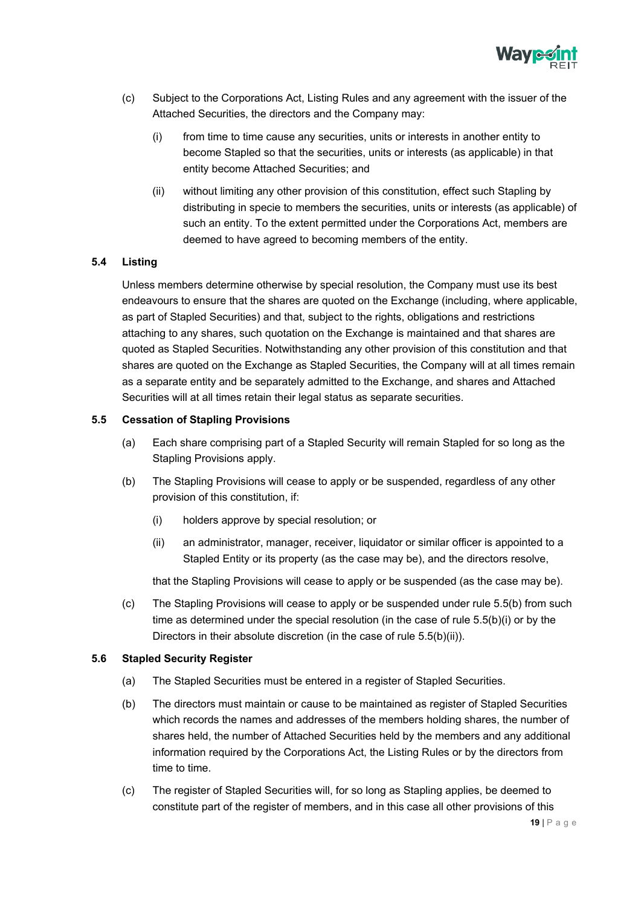(c) Subject to the Corporations Act, Listing Rules and any agreement with the issuer of the Attached Securities, the directors and the Company may:

   (i) from time to time cause any securities, units or interests in another entity to become Stapled so that the securities, units or interests (as applicable) in that entity become Attached Securities; and

   (ii) without limiting any other provision of this constitution, effect such Stapling by distributing in specie to members the securities, units or interests (as applicable) of such an entity. To the extent permitted under the Corporations Act, members are deemed to have agreed to becoming members of the entity.

### 5.4 Listing

Unless members determine otherwise by special resolution, the Company must use its best endeavours to ensure that the shares are quoted on the Exchange (including, where applicable, as part of Stapled Securities) and that, subject to the rights, obligations and restrictions attaching to any shares, such quotation on the Exchange is maintained and that shares are quoted as Stapled Securities. Notwithstanding any other provision of this constitution and that shares are quoted on the Exchange as Stapled Securities, the Company will at all times remain as a separate entity and be separately admitted to the Exchange, and shares and Attached Securities will at all times retain their legal status as separate securities.

### 5.5 Cessation of Stapling Provisions

(a) Each share comprising part of a Stapled Security will remain Stapled for so long as the Stapling Provisions apply.

(b) The Stapling Provisions will cease to apply or be suspended, regardless of any other provision of this constitution, if:

   (i) holders approve by special resolution; or

   (ii) an administrator, manager, receiver, liquidator or similar officer is appointed to a Stapled Entity or its property (as the case may be), and the directors resolve,

   that the Stapling Provisions will cease to apply or be suspended (as the case may be).

(c) The Stapling Provisions will cease to apply or be suspended under rule 5.5(b) from such time as determined under the special resolution (in the case of rule 5.5(b)(i) or by the Directors in their absolute discretion (in the case of rule 5.5(b)(ii)).

### 5.6 Stapled Security Register

(a) The Stapled Securities must be entered in a register of Stapled Securities.

(b) The directors must maintain or cause to be maintained as register of Stapled Securities which records the names and addresses of the members holding shares, the number of shares held, the number of Attached Securities held by the members and any additional information required by the Corporations Act, the Listing Rules or by the directors from time to time.

(c) The register of Stapled Securities will, for so long as Stapling applies, be deemed to constitute part of the register of members, and in this case all other provisions of this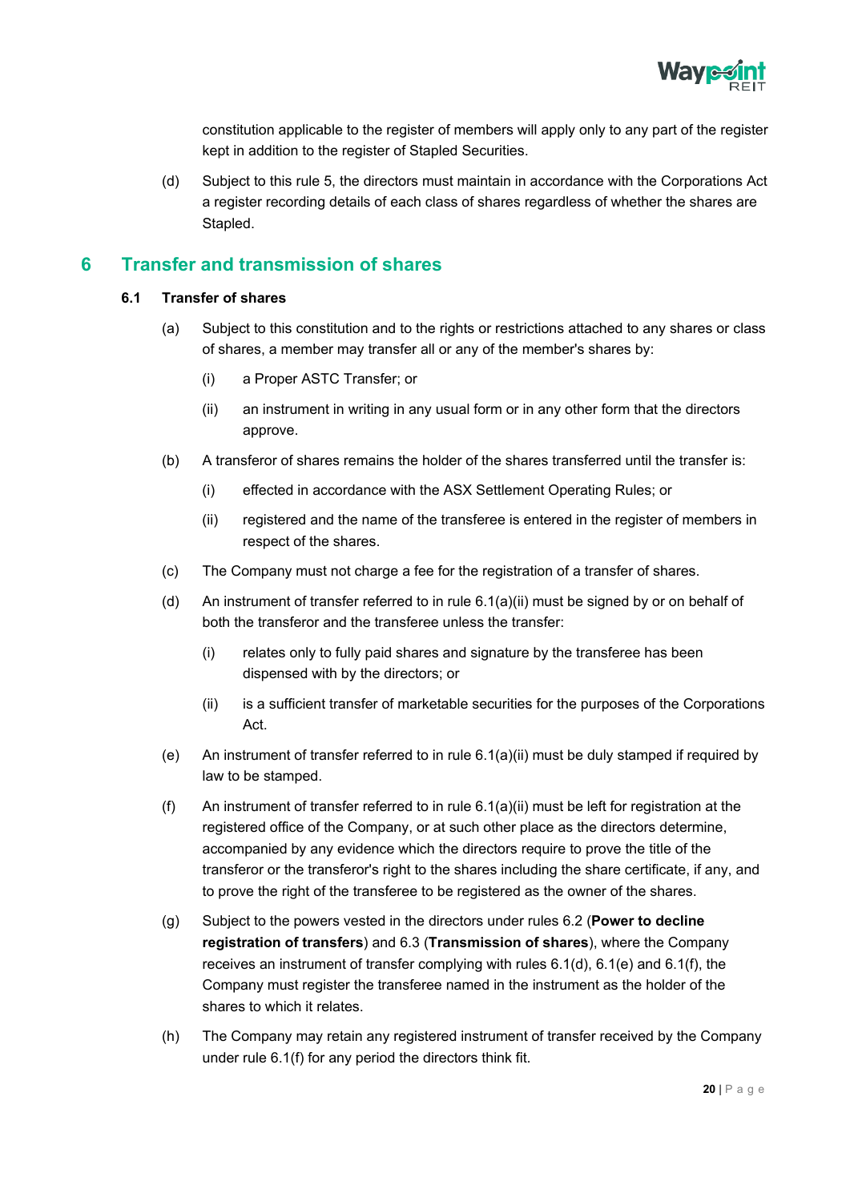constitution applicable to the register of members will apply only to any part of the register kept in addition to the register of Stapled Securities.

(d) Subject to this rule 5, the directors must maintain in accordance with the Corporations Act a register recording details of each class of shares regardless of whether the shares are Stapled.

# 6 Transfer and transmission of shares

## 6.1 Transfer of shares

(a) Subject to this constitution and to the rights or restrictions attached to any shares or class of shares, a member may transfer all or any of the member's shares by:

(i) a Proper ASTC Transfer; or

(ii) an instrument in writing in any usual form or in any other form that the directors approve.

(b) A transferor of shares remains the holder of the shares transferred until the transfer is:

(i) effected in accordance with the ASX Settlement Operating Rules; or

(ii) registered and the name of the transferee is entered in the register of members in respect of the shares.

(c) The Company must not charge a fee for the registration of a transfer of shares.

(d) An instrument of transfer referred to in rule 6.1(a)(ii) must be signed by or on behalf of both the transferor and the transferee unless the transfer:

(i) relates only to fully paid shares and signature by the transferee has been dispensed with by the directors; or

(ii) is a sufficient transfer of marketable securities for the purposes of the Corporations Act.

(e) An instrument of transfer referred to in rule 6.1(a)(ii) must be duly stamped if required by law to be stamped.

(f) An instrument of transfer referred to in rule 6.1(a)(ii) must be left for registration at the registered office of the Company, or at such other place as the directors determine, accompanied by any evidence which the directors require to prove the title of the transferor or the transferor's right to the shares including the share certificate, if any, and to prove the right of the transferee to be registered as the owner of the shares.

(g) Subject to the powers vested in the directors under rules 6.2 (**Power to decline registration of transfers**) and 6.3 (**Transmission of shares**), where the Company receives an instrument of transfer complying with rules 6.1(d), 6.1(e) and 6.1(f), the Company must register the transferee named in the instrument as the holder of the shares to which it relates.

(h) The Company may retain any registered instrument of transfer received by the Company under rule 6.1(f) for any period the directors think fit.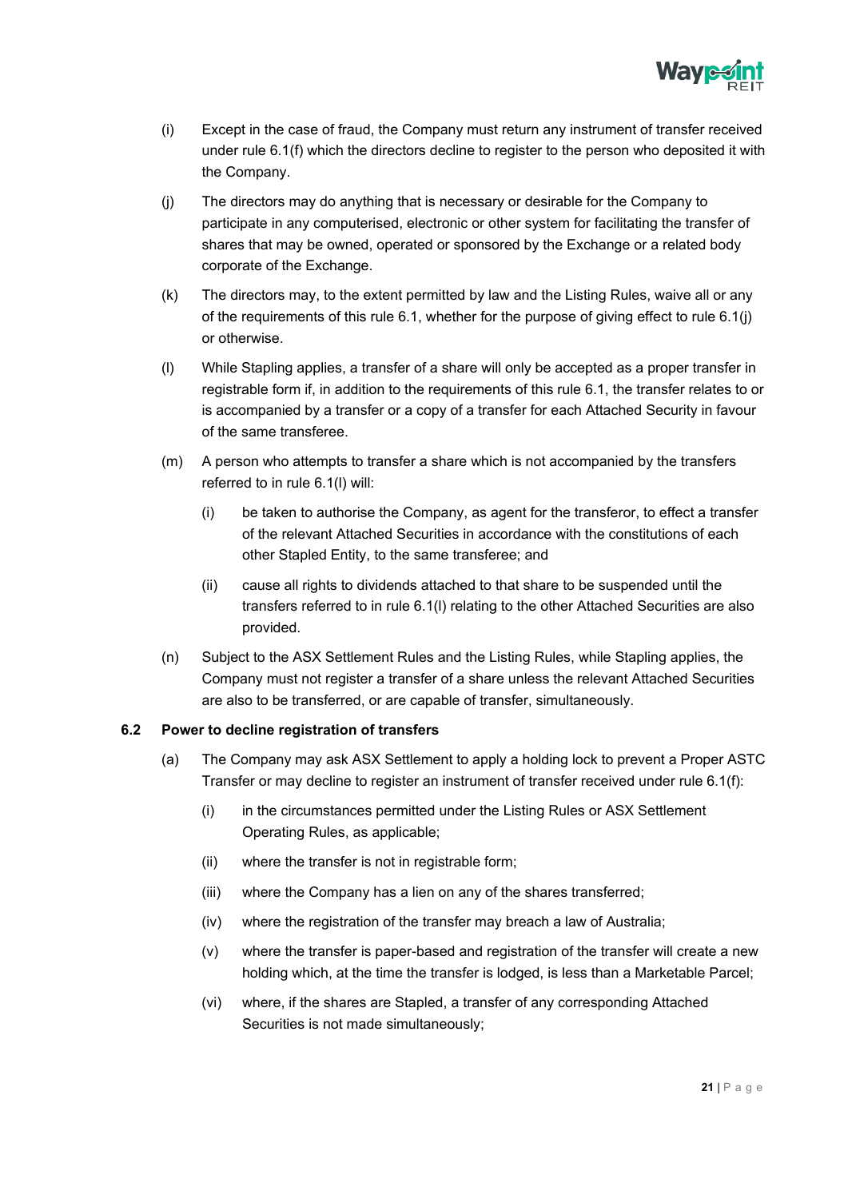(i) Except in the case of fraud, the Company must return any instrument of transfer received under rule 6.1(f) which the directors decline to register to the person who deposited it with the Company.

(j) The directors may do anything that is necessary or desirable for the Company to participate in any computerised, electronic or other system for facilitating the transfer of shares that may be owned, operated or sponsored by the Exchange or a related body corporate of the Exchange.

(k) The directors may, to the extent permitted by law and the Listing Rules, waive all or any of the requirements of this rule 6.1, whether for the purpose of giving effect to rule 6.1(j) or otherwise.

(l) While Stapling applies, a transfer of a share will only be accepted as a proper transfer in registrable form if, in addition to the requirements of this rule 6.1, the transfer relates to or is accompanied by a transfer or a copy of a transfer for each Attached Security in favour of the same transferee.

(m) A person who attempts to transfer a share which is not accompanied by the transfers referred to in rule 6.1(l) will:

   (i) be taken to authorise the Company, as agent for the transferor, to effect a transfer of the relevant Attached Securities in accordance with the constitutions of each other Stapled Entity, to the same transferee; and

   (ii) cause all rights to dividends attached to that share to be suspended until the transfers referred to in rule 6.1(l) relating to the other Attached Securities are also provided.

(n) Subject to the ASX Settlement Rules and the Listing Rules, while Stapling applies, the Company must not register a transfer of a share unless the relevant Attached Securities are also to be transferred, or are capable of transfer, simultaneously.

### 6.2 Power to decline registration of transfers

(a) The Company may ask ASX Settlement to apply a holding lock to prevent a Proper ASTC Transfer or may decline to register an instrument of transfer received under rule 6.1(f):

   (i) in the circumstances permitted under the Listing Rules or ASX Settlement Operating Rules, as applicable;

   (ii) where the transfer is not in registrable form;

   (iii) where the Company has a lien on any of the shares transferred;

   (iv) where the registration of the transfer may breach a law of Australia;

   (v) where the transfer is paper-based and registration of the transfer will create a new holding which, at the time the transfer is lodged, is less than a Marketable Parcel;

   (vi) where, if the shares are Stapled, a transfer of any corresponding Attached Securities is not made simultaneously;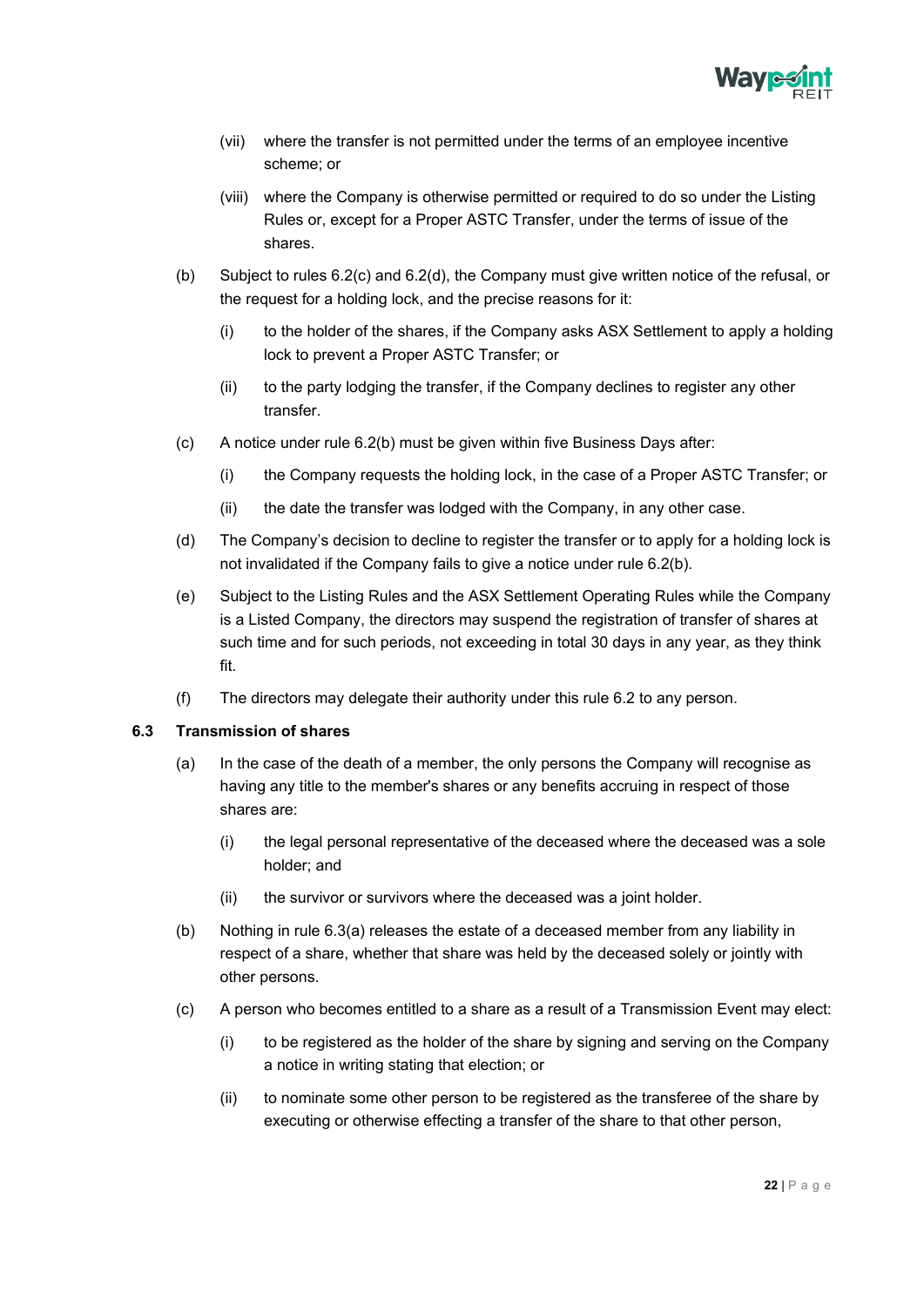- (vii) where the transfer is not permitted under the terms of an employee incentive scheme; or
- (viii) where the Company is otherwise permitted or required to do so under the Listing Rules or, except for a Proper ASTC Transfer, under the terms of issue of the shares.

(b) Subject to rules 6.2(c) and 6.2(d), the Company must give written notice of the refusal, or the request for a holding lock, and the precise reasons for it:

- (i) to the holder of the shares, if the Company asks ASX Settlement to apply a holding lock to prevent a Proper ASTC Transfer; or
- (ii) to the party lodging the transfer, if the Company declines to register any other transfer.

(c) A notice under rule 6.2(b) must be given within five Business Days after:

- (i) the Company requests the holding lock, in the case of a Proper ASTC Transfer; or
- (ii) the date the transfer was lodged with the Company, in any other case.

(d) The Company's decision to decline to register the transfer or to apply for a holding lock is not invalidated if the Company fails to give a notice under rule 6.2(b).

(e) Subject to the Listing Rules and the ASX Settlement Operating Rules while the Company is a Listed Company, the directors may suspend the registration of transfer of shares at such time and for such periods, not exceeding in total 30 days in any year, as they think fit.

(f) The directors may delegate their authority under this rule 6.2 to any person.

### 6.3 Transmission of shares

(a) In the case of the death of a member, the only persons the Company will recognise as having any title to the member's shares or any benefits accruing in respect of those shares are:

- (i) the legal personal representative of the deceased where the deceased was a sole holder; and
- (ii) the survivor or survivors where the deceased was a joint holder.

(b) Nothing in rule 6.3(a) releases the estate of a deceased member from any liability in respect of a share, whether that share was held by the deceased solely or jointly with other persons.

(c) A person who becomes entitled to a share as a result of a Transmission Event may elect:

- (i) to be registered as the holder of the share by signing and serving on the Company a notice in writing stating that election; or
- (ii) to nominate some other person to be registered as the transferee of the share by executing or otherwise effecting a transfer of the share to that other person,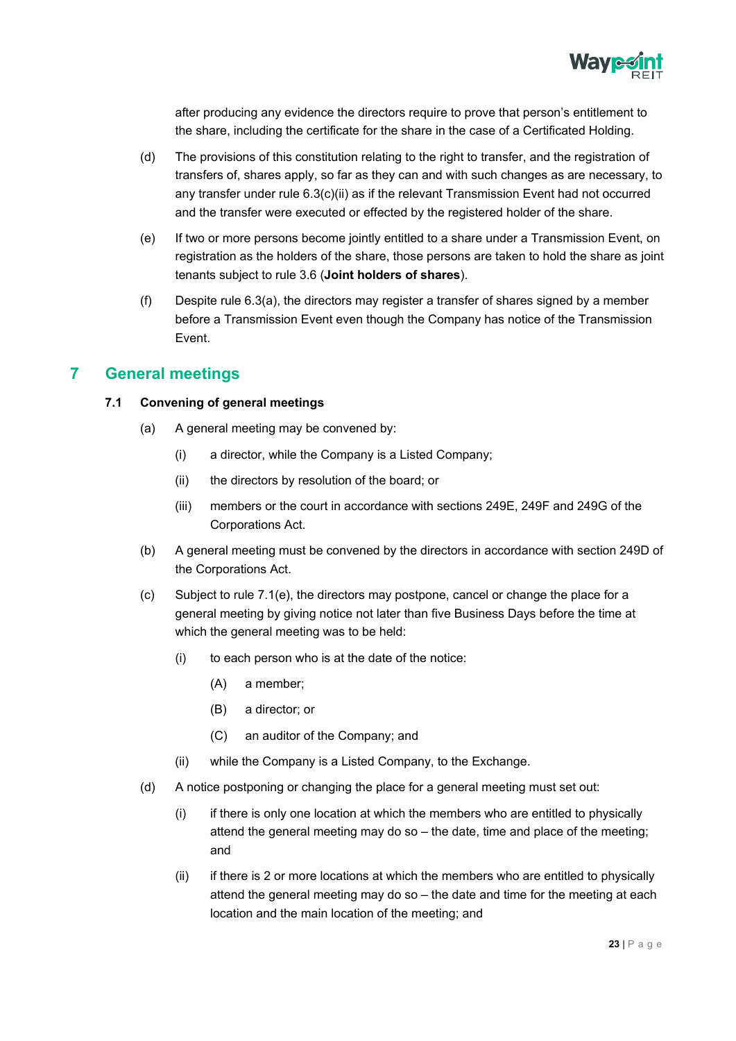after producing any evidence the directors require to prove that person's entitlement to the share, including the certificate for the share in the case of a Certificated Holding.

(d) The provisions of this constitution relating to the right to transfer, and the registration of transfers of, shares apply, so far as they can and with such changes as are necessary, to any transfer under rule 6.3(c)(ii) as if the relevant Transmission Event had not occurred and the transfer were executed or effected by the registered holder of the share.

(e) If two or more persons become jointly entitled to a share under a Transmission Event, on registration as the holders of the share, those persons are taken to hold the share as joint tenants subject to rule 3.6 (**Joint holders of shares**).

(f) Despite rule 6.3(a), the directors may register a transfer of shares signed by a member before a Transmission Event even though the Company has notice of the Transmission Event.

# 7 General meetings

## 7.1 Convening of general meetings

(a) A general meeting may be convened by:

(i) a director, while the Company is a Listed Company;

(ii) the directors by resolution of the board; or

(iii) members or the court in accordance with sections 249E, 249F and 249G of the Corporations Act.

(b) A general meeting must be convened by the directors in accordance with section 249D of the Corporations Act.

(c) Subject to rule 7.1(e), the directors may postpone, cancel or change the place for a general meeting by giving notice not later than five Business Days before the time at which the general meeting was to be held:

(i) to each person who is at the date of the notice:

(A) a member;

(B) a director; or

(C) an auditor of the Company; and

(ii) while the Company is a Listed Company, to the Exchange.

(d) A notice postponing or changing the place for a general meeting must set out:

(i) if there is only one location at which the members who are entitled to physically attend the general meeting may do so – the date, time and place of the meeting; and

(ii) if there is 2 or more locations at which the members who are entitled to physically attend the general meeting may do so – the date and time for the meeting at each location and the main location of the meeting; and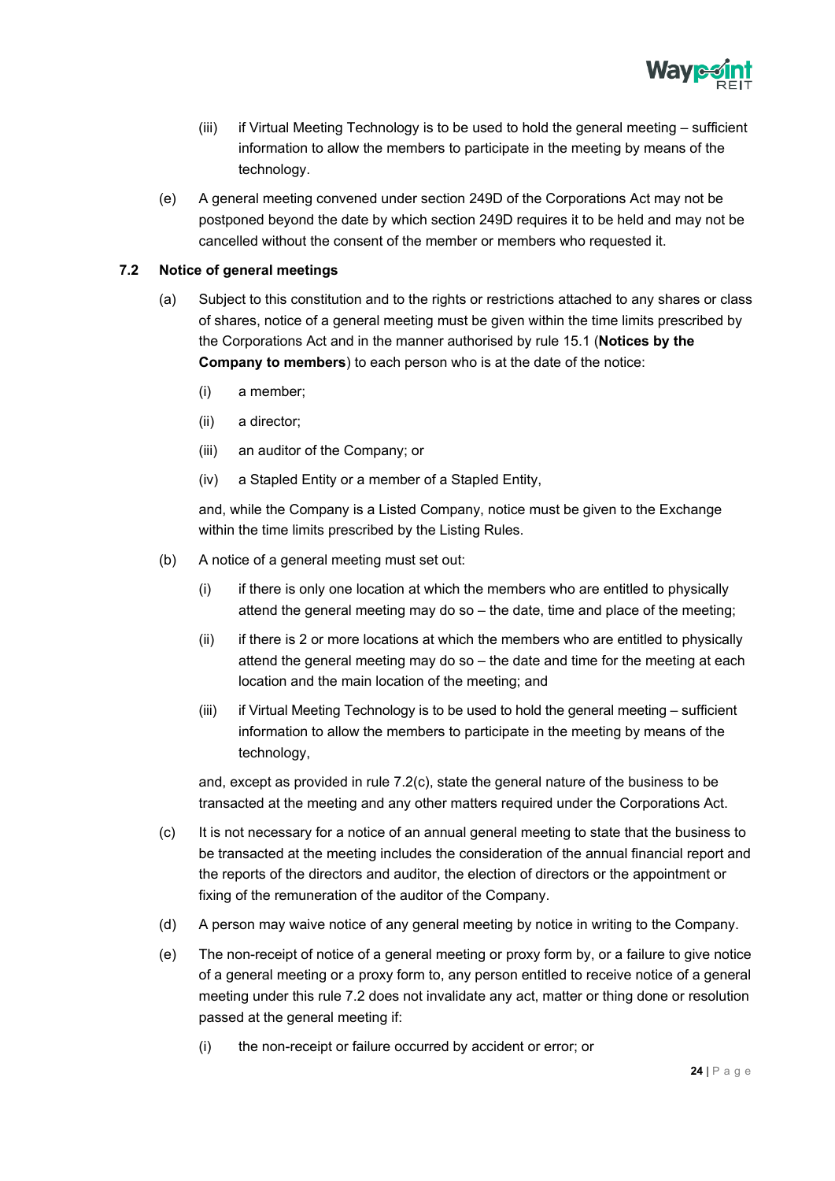(iii) if Virtual Meeting Technology is to be used to hold the general meeting – sufficient information to allow the members to participate in the meeting by means of the technology.

(e) A general meeting convened under section 249D of the Corporations Act may not be postponed beyond the date by which section 249D requires it to be held and may not be cancelled without the consent of the member or members who requested it.

### 7.2 Notice of general meetings

(a) Subject to this constitution and to the rights or restrictions attached to any shares or class of shares, notice of a general meeting must be given within the time limits prescribed by the Corporations Act and in the manner authorised by rule 15.1 (**Notices by the Company to members**) to each person who is at the date of the notice:

(i) a member;

(ii) a director;

(iii) an auditor of the Company; or

(iv) a Stapled Entity or a member of a Stapled Entity,

and, while the Company is a Listed Company, notice must be given to the Exchange within the time limits prescribed by the Listing Rules.

(b) A notice of a general meeting must set out:

(i) if there is only one location at which the members who are entitled to physically attend the general meeting may do so – the date, time and place of the meeting;

(ii) if there is 2 or more locations at which the members who are entitled to physically attend the general meeting may do so – the date and time for the meeting at each location and the main location of the meeting; and

(iii) if Virtual Meeting Technology is to be used to hold the general meeting – sufficient information to allow the members to participate in the meeting by means of the technology,

and, except as provided in rule 7.2(c), state the general nature of the business to be transacted at the meeting and any other matters required under the Corporations Act.

(c) It is not necessary for a notice of an annual general meeting to state that the business to be transacted at the meeting includes the consideration of the annual financial report and the reports of the directors and auditor, the election of directors or the appointment or fixing of the remuneration of the auditor of the Company.

(d) A person may waive notice of any general meeting by notice in writing to the Company.

(e) The non-receipt of notice of a general meeting or proxy form by, or a failure to give notice of a general meeting or a proxy form to, any person entitled to receive notice of a general meeting under this rule 7.2 does not invalidate any act, matter or thing done or resolution passed at the general meeting if:

(i) the non-receipt or failure occurred by accident or error; or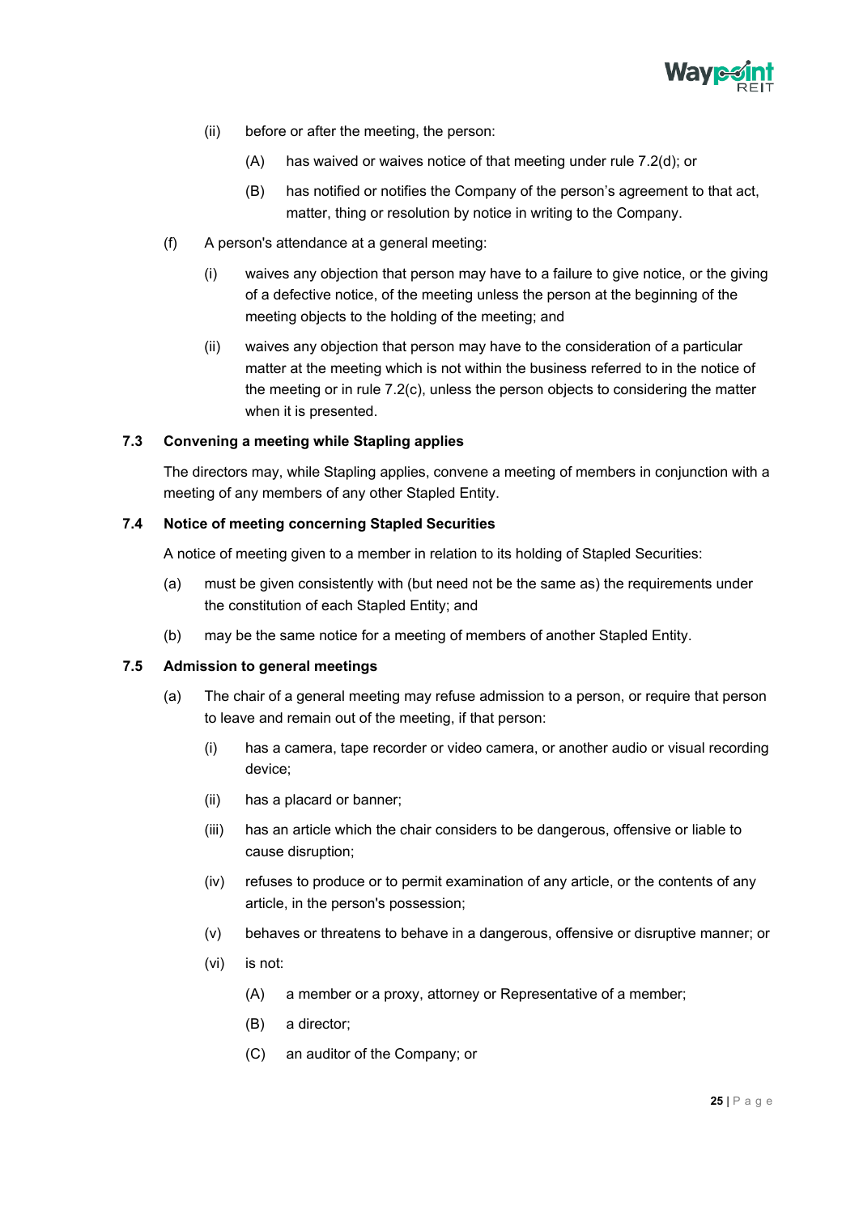(ii) before or after the meeting, the person:

(A) has waived or waives notice of that meeting under rule 7.2(d); or

(B) has notified or notifies the Company of the person's agreement to that act, matter, thing or resolution by notice in writing to the Company.

(f) A person's attendance at a general meeting:

(i) waives any objection that person may have to a failure to give notice, or the giving of a defective notice, of the meeting unless the person at the beginning of the meeting objects to the holding of the meeting; and

(ii) waives any objection that person may have to the consideration of a particular matter at the meeting which is not within the business referred to in the notice of the meeting or in rule 7.2(c), unless the person objects to considering the matter when it is presented.

### 7.3 Convening a meeting while Stapling applies

The directors may, while Stapling applies, convene a meeting of members in conjunction with a meeting of any members of any other Stapled Entity.

### 7.4 Notice of meeting concerning Stapled Securities

A notice of meeting given to a member in relation to its holding of Stapled Securities:

(a) must be given consistently with (but need not be the same as) the requirements under the constitution of each Stapled Entity; and

(b) may be the same notice for a meeting of members of another Stapled Entity.

### 7.5 Admission to general meetings

(a) The chair of a general meeting may refuse admission to a person, or require that person to leave and remain out of the meeting, if that person:

(i) has a camera, tape recorder or video camera, or another audio or visual recording device;

(ii) has a placard or banner;

(iii) has an article which the chair considers to be dangerous, offensive or liable to cause disruption;

(iv) refuses to produce or to permit examination of any article, or the contents of any article, in the person's possession;

(v) behaves or threatens to behave in a dangerous, offensive or disruptive manner; or

(vi) is not:

(A) a member or a proxy, attorney or Representative of a member;

(B) a director;

(C) an auditor of the Company; or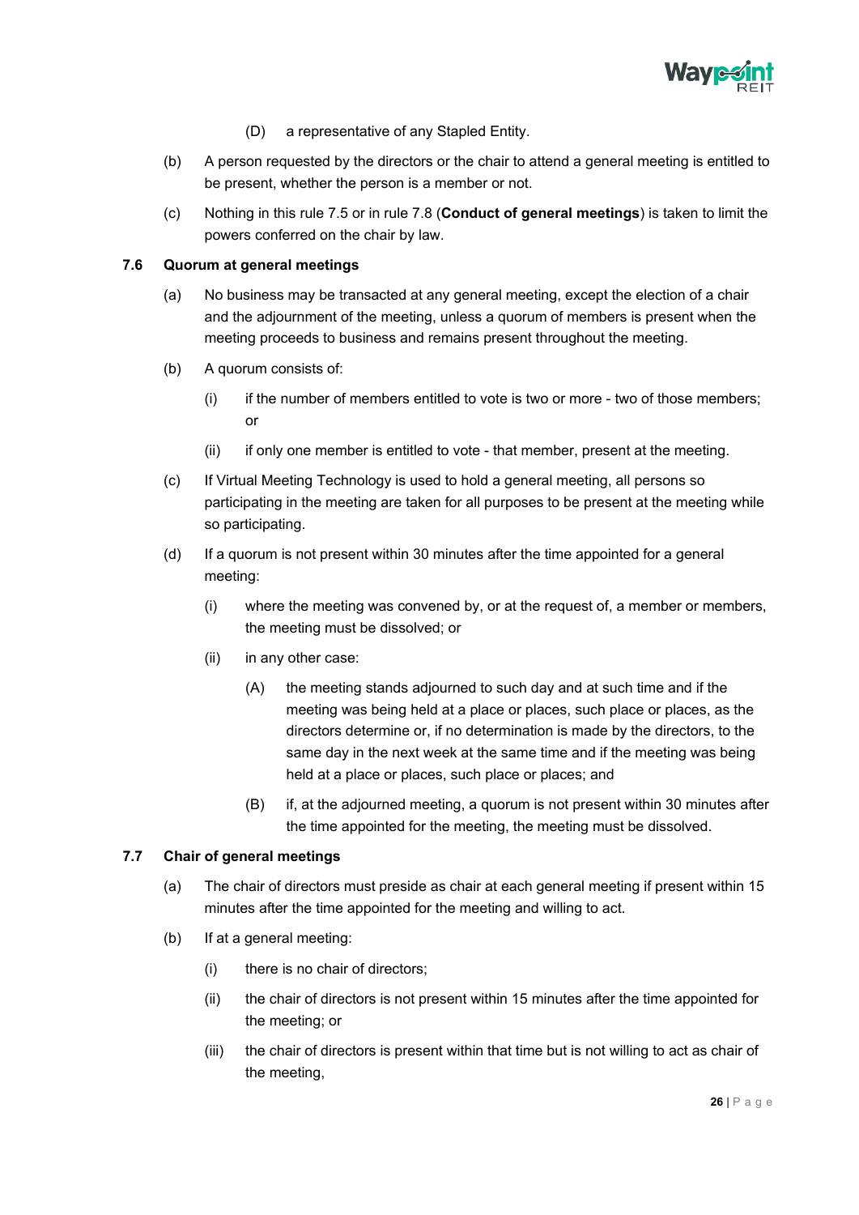(D) a representative of any Stapled Entity.

(b) A person requested by the directors or the chair to attend a general meeting is entitled to be present, whether the person is a member or not.

(c) Nothing in this rule 7.5 or in rule 7.8 (**Conduct of general meetings**) is taken to limit the powers conferred on the chair by law.

### 7.6 Quorum at general meetings

(a) No business may be transacted at any general meeting, except the election of a chair and the adjournment of the meeting, unless a quorum of members is present when the meeting proceeds to business and remains present throughout the meeting.

(b) A quorum consists of:

(i) if the number of members entitled to vote is two or more - two of those members; or

(ii) if only one member is entitled to vote - that member, present at the meeting.

(c) If Virtual Meeting Technology is used to hold a general meeting, all persons so participating in the meeting are taken for all purposes to be present at the meeting while so participating.

(d) If a quorum is not present within 30 minutes after the time appointed for a general meeting:

(i) where the meeting was convened by, or at the request of, a member or members, the meeting must be dissolved; or

(ii) in any other case:

(A) the meeting stands adjourned to such day and at such time and if the meeting was being held at a place or places, such place or places, as the directors determine or, if no determination is made by the directors, to the same day in the next week at the same time and if the meeting was being held at a place or places, such place or places; and

(B) if, at the adjourned meeting, a quorum is not present within 30 minutes after the time appointed for the meeting, the meeting must be dissolved.

### 7.7 Chair of general meetings

(a) The chair of directors must preside as chair at each general meeting if present within 15 minutes after the time appointed for the meeting and willing to act.

(b) If at a general meeting:

(i) there is no chair of directors;

(ii) the chair of directors is not present within 15 minutes after the time appointed for the meeting; or

(iii) the chair of directors is present within that time but is not willing to act as chair of the meeting,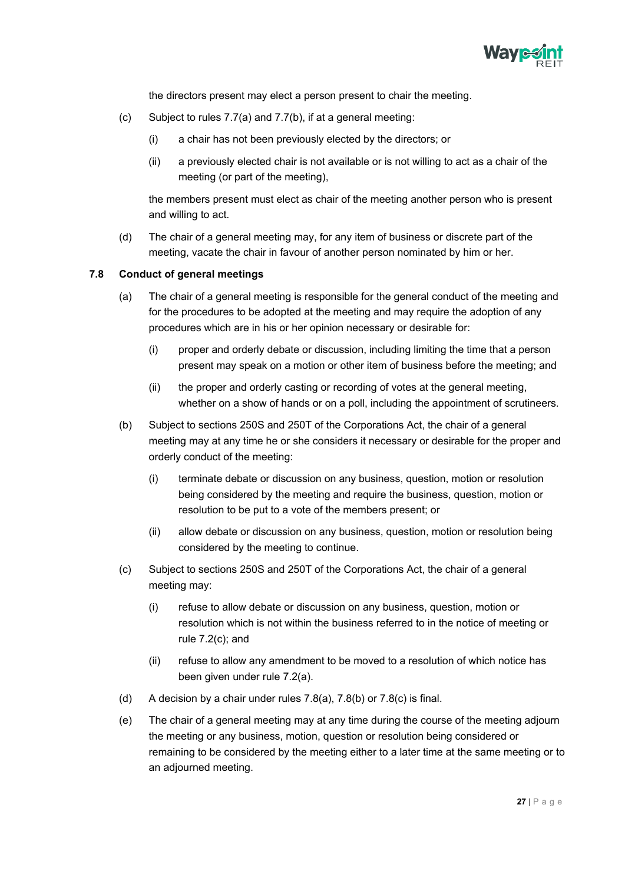the directors present may elect a person present to chair the meeting.

(c) Subject to rules 7.7(a) and 7.7(b), if at a general meeting:

   (i) a chair has not been previously elected by the directors; or

   (ii) a previously elected chair is not available or is not willing to act as a chair of the meeting (or part of the meeting),

   the members present must elect as chair of the meeting another person who is present and willing to act.

(d) The chair of a general meeting may, for any item of business or discrete part of the meeting, vacate the chair in favour of another person nominated by him or her.

### 7.8 Conduct of general meetings

(a) The chair of a general meeting is responsible for the general conduct of the meeting and for the procedures to be adopted at the meeting and may require the adoption of any procedures which are in his or her opinion necessary or desirable for:

   (i) proper and orderly debate or discussion, including limiting the time that a person present may speak on a motion or other item of business before the meeting; and

   (ii) the proper and orderly casting or recording of votes at the general meeting, whether on a show of hands or on a poll, including the appointment of scrutineers.

(b) Subject to sections 250S and 250T of the Corporations Act, the chair of a general meeting may at any time he or she considers it necessary or desirable for the proper and orderly conduct of the meeting:

   (i) terminate debate or discussion on any business, question, motion or resolution being considered by the meeting and require the business, question, motion or resolution to be put to a vote of the members present; or

   (ii) allow debate or discussion on any business, question, motion or resolution being considered by the meeting to continue.

(c) Subject to sections 250S and 250T of the Corporations Act, the chair of a general meeting may:

   (i) refuse to allow debate or discussion on any business, question, motion or resolution which is not within the business referred to in the notice of meeting or rule 7.2(c); and

   (ii) refuse to allow any amendment to be moved to a resolution of which notice has been given under rule 7.2(a).

(d) A decision by a chair under rules 7.8(a), 7.8(b) or 7.8(c) is final.

(e) The chair of a general meeting may at any time during the course of the meeting adjourn the meeting or any business, motion, question or resolution being considered or remaining to be considered by the meeting either to a later time at the same meeting or to an adjourned meeting.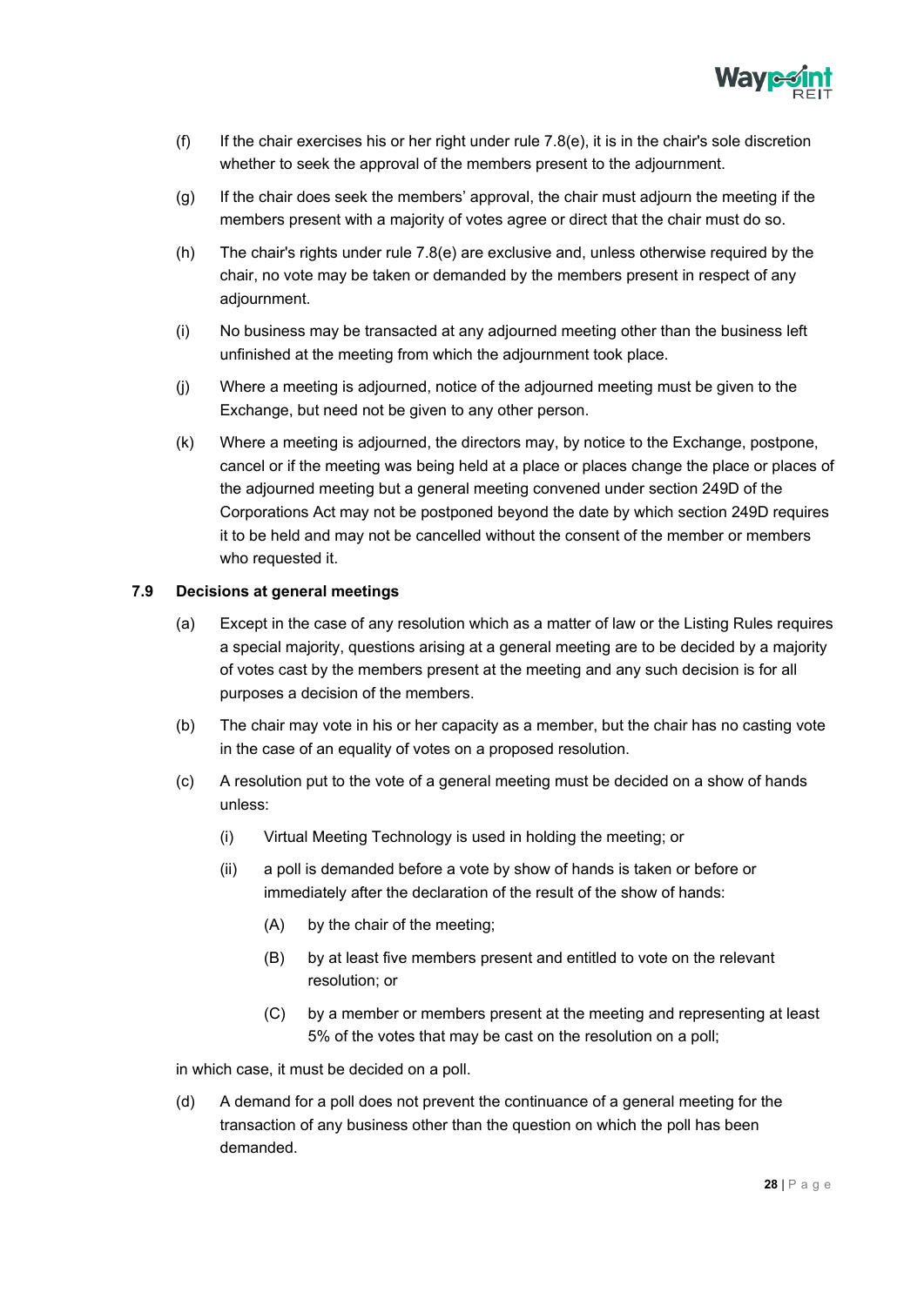(f) If the chair exercises his or her right under rule 7.8(e), it is in the chair's sole discretion whether to seek the approval of the members present to the adjournment.

(g) If the chair does seek the members' approval, the chair must adjourn the meeting if the members present with a majority of votes agree or direct that the chair must do so.

(h) The chair's rights under rule 7.8(e) are exclusive and, unless otherwise required by the chair, no vote may be taken or demanded by the members present in respect of any adjournment.

(i) No business may be transacted at any adjourned meeting other than the business left unfinished at the meeting from which the adjournment took place.

(j) Where a meeting is adjourned, notice of the adjourned meeting must be given to the Exchange, but need not be given to any other person.

(k) Where a meeting is adjourned, the directors may, by notice to the Exchange, postpone, cancel or if the meeting was being held at a place or places change the place or places of the adjourned meeting but a general meeting convened under section 249D of the Corporations Act may not be postponed beyond the date by which section 249D requires it to be held and may not be cancelled without the consent of the member or members who requested it.

### 7.9 Decisions at general meetings

(a) Except in the case of any resolution which as a matter of law or the Listing Rules requires a special majority, questions arising at a general meeting are to be decided by a majority of votes cast by the members present at the meeting and any such decision is for all purposes a decision of the members.

(b) The chair may vote in his or her capacity as a member, but the chair has no casting vote in the case of an equality of votes on a proposed resolution.

(c) A resolution put to the vote of a general meeting must be decided on a show of hands unless:

   (i) Virtual Meeting Technology is used in holding the meeting; or

   (ii) a poll is demanded before a vote by show of hands is taken or before or immediately after the declaration of the result of the show of hands:

      (A) by the chair of the meeting;

      (B) by at least five members present and entitled to vote on the relevant resolution; or

      (C) by a member or members present at the meeting and representing at least 5% of the votes that may be cast on the resolution on a poll;

in which case, it must be decided on a poll.

(d) A demand for a poll does not prevent the continuance of a general meeting for the transaction of any business other than the question on which the poll has been demanded.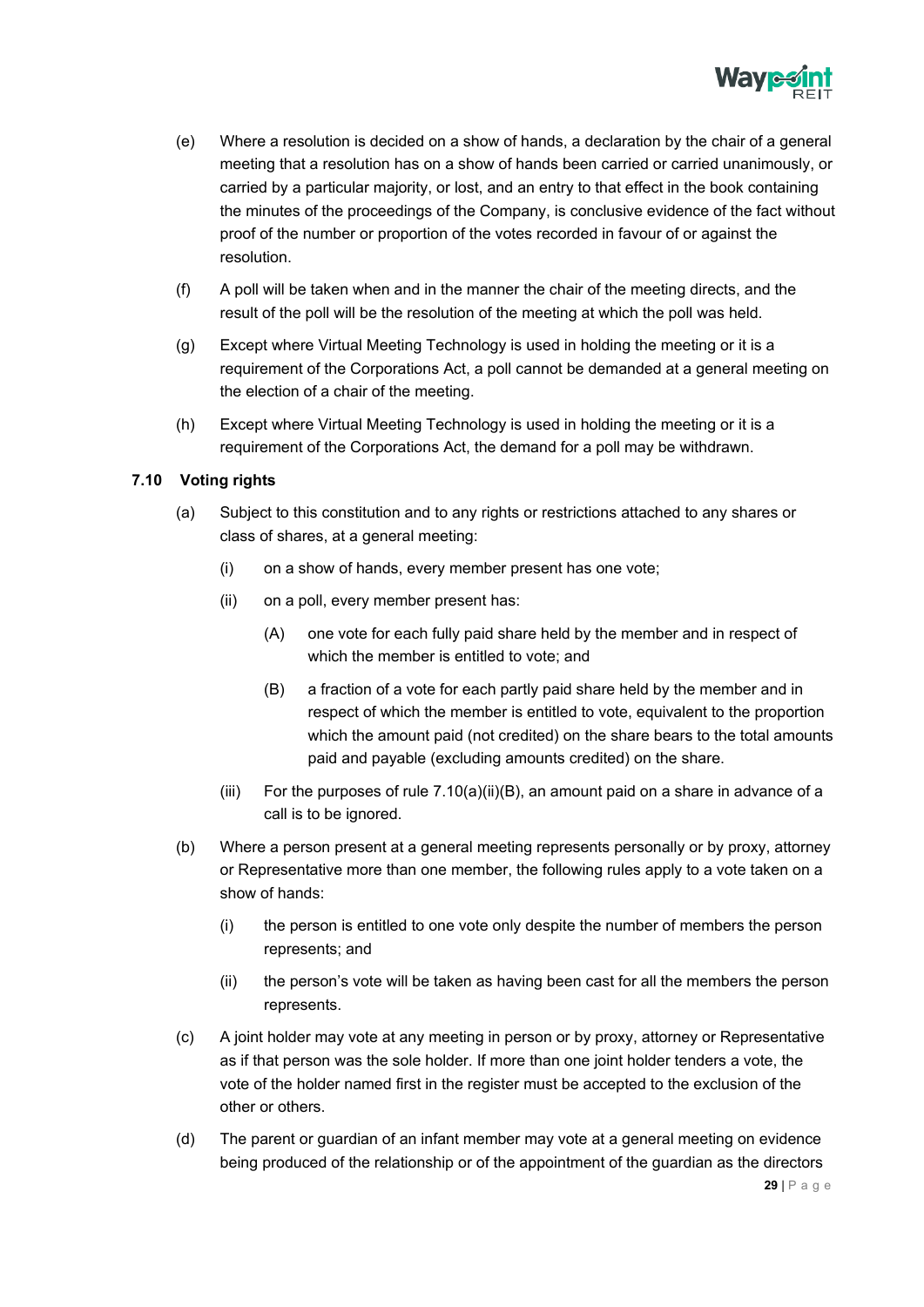(e) Where a resolution is decided on a show of hands, a declaration by the chair of a general meeting that a resolution has on a show of hands been carried or carried unanimously, or carried by a particular majority, or lost, and an entry to that effect in the book containing the minutes of the proceedings of the Company, is conclusive evidence of the fact without proof of the number or proportion of the votes recorded in favour of or against the resolution.

(f) A poll will be taken when and in the manner the chair of the meeting directs, and the result of the poll will be the resolution of the meeting at which the poll was held.

(g) Except where Virtual Meeting Technology is used in holding the meeting or it is a requirement of the Corporations Act, a poll cannot be demanded at a general meeting on the election of a chair of the meeting.

(h) Except where Virtual Meeting Technology is used in holding the meeting or it is a requirement of the Corporations Act, the demand for a poll may be withdrawn.

### 7.10 Voting rights

(a) Subject to this constitution and to any rights or restrictions attached to any shares or class of shares, at a general meeting:

  (i) on a show of hands, every member present has one vote;

  (ii) on a poll, every member present has:

    (A) one vote for each fully paid share held by the member and in respect of which the member is entitled to vote; and

    (B) a fraction of a vote for each partly paid share held by the member and in respect of which the member is entitled to vote, equivalent to the proportion which the amount paid (not credited) on the share bears to the total amounts paid and payable (excluding amounts credited) on the share.

  (iii) For the purposes of rule 7.10(a)(ii)(B), an amount paid on a share in advance of a call is to be ignored.

(b) Where a person present at a general meeting represents personally or by proxy, attorney or Representative more than one member, the following rules apply to a vote taken on a show of hands:

  (i) the person is entitled to one vote only despite the number of members the person represents; and

  (ii) the person's vote will be taken as having been cast for all the members the person represents.

(c) A joint holder may vote at any meeting in person or by proxy, attorney or Representative as if that person was the sole holder. If more than one joint holder tenders a vote, the vote of the holder named first in the register must be accepted to the exclusion of the other or others.

(d) The parent or guardian of an infant member may vote at a general meeting on evidence being produced of the relationship or of the appointment of the guardian as the directors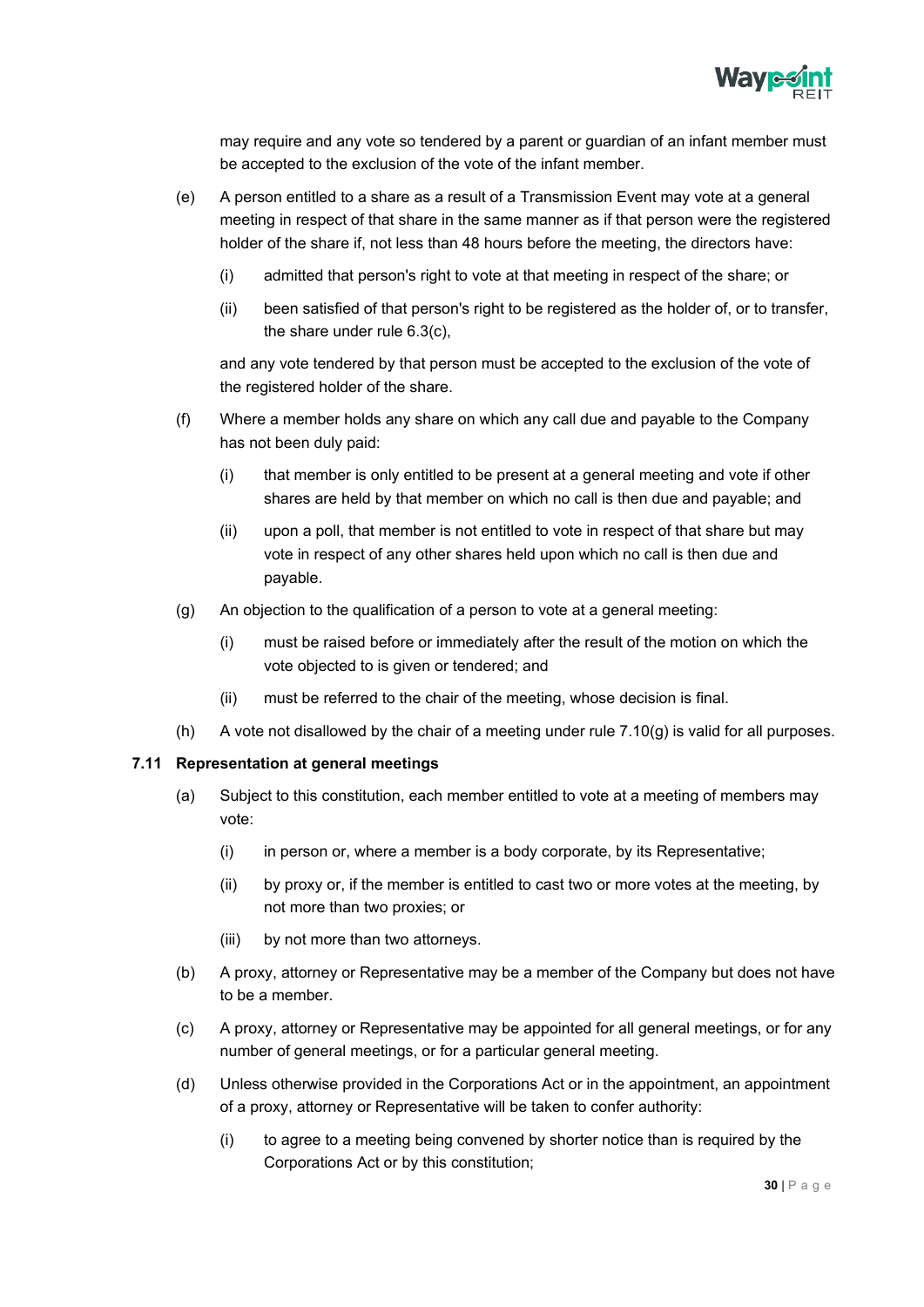may require and any vote so tendered by a parent or guardian of an infant member must be accepted to the exclusion of the vote of the infant member.

(e) A person entitled to a share as a result of a Transmission Event may vote at a general meeting in respect of that share in the same manner as if that person were the registered holder of the share if, not less than 48 hours before the meeting, the directors have:

(i) admitted that person's right to vote at that meeting in respect of the share; or

(ii) been satisfied of that person's right to be registered as the holder of, or to transfer, the share under rule 6.3(c),

and any vote tendered by that person must be accepted to the exclusion of the vote of the registered holder of the share.

(f) Where a member holds any share on which any call due and payable to the Company has not been duly paid:

(i) that member is only entitled to be present at a general meeting and vote if other shares are held by that member on which no call is then due and payable; and

(ii) upon a poll, that member is not entitled to vote in respect of that share but may vote in respect of any other shares held upon which no call is then due and payable.

(g) An objection to the qualification of a person to vote at a general meeting:

(i) must be raised before or immediately after the result of the motion on which the vote objected to is given or tendered; and

(ii) must be referred to the chair of the meeting, whose decision is final.

(h) A vote not disallowed by the chair of a meeting under rule 7.10(g) is valid for all purposes.

### 7.11 Representation at general meetings

(a) Subject to this constitution, each member entitled to vote at a meeting of members may vote:

(i) in person or, where a member is a body corporate, by its Representative;

(ii) by proxy or, if the member is entitled to cast two or more votes at the meeting, by not more than two proxies; or

(iii) by not more than two attorneys.

(b) A proxy, attorney or Representative may be a member of the Company but does not have to be a member.

(c) A proxy, attorney or Representative may be appointed for all general meetings, or for any number of general meetings, or for a particular general meeting.

(d) Unless otherwise provided in the Corporations Act or in the appointment, an appointment of a proxy, attorney or Representative will be taken to confer authority:

(i) to agree to a meeting being convened by shorter notice than is required by the Corporations Act or by this constitution;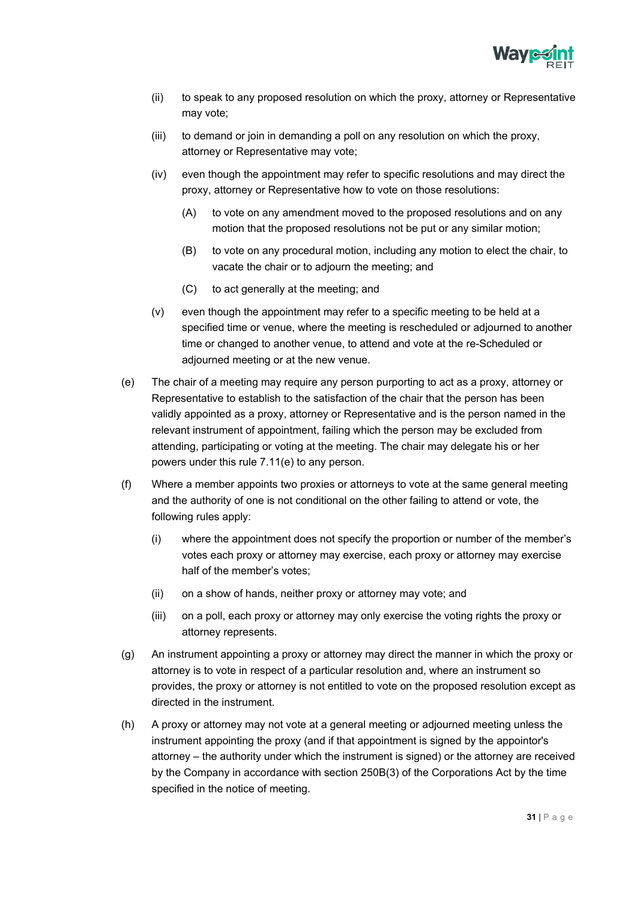(ii) to speak to any proposed resolution on which the proxy, attorney or Representative may vote;

(iii) to demand or join in demanding a poll on any resolution on which the proxy, attorney or Representative may vote;

(iv) even though the appointment may refer to specific resolutions and may direct the proxy, attorney or Representative how to vote on those resolutions:

(A) to vote on any amendment moved to the proposed resolutions and on any motion that the proposed resolutions not be put or any similar motion;

(B) to vote on any procedural motion, including any motion to elect the chair, to vacate the chair or to adjourn the meeting; and

(C) to act generally at the meeting; and

(v) even though the appointment may refer to a specific meeting to be held at a specified time or venue, where the meeting is rescheduled or adjourned to another time or changed to another venue, to attend and vote at the re-Scheduled or adjourned meeting or at the new venue.

(e) The chair of a meeting may require any person purporting to act as a proxy, attorney or Representative to establish to the satisfaction of the chair that the person has been validly appointed as a proxy, attorney or Representative and is the person named in the relevant instrument of appointment, failing which the person may be excluded from attending, participating or voting at the meeting. The chair may delegate his or her powers under this rule 7.11(e) to any person.

(f) Where a member appoints two proxies or attorneys to vote at the same general meeting and the authority of one is not conditional on the other failing to attend or vote, the following rules apply:

(i) where the appointment does not specify the proportion or number of the member's votes each proxy or attorney may exercise, each proxy or attorney may exercise half of the member's votes;

(ii) on a show of hands, neither proxy or attorney may vote; and

(iii) on a poll, each proxy or attorney may only exercise the voting rights the proxy or attorney represents.

(g) An instrument appointing a proxy or attorney may direct the manner in which the proxy or attorney is to vote in respect of a particular resolution and, where an instrument so provides, the proxy or attorney is not entitled to vote on the proposed resolution except as directed in the instrument.

(h) A proxy or attorney may not vote at a general meeting or adjourned meeting unless the instrument appointing the proxy (and if that appointment is signed by the appointor's attorney – the authority under which the instrument is signed) or the attorney are received by the Company in accordance with section 250B(3) of the Corporations Act by the time specified in the notice of meeting.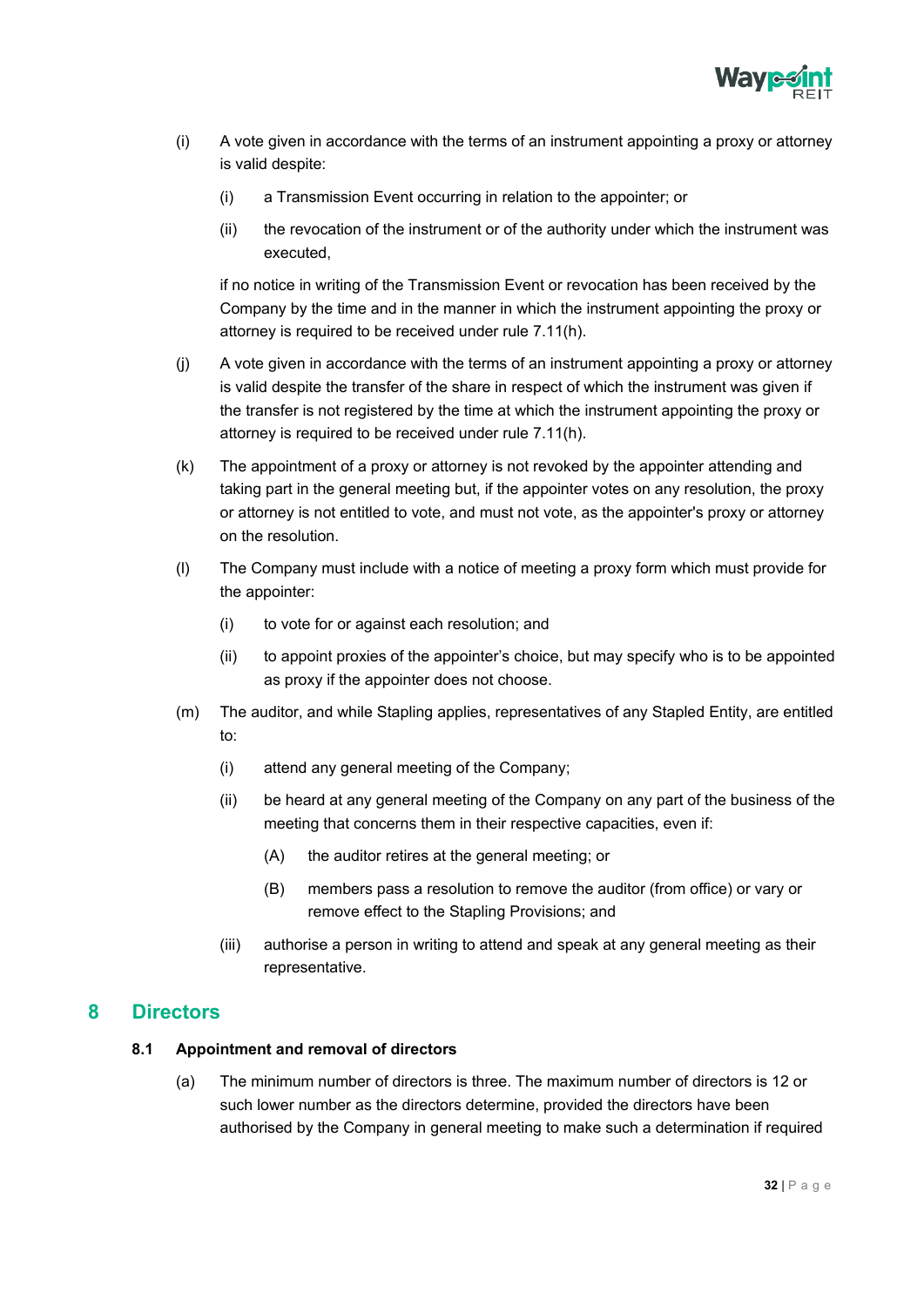(i) A vote given in accordance with the terms of an instrument appointing a proxy or attorney is valid despite:

  (i) a Transmission Event occurring in relation to the appointer; or

  (ii) the revocation of the instrument or of the authority under which the instrument was executed,

  if no notice in writing of the Transmission Event or revocation has been received by the Company by the time and in the manner in which the instrument appointing the proxy or attorney is required to be received under rule 7.11(h).

(j) A vote given in accordance with the terms of an instrument appointing a proxy or attorney is valid despite the transfer of the share in respect of which the instrument was given if the transfer is not registered by the time at which the instrument appointing the proxy or attorney is required to be received under rule 7.11(h).

(k) The appointment of a proxy or attorney is not revoked by the appointer attending and taking part in the general meeting but, if the appointer votes on any resolution, the proxy or attorney is not entitled to vote, and must not vote, as the appointer's proxy or attorney on the resolution.

(l) The Company must include with a notice of meeting a proxy form which must provide for the appointer:

  (i) to vote for or against each resolution; and

  (ii) to appoint proxies of the appointer's choice, but may specify who is to be appointed as proxy if the appointer does not choose.

(m) The auditor, and while Stapling applies, representatives of any Stapled Entity, are entitled to:

  (i) attend any general meeting of the Company;

  (ii) be heard at any general meeting of the Company on any part of the business of the meeting that concerns them in their respective capacities, even if:

    (A) the auditor retires at the general meeting; or

    (B) members pass a resolution to remove the auditor (from office) or vary or remove effect to the Stapling Provisions; and

  (iii) authorise a person in writing to attend and speak at any general meeting as their representative.

# 8 Directors

## 8.1 Appointment and removal of directors

(a) The minimum number of directors is three. The maximum number of directors is 12 or such lower number as the directors determine, provided the directors have been authorised by the Company in general meeting to make such a determination if required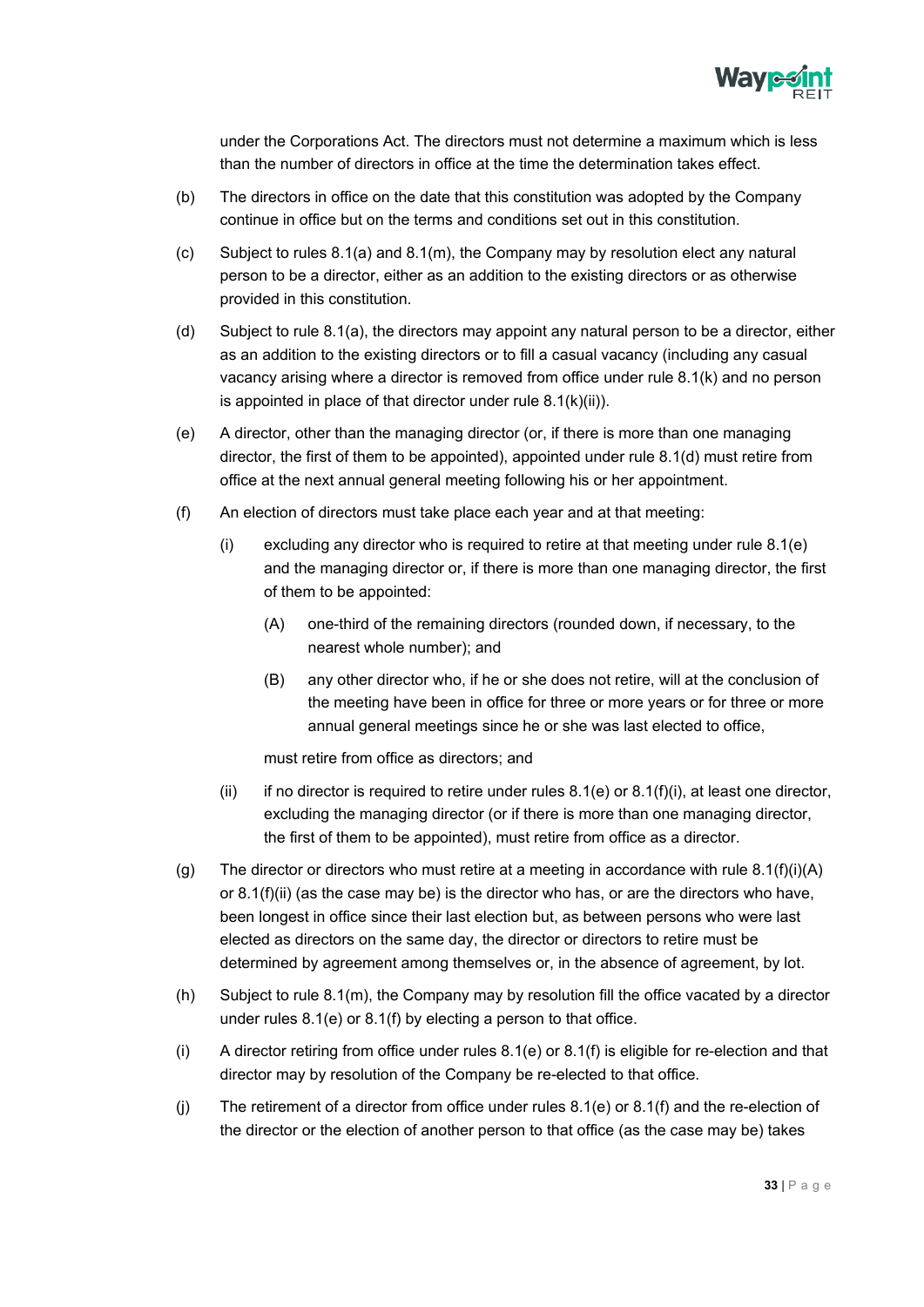under the Corporations Act. The directors must not determine a maximum which is less than the number of directors in office at the time the determination takes effect.

(b) The directors in office on the date that this constitution was adopted by the Company continue in office but on the terms and conditions set out in this constitution.

(c) Subject to rules 8.1(a) and 8.1(m), the Company may by resolution elect any natural person to be a director, either as an addition to the existing directors or as otherwise provided in this constitution.

(d) Subject to rule 8.1(a), the directors may appoint any natural person to be a director, either as an addition to the existing directors or to fill a casual vacancy (including any casual vacancy arising where a director is removed from office under rule 8.1(k) and no person is appointed in place of that director under rule 8.1(k)(ii)).

(e) A director, other than the managing director (or, if there is more than one managing director, the first of them to be appointed), appointed under rule 8.1(d) must retire from office at the next annual general meeting following his or her appointment.

(f) An election of directors must take place each year and at that meeting:

   (i) excluding any director who is required to retire at that meeting under rule 8.1(e) and the managing director or, if there is more than one managing director, the first of them to be appointed:

      (A) one-third of the remaining directors (rounded down, if necessary, to the nearest whole number); and

      (B) any other director who, if he or she does not retire, will at the conclusion of the meeting have been in office for three or more years or for three or more annual general meetings since he or she was last elected to office,

   must retire from office as directors; and

   (ii) if no director is required to retire under rules 8.1(e) or 8.1(f)(i), at least one director, excluding the managing director (or if there is more than one managing director, the first of them to be appointed), must retire from office as a director.

(g) The director or directors who must retire at a meeting in accordance with rule 8.1(f)(i)(A) or 8.1(f)(ii) (as the case may be) is the director who has, or are the directors who have, been longest in office since their last election but, as between persons who were last elected as directors on the same day, the director or directors to retire must be determined by agreement among themselves or, in the absence of agreement, by lot.

(h) Subject to rule 8.1(m), the Company may by resolution fill the office vacated by a director under rules 8.1(e) or 8.1(f) by electing a person to that office.

(i) A director retiring from office under rules 8.1(e) or 8.1(f) is eligible for re-election and that director may by resolution of the Company be re-elected to that office.

(j) The retirement of a director from office under rules 8.1(e) or 8.1(f) and the re-election of the director or the election of another person to that office (as the case may be) takes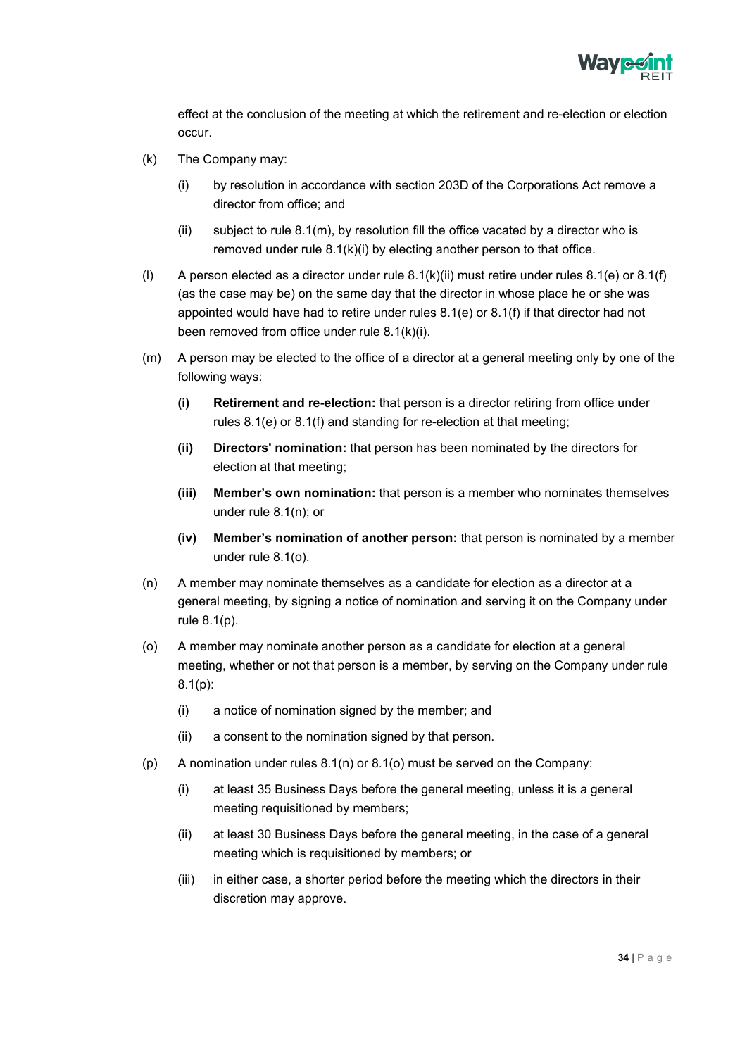effect at the conclusion of the meeting at which the retirement and re-election or election occur.

(k) The Company may:

  (i) by resolution in accordance with section 203D of the Corporations Act remove a director from office; and

  (ii) subject to rule 8.1(m), by resolution fill the office vacated by a director who is removed under rule 8.1(k)(i) by electing another person to that office.

(l) A person elected as a director under rule 8.1(k)(ii) must retire under rules 8.1(e) or 8.1(f) (as the case may be) on the same day that the director in whose place he or she was appointed would have had to retire under rules 8.1(e) or 8.1(f) if that director had not been removed from office under rule 8.1(k)(i).

(m) A person may be elected to the office of a director at a general meeting only by one of the following ways:

  **(i) Retirement and re-election:** that person is a director retiring from office under rules 8.1(e) or 8.1(f) and standing for re-election at that meeting;

  **(ii) Directors' nomination:** that person has been nominated by the directors for election at that meeting;

  **(iii) Member's own nomination:** that person is a member who nominates themselves under rule 8.1(n); or

  **(iv) Member's nomination of another person:** that person is nominated by a member under rule 8.1(o).

(n) A member may nominate themselves as a candidate for election as a director at a general meeting, by signing a notice of nomination and serving it on the Company under rule 8.1(p).

(o) A member may nominate another person as a candidate for election at a general meeting, whether or not that person is a member, by serving on the Company under rule 8.1(p):

  (i) a notice of nomination signed by the member; and

  (ii) a consent to the nomination signed by that person.

(p) A nomination under rules 8.1(n) or 8.1(o) must be served on the Company:

  (i) at least 35 Business Days before the general meeting, unless it is a general meeting requisitioned by members;

  (ii) at least 30 Business Days before the general meeting, in the case of a general meeting which is requisitioned by members; or

  (iii) in either case, a shorter period before the meeting which the directors in their discretion may approve.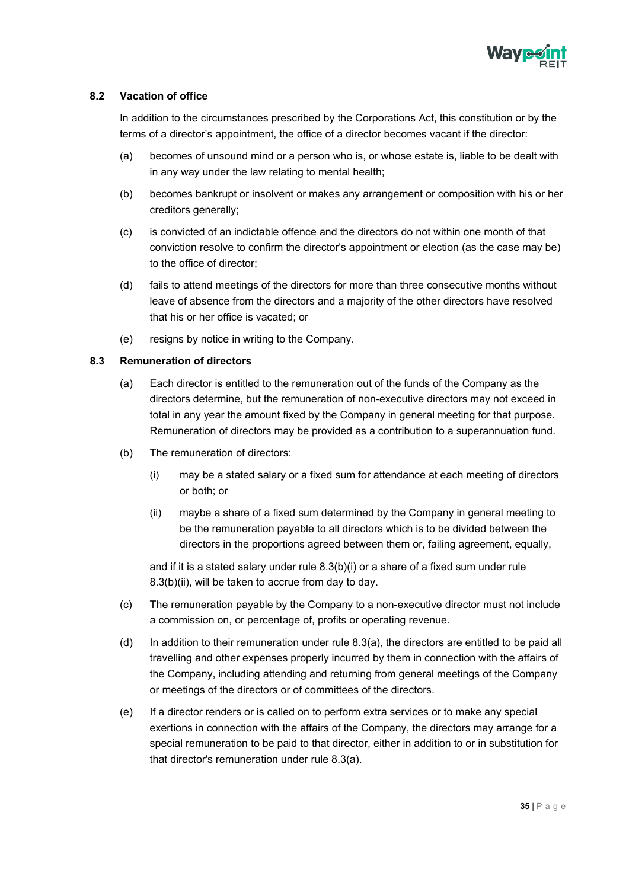### 8.2 Vacation of office

In addition to the circumstances prescribed by the Corporations Act, this constitution or by the terms of a director's appointment, the office of a director becomes vacant if the director:

(a) becomes of unsound mind or a person who is, or whose estate is, liable to be dealt with in any way under the law relating to mental health;

(b) becomes bankrupt or insolvent or makes any arrangement or composition with his or her creditors generally;

(c) is convicted of an indictable offence and the directors do not within one month of that conviction resolve to confirm the director's appointment or election (as the case may be) to the office of director;

(d) fails to attend meetings of the directors for more than three consecutive months without leave of absence from the directors and a majority of the other directors have resolved that his or her office is vacated; or

(e) resigns by notice in writing to the Company.

### 8.3 Remuneration of directors

(a) Each director is entitled to the remuneration out of the funds of the Company as the directors determine, but the remuneration of non-executive directors may not exceed in total in any year the amount fixed by the Company in general meeting for that purpose. Remuneration of directors may be provided as a contribution to a superannuation fund.

(b) The remuneration of directors:

(i) may be a stated salary or a fixed sum for attendance at each meeting of directors or both; or

(ii) maybe a share of a fixed sum determined by the Company in general meeting to be the remuneration payable to all directors which is to be divided between the directors in the proportions agreed between them or, failing agreement, equally,

and if it is a stated salary under rule 8.3(b)(i) or a share of a fixed sum under rule 8.3(b)(ii), will be taken to accrue from day to day.

(c) The remuneration payable by the Company to a non-executive director must not include a commission on, or percentage of, profits or operating revenue.

(d) In addition to their remuneration under rule 8.3(a), the directors are entitled to be paid all travelling and other expenses properly incurred by them in connection with the affairs of the Company, including attending and returning from general meetings of the Company or meetings of the directors or of committees of the directors.

(e) If a director renders or is called on to perform extra services or to make any special exertions in connection with the affairs of the Company, the directors may arrange for a special remuneration to be paid to that director, either in addition to or in substitution for that director's remuneration under rule 8.3(a).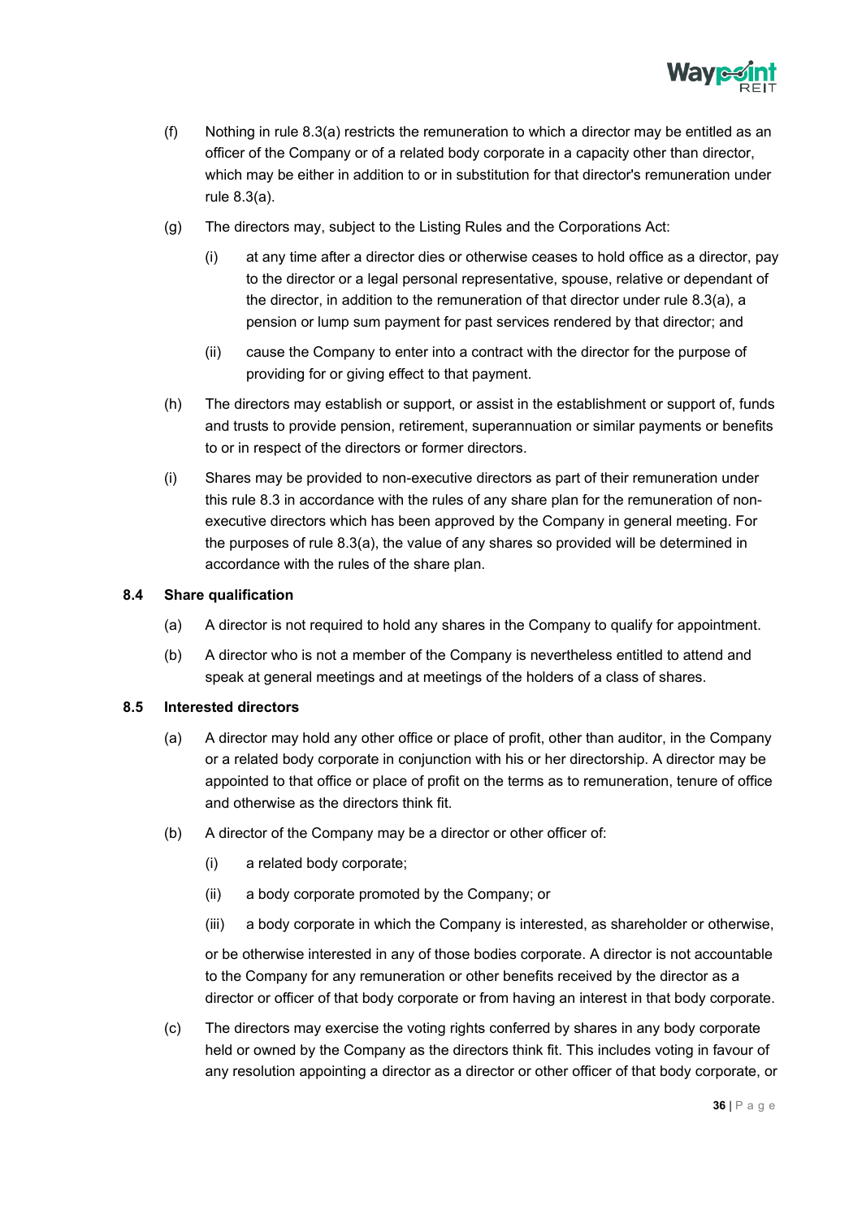(f) Nothing in rule 8.3(a) restricts the remuneration to which a director may be entitled as an officer of the Company or of a related body corporate in a capacity other than director, which may be either in addition to or in substitution for that director's remuneration under rule 8.3(a).

(g) The directors may, subject to the Listing Rules and the Corporations Act:

  (i) at any time after a director dies or otherwise ceases to hold office as a director, pay to the director or a legal personal representative, spouse, relative or dependant of the director, in addition to the remuneration of that director under rule 8.3(a), a pension or lump sum payment for past services rendered by that director; and

  (ii) cause the Company to enter into a contract with the director for the purpose of providing for or giving effect to that payment.

(h) The directors may establish or support, or assist in the establishment or support of, funds and trusts to provide pension, retirement, superannuation or similar payments or benefits to or in respect of the directors or former directors.

(i) Shares may be provided to non-executive directors as part of their remuneration under this rule 8.3 in accordance with the rules of any share plan for the remuneration of non-executive directors which has been approved by the Company in general meeting. For the purposes of rule 8.3(a), the value of any shares so provided will be determined in accordance with the rules of the share plan.

### 8.4 Share qualification

(a) A director is not required to hold any shares in the Company to qualify for appointment.

(b) A director who is not a member of the Company is nevertheless entitled to attend and speak at general meetings and at meetings of the holders of a class of shares.

### 8.5 Interested directors

(a) A director may hold any other office or place of profit, other than auditor, in the Company or a related body corporate in conjunction with his or her directorship. A director may be appointed to that office or place of profit on the terms as to remuneration, tenure of office and otherwise as the directors think fit.

(b) A director of the Company may be a director or other officer of:

  (i) a related body corporate;

  (ii) a body corporate promoted by the Company; or

  (iii) a body corporate in which the Company is interested, as shareholder or otherwise,

  or be otherwise interested in any of those bodies corporate. A director is not accountable to the Company for any remuneration or other benefits received by the director as a director or officer of that body corporate or from having an interest in that body corporate.

(c) The directors may exercise the voting rights conferred by shares in any body corporate held or owned by the Company as the directors think fit. This includes voting in favour of any resolution appointing a director as a director or other officer of that body corporate, or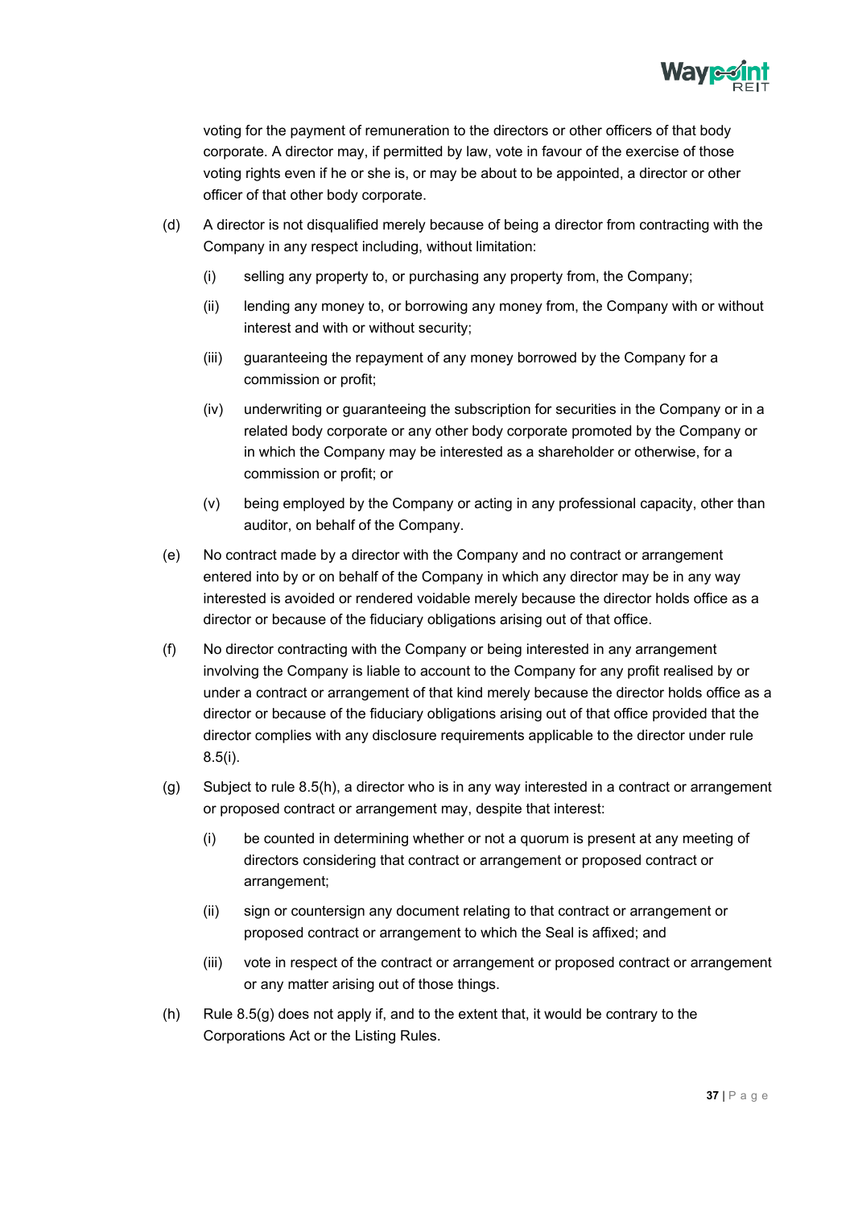voting for the payment of remuneration to the directors or other officers of that body corporate. A director may, if permitted by law, vote in favour of the exercise of those voting rights even if he or she is, or may be about to be appointed, a director or other officer of that other body corporate.

(d) A director is not disqualified merely because of being a director from contracting with the Company in any respect including, without limitation:

   (i) selling any property to, or purchasing any property from, the Company;

   (ii) lending any money to, or borrowing any money from, the Company with or without interest and with or without security;

   (iii) guaranteeing the repayment of any money borrowed by the Company for a commission or profit;

   (iv) underwriting or guaranteeing the subscription for securities in the Company or in a related body corporate or any other body corporate promoted by the Company or in which the Company may be interested as a shareholder or otherwise, for a commission or profit; or

   (v) being employed by the Company or acting in any professional capacity, other than auditor, on behalf of the Company.

(e) No contract made by a director with the Company and no contract or arrangement entered into by or on behalf of the Company in which any director may be in any way interested is avoided or rendered voidable merely because the director holds office as a director or because of the fiduciary obligations arising out of that office.

(f) No director contracting with the Company or being interested in any arrangement involving the Company is liable to account to the Company for any profit realised by or under a contract or arrangement of that kind merely because the director holds office as a director or because of the fiduciary obligations arising out of that office provided that the director complies with any disclosure requirements applicable to the director under rule 8.5(i).

(g) Subject to rule 8.5(h), a director who is in any way interested in a contract or arrangement or proposed contract or arrangement may, despite that interest:

   (i) be counted in determining whether or not a quorum is present at any meeting of directors considering that contract or arrangement or proposed contract or arrangement;

   (ii) sign or countersign any document relating to that contract or arrangement or proposed contract or arrangement to which the Seal is affixed; and

   (iii) vote in respect of the contract or arrangement or proposed contract or arrangement or any matter arising out of those things.

(h) Rule 8.5(g) does not apply if, and to the extent that, it would be contrary to the Corporations Act or the Listing Rules.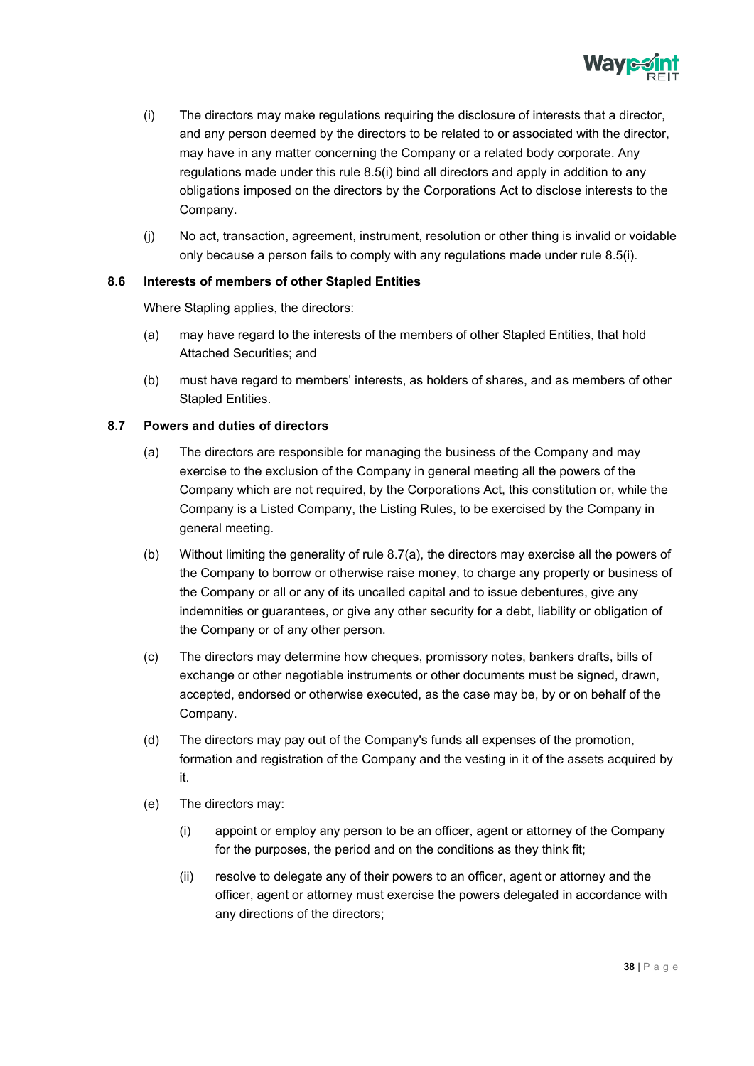(i) The directors may make regulations requiring the disclosure of interests that a director, and any person deemed by the directors to be related to or associated with the director, may have in any matter concerning the Company or a related body corporate. Any regulations made under this rule 8.5(i) bind all directors and apply in addition to any obligations imposed on the directors by the Corporations Act to disclose interests to the Company.

(j) No act, transaction, agreement, instrument, resolution or other thing is invalid or voidable only because a person fails to comply with any regulations made under rule 8.5(i).

### 8.6 Interests of members of other Stapled Entities

Where Stapling applies, the directors:

(a) may have regard to the interests of the members of other Stapled Entities, that hold Attached Securities; and

(b) must have regard to members' interests, as holders of shares, and as members of other Stapled Entities.

### 8.7 Powers and duties of directors

(a) The directors are responsible for managing the business of the Company and may exercise to the exclusion of the Company in general meeting all the powers of the Company which are not required, by the Corporations Act, this constitution or, while the Company is a Listed Company, the Listing Rules, to be exercised by the Company in general meeting.

(b) Without limiting the generality of rule 8.7(a), the directors may exercise all the powers of the Company to borrow or otherwise raise money, to charge any property or business of the Company or all or any of its uncalled capital and to issue debentures, give any indemnities or guarantees, or give any other security for a debt, liability or obligation of the Company or of any other person.

(c) The directors may determine how cheques, promissory notes, bankers drafts, bills of exchange or other negotiable instruments or other documents must be signed, drawn, accepted, endorsed or otherwise executed, as the case may be, by or on behalf of the Company.

(d) The directors may pay out of the Company's funds all expenses of the promotion, formation and registration of the Company and the vesting in it of the assets acquired by it.

(e) The directors may:

(i) appoint or employ any person to be an officer, agent or attorney of the Company for the purposes, the period and on the conditions as they think fit;

(ii) resolve to delegate any of their powers to an officer, agent or attorney and the officer, agent or attorney must exercise the powers delegated in accordance with any directions of the directors;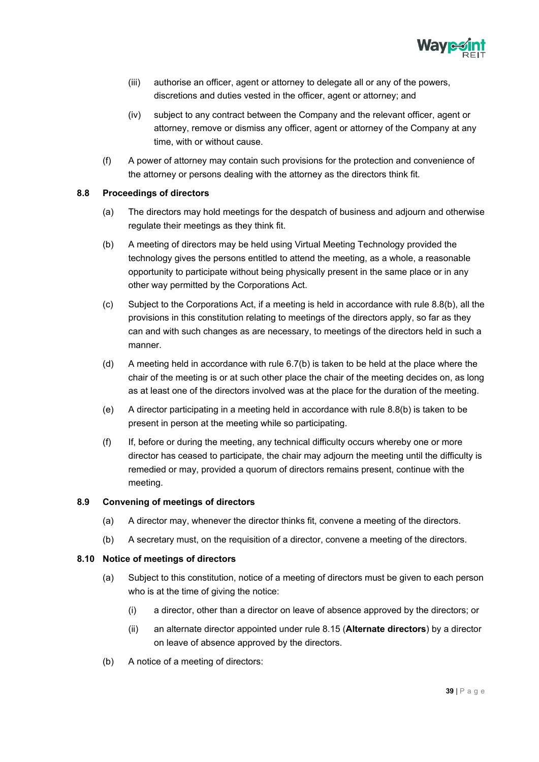(iii) authorise an officer, agent or attorney to delegate all or any of the powers, discretions and duties vested in the officer, agent or attorney; and

(iv) subject to any contract between the Company and the relevant officer, agent or attorney, remove or dismiss any officer, agent or attorney of the Company at any time, with or without cause.

(f) A power of attorney may contain such provisions for the protection and convenience of the attorney or persons dealing with the attorney as the directors think fit.

### 8.8 Proceedings of directors

(a) The directors may hold meetings for the despatch of business and adjourn and otherwise regulate their meetings as they think fit.

(b) A meeting of directors may be held using Virtual Meeting Technology provided the technology gives the persons entitled to attend the meeting, as a whole, a reasonable opportunity to participate without being physically present in the same place or in any other way permitted by the Corporations Act.

(c) Subject to the Corporations Act, if a meeting is held in accordance with rule 8.8(b), all the provisions in this constitution relating to meetings of the directors apply, so far as they can and with such changes as are necessary, to meetings of the directors held in such a manner.

(d) A meeting held in accordance with rule 6.7(b) is taken to be held at the place where the chair of the meeting is or at such other place the chair of the meeting decides on, as long as at least one of the directors involved was at the place for the duration of the meeting.

(e) A director participating in a meeting held in accordance with rule 8.8(b) is taken to be present in person at the meeting while so participating.

(f) If, before or during the meeting, any technical difficulty occurs whereby one or more director has ceased to participate, the chair may adjourn the meeting until the difficulty is remedied or may, provided a quorum of directors remains present, continue with the meeting.

### 8.9 Convening of meetings of directors

(a) A director may, whenever the director thinks fit, convene a meeting of the directors.

(b) A secretary must, on the requisition of a director, convene a meeting of the directors.

### 8.10 Notice of meetings of directors

(a) Subject to this constitution, notice of a meeting of directors must be given to each person who is at the time of giving the notice:

(i) a director, other than a director on leave of absence approved by the directors; or

(ii) an alternate director appointed under rule 8.15 (**Alternate directors**) by a director on leave of absence approved by the directors.

(b) A notice of a meeting of directors: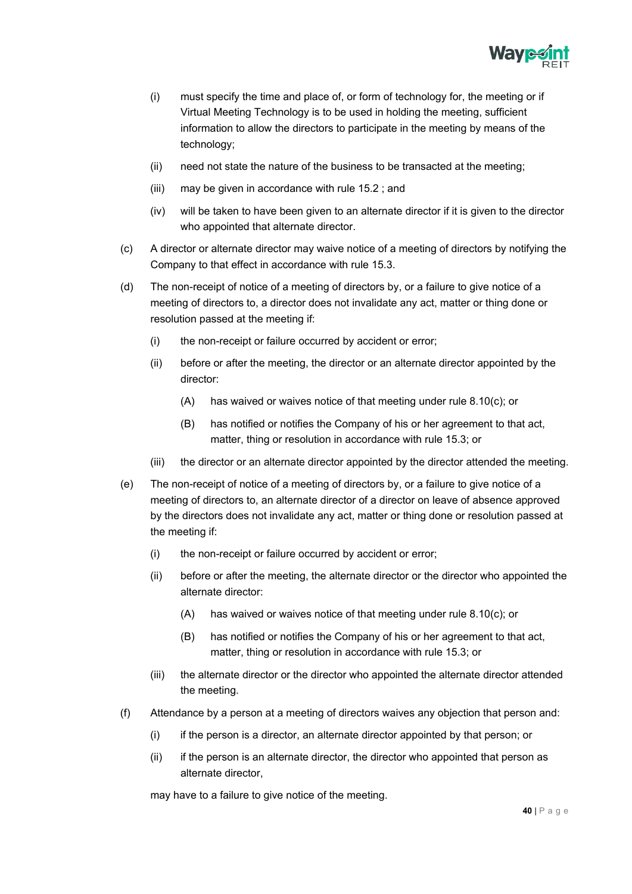(i) must specify the time and place of, or form of technology for, the meeting or if Virtual Meeting Technology is to be used in holding the meeting, sufficient information to allow the directors to participate in the meeting by means of the technology;

(ii) need not state the nature of the business to be transacted at the meeting;

(iii) may be given in accordance with rule 15.2 ; and

(iv) will be taken to have been given to an alternate director if it is given to the director who appointed that alternate director.

(c) A director or alternate director may waive notice of a meeting of directors by notifying the Company to that effect in accordance with rule 15.3.

(d) The non-receipt of notice of a meeting of directors by, or a failure to give notice of a meeting of directors to, a director does not invalidate any act, matter or thing done or resolution passed at the meeting if:

(i) the non-receipt or failure occurred by accident or error;

(ii) before or after the meeting, the director or an alternate director appointed by the director:

(A) has waived or waives notice of that meeting under rule 8.10(c); or

(B) has notified or notifies the Company of his or her agreement to that act, matter, thing or resolution in accordance with rule 15.3; or

(iii) the director or an alternate director appointed by the director attended the meeting.

(e) The non-receipt of notice of a meeting of directors by, or a failure to give notice of a meeting of directors to, an alternate director of a director on leave of absence approved by the directors does not invalidate any act, matter or thing done or resolution passed at the meeting if:

(i) the non-receipt or failure occurred by accident or error;

(ii) before or after the meeting, the alternate director or the director who appointed the alternate director:

(A) has waived or waives notice of that meeting under rule 8.10(c); or

(B) has notified or notifies the Company of his or her agreement to that act, matter, thing or resolution in accordance with rule 15.3; or

(iii) the alternate director or the director who appointed the alternate director attended the meeting.

(f) Attendance by a person at a meeting of directors waives any objection that person and:

(i) if the person is a director, an alternate director appointed by that person; or

(ii) if the person is an alternate director, the director who appointed that person as alternate director,

may have to a failure to give notice of the meeting.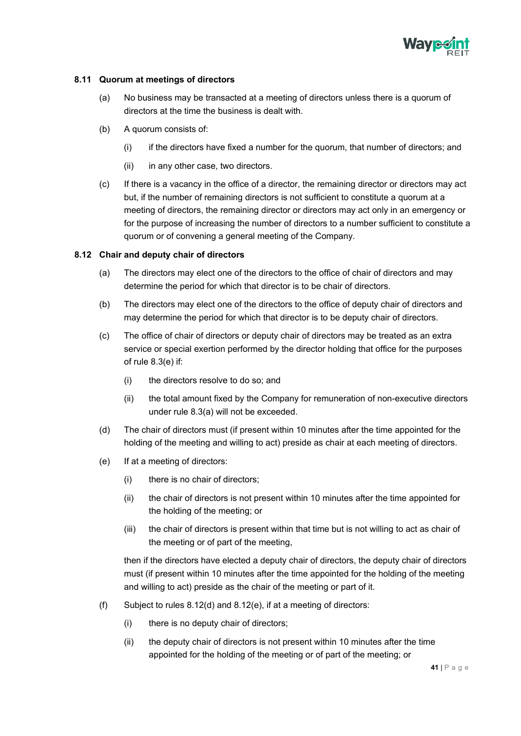### 8.11 Quorum at meetings of directors

(a) No business may be transacted at a meeting of directors unless there is a quorum of directors at the time the business is dealt with.

(b) A quorum consists of:

(i) if the directors have fixed a number for the quorum, that number of directors; and

(ii) in any other case, two directors.

(c) If there is a vacancy in the office of a director, the remaining director or directors may act but, if the number of remaining directors is not sufficient to constitute a quorum at a meeting of directors, the remaining director or directors may act only in an emergency or for the purpose of increasing the number of directors to a number sufficient to constitute a quorum or of convening a general meeting of the Company.

### 8.12 Chair and deputy chair of directors

(a) The directors may elect one of the directors to the office of chair of directors and may determine the period for which that director is to be chair of directors.

(b) The directors may elect one of the directors to the office of deputy chair of directors and may determine the period for which that director is to be deputy chair of directors.

(c) The office of chair of directors or deputy chair of directors may be treated as an extra service or special exertion performed by the director holding that office for the purposes of rule 8.3(e) if:

(i) the directors resolve to do so; and

(ii) the total amount fixed by the Company for remuneration of non-executive directors under rule 8.3(a) will not be exceeded.

(d) The chair of directors must (if present within 10 minutes after the time appointed for the holding of the meeting and willing to act) preside as chair at each meeting of directors.

(e) If at a meeting of directors:

(i) there is no chair of directors;

(ii) the chair of directors is not present within 10 minutes after the time appointed for the holding of the meeting; or

(iii) the chair of directors is present within that time but is not willing to act as chair of the meeting or of part of the meeting,

then if the directors have elected a deputy chair of directors, the deputy chair of directors must (if present within 10 minutes after the time appointed for the holding of the meeting and willing to act) preside as the chair of the meeting or part of it.

(f) Subject to rules 8.12(d) and 8.12(e), if at a meeting of directors:

(i) there is no deputy chair of directors;

(ii) the deputy chair of directors is not present within 10 minutes after the time appointed for the holding of the meeting or of part of the meeting; or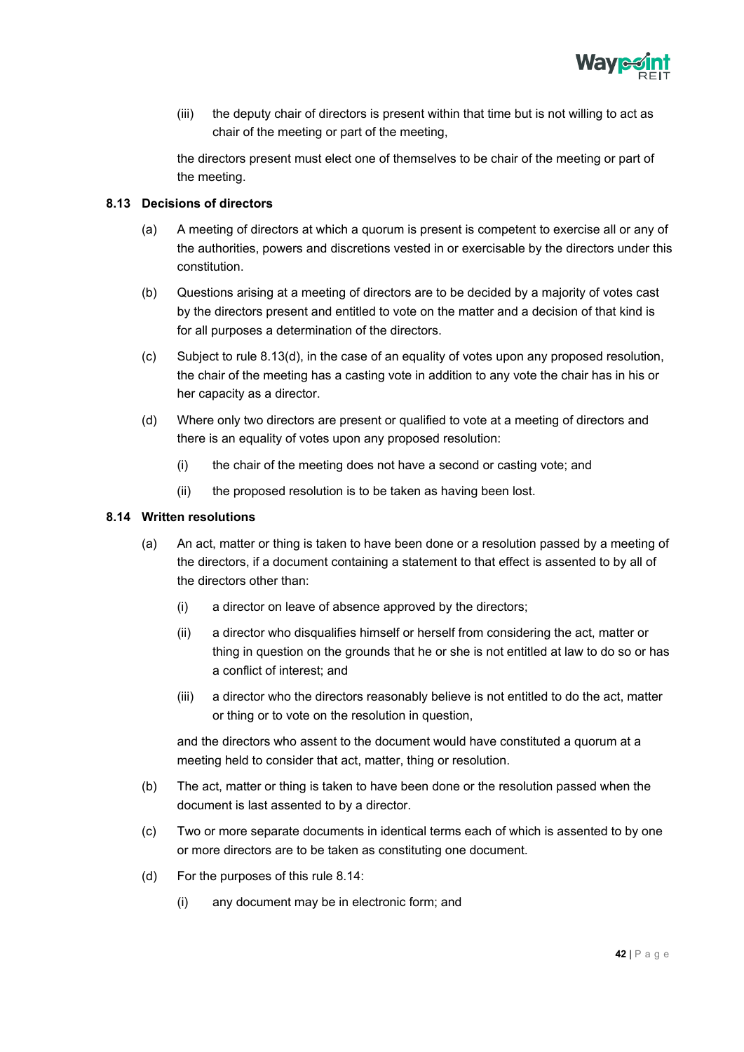(iii) the deputy chair of directors is present within that time but is not willing to act as chair of the meeting or part of the meeting,

the directors present must elect one of themselves to be chair of the meeting or part of the meeting.

### 8.13 Decisions of directors

(a) A meeting of directors at which a quorum is present is competent to exercise all or any of the authorities, powers and discretions vested in or exercisable by the directors under this constitution.

(b) Questions arising at a meeting of directors are to be decided by a majority of votes cast by the directors present and entitled to vote on the matter and a decision of that kind is for all purposes a determination of the directors.

(c) Subject to rule 8.13(d), in the case of an equality of votes upon any proposed resolution, the chair of the meeting has a casting vote in addition to any vote the chair has in his or her capacity as a director.

(d) Where only two directors are present or qualified to vote at a meeting of directors and there is an equality of votes upon any proposed resolution:

(i) the chair of the meeting does not have a second or casting vote; and

(ii) the proposed resolution is to be taken as having been lost.

### 8.14 Written resolutions

(a) An act, matter or thing is taken to have been done or a resolution passed by a meeting of the directors, if a document containing a statement to that effect is assented to by all of the directors other than:

(i) a director on leave of absence approved by the directors;

(ii) a director who disqualifies himself or herself from considering the act, matter or thing in question on the grounds that he or she is not entitled at law to do so or has a conflict of interest; and

(iii) a director who the directors reasonably believe is not entitled to do the act, matter or thing or to vote on the resolution in question,

and the directors who assent to the document would have constituted a quorum at a meeting held to consider that act, matter, thing or resolution.

(b) The act, matter or thing is taken to have been done or the resolution passed when the document is last assented to by a director.

(c) Two or more separate documents in identical terms each of which is assented to by one or more directors are to be taken as constituting one document.

(d) For the purposes of this rule 8.14:

(i) any document may be in electronic form; and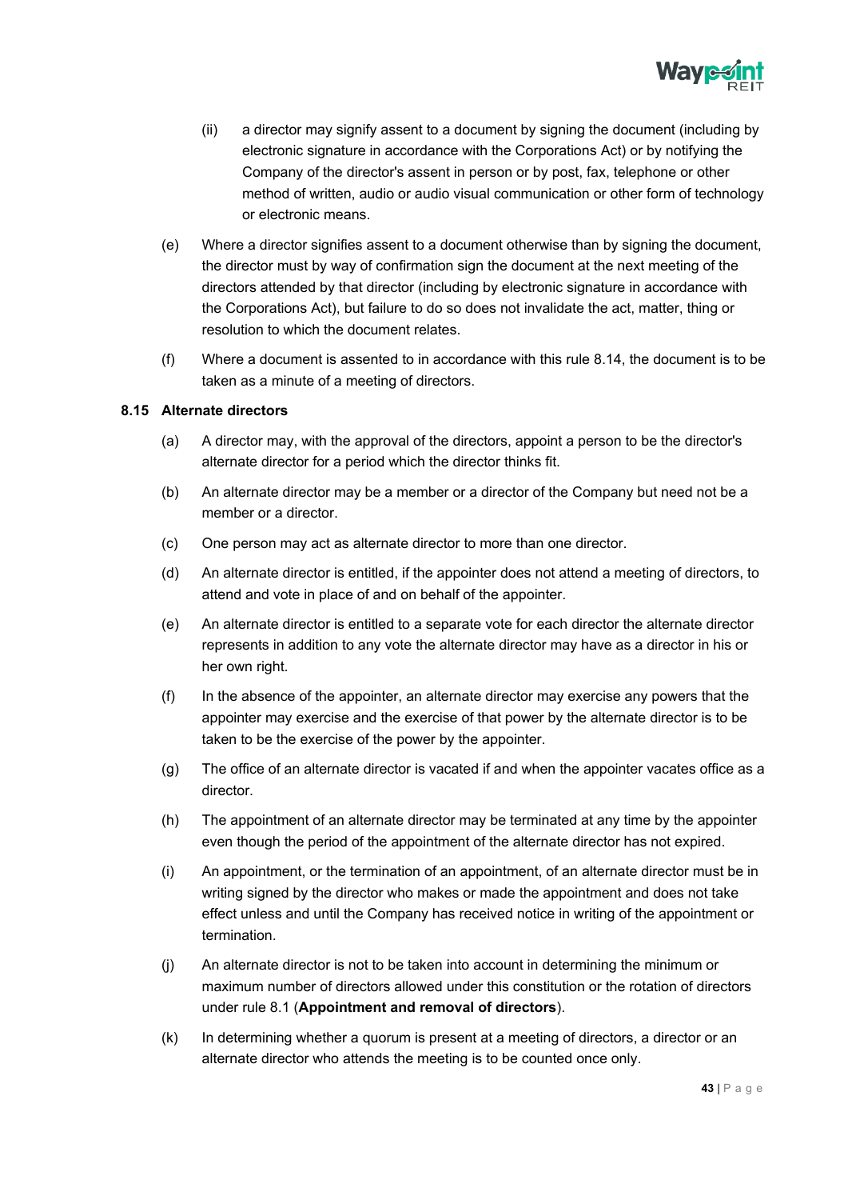(ii) a director may signify assent to a document by signing the document (including by electronic signature in accordance with the Corporations Act) or by notifying the Company of the director's assent in person or by post, fax, telephone or other method of written, audio or audio visual communication or other form of technology or electronic means.

(e) Where a director signifies assent to a document otherwise than by signing the document, the director must by way of confirmation sign the document at the next meeting of the directors attended by that director (including by electronic signature in accordance with the Corporations Act), but failure to do so does not invalidate the act, matter, thing or resolution to which the document relates.

(f) Where a document is assented to in accordance with this rule 8.14, the document is to be taken as a minute of a meeting of directors.

### 8.15 Alternate directors

(a) A director may, with the approval of the directors, appoint a person to be the director's alternate director for a period which the director thinks fit.

(b) An alternate director may be a member or a director of the Company but need not be a member or a director.

(c) One person may act as alternate director to more than one director.

(d) An alternate director is entitled, if the appointer does not attend a meeting of directors, to attend and vote in place of and on behalf of the appointer.

(e) An alternate director is entitled to a separate vote for each director the alternate director represents in addition to any vote the alternate director may have as a director in his or her own right.

(f) In the absence of the appointer, an alternate director may exercise any powers that the appointer may exercise and the exercise of that power by the alternate director is to be taken to be the exercise of the power by the appointer.

(g) The office of an alternate director is vacated if and when the appointer vacates office as a director.

(h) The appointment of an alternate director may be terminated at any time by the appointer even though the period of the appointment of the alternate director has not expired.

(i) An appointment, or the termination of an appointment, of an alternate director must be in writing signed by the director who makes or made the appointment and does not take effect unless and until the Company has received notice in writing of the appointment or termination.

(j) An alternate director is not to be taken into account in determining the minimum or maximum number of directors allowed under this constitution or the rotation of directors under rule 8.1 (**Appointment and removal of directors**).

(k) In determining whether a quorum is present at a meeting of directors, a director or an alternate director who attends the meeting is to be counted once only.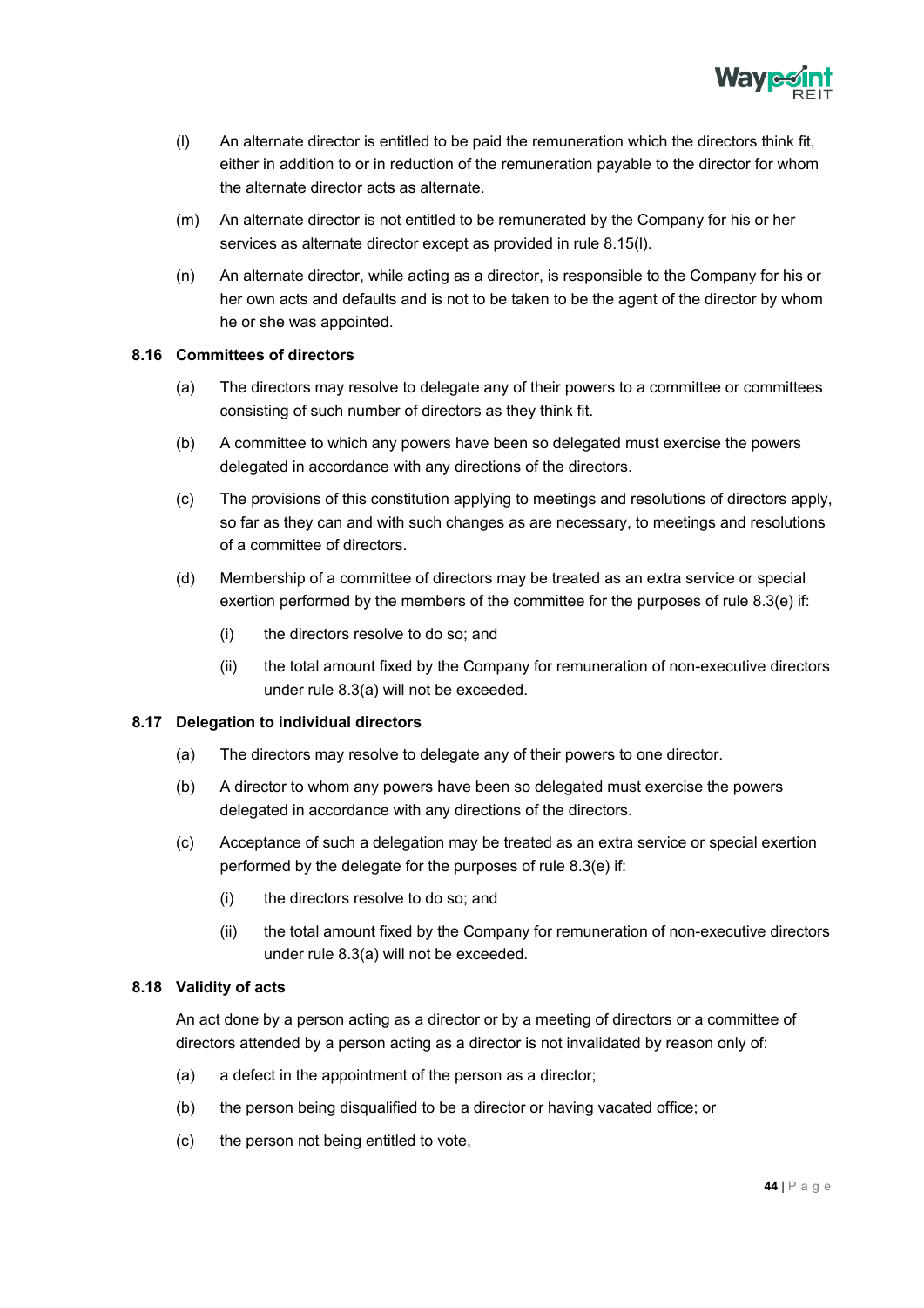(l) An alternate director is entitled to be paid the remuneration which the directors think fit, either in addition to or in reduction of the remuneration payable to the director for whom the alternate director acts as alternate.

(m) An alternate director is not entitled to be remunerated by the Company for his or her services as alternate director except as provided in rule 8.15(l).

(n) An alternate director, while acting as a director, is responsible to the Company for his or her own acts and defaults and is not to be taken to be the agent of the director by whom he or she was appointed.

### 8.16 Committees of directors

(a) The directors may resolve to delegate any of their powers to a committee or committees consisting of such number of directors as they think fit.

(b) A committee to which any powers have been so delegated must exercise the powers delegated in accordance with any directions of the directors.

(c) The provisions of this constitution applying to meetings and resolutions of directors apply, so far as they can and with such changes as are necessary, to meetings and resolutions of a committee of directors.

(d) Membership of a committee of directors may be treated as an extra service or special exertion performed by the members of the committee for the purposes of rule 8.3(e) if:

  (i) the directors resolve to do so; and

  (ii) the total amount fixed by the Company for remuneration of non-executive directors under rule 8.3(a) will not be exceeded.

### 8.17 Delegation to individual directors

(a) The directors may resolve to delegate any of their powers to one director.

(b) A director to whom any powers have been so delegated must exercise the powers delegated in accordance with any directions of the directors.

(c) Acceptance of such a delegation may be treated as an extra service or special exertion performed by the delegate for the purposes of rule 8.3(e) if:

  (i) the directors resolve to do so; and

  (ii) the total amount fixed by the Company for remuneration of non-executive directors under rule 8.3(a) will not be exceeded.

### 8.18 Validity of acts

An act done by a person acting as a director or by a meeting of directors or a committee of directors attended by a person acting as a director is not invalidated by reason only of:

(a) a defect in the appointment of the person as a director;

(b) the person being disqualified to be a director or having vacated office; or

(c) the person not being entitled to vote,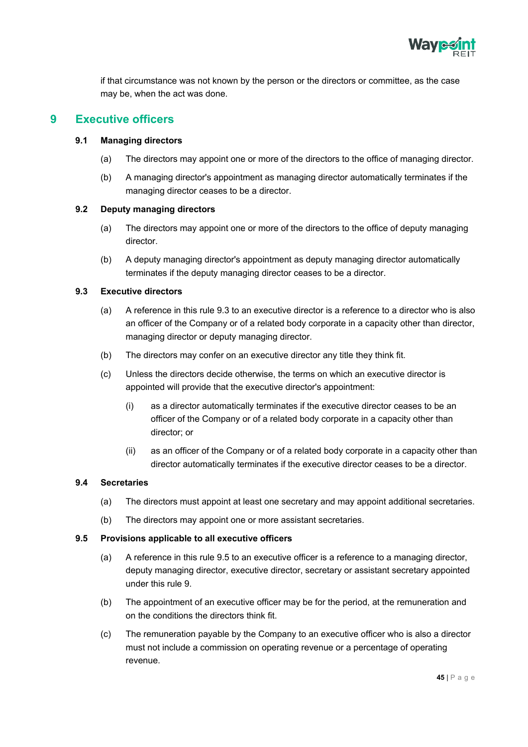if that circumstance was not known by the person or the directors or committee, as the case may be, when the act was done.

# 9 Executive officers

## 9.1 Managing directors

(a) The directors may appoint one or more of the directors to the office of managing director.

(b) A managing director's appointment as managing director automatically terminates if the managing director ceases to be a director.

## 9.2 Deputy managing directors

(a) The directors may appoint one or more of the directors to the office of deputy managing director.

(b) A deputy managing director's appointment as deputy managing director automatically terminates if the deputy managing director ceases to be a director.

## 9.3 Executive directors

(a) A reference in this rule 9.3 to an executive director is a reference to a director who is also an officer of the Company or of a related body corporate in a capacity other than director, managing director or deputy managing director.

(b) The directors may confer on an executive director any title they think fit.

(c) Unless the directors decide otherwise, the terms on which an executive director is appointed will provide that the executive director's appointment:

  (i) as a director automatically terminates if the executive director ceases to be an officer of the Company or of a related body corporate in a capacity other than director; or

  (ii) as an officer of the Company or of a related body corporate in a capacity other than director automatically terminates if the executive director ceases to be a director.

## 9.4 Secretaries

(a) The directors must appoint at least one secretary and may appoint additional secretaries.

(b) The directors may appoint one or more assistant secretaries.

## 9.5 Provisions applicable to all executive officers

(a) A reference in this rule 9.5 to an executive officer is a reference to a managing director, deputy managing director, executive director, secretary or assistant secretary appointed under this rule 9.

(b) The appointment of an executive officer may be for the period, at the remuneration and on the conditions the directors think fit.

(c) The remuneration payable by the Company to an executive officer who is also a director must not include a commission on operating revenue or a percentage of operating revenue.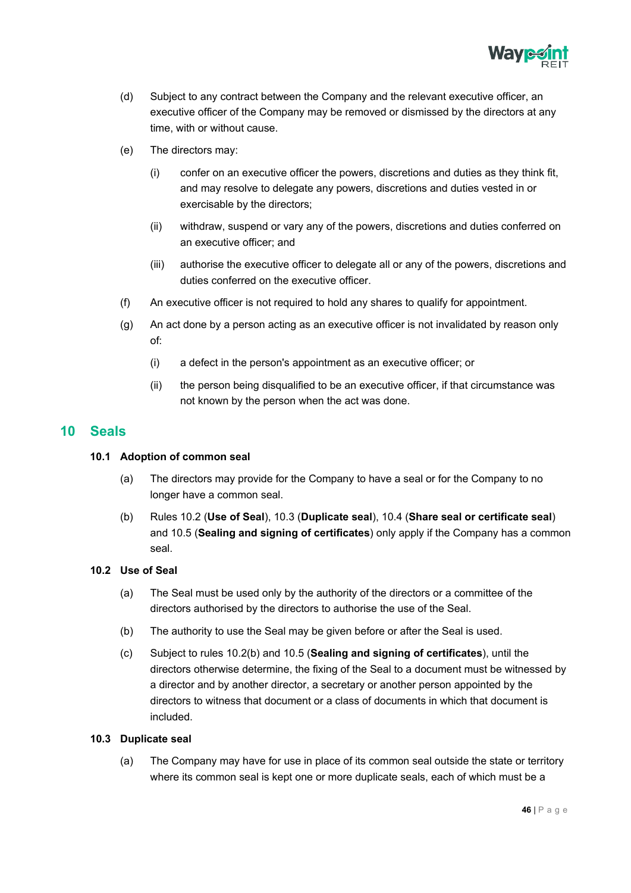(d) Subject to any contract between the Company and the relevant executive officer, an executive officer of the Company may be removed or dismissed by the directors at any time, with or without cause.

(e) The directors may:

 (i) confer on an executive officer the powers, discretions and duties as they think fit, and may resolve to delegate any powers, discretions and duties vested in or exercisable by the directors;

 (ii) withdraw, suspend or vary any of the powers, discretions and duties conferred on an executive officer; and

 (iii) authorise the executive officer to delegate all or any of the powers, discretions and duties conferred on the executive officer.

(f) An executive officer is not required to hold any shares to qualify for appointment.

(g) An act done by a person acting as an executive officer is not invalidated by reason only of:

 (i) a defect in the person's appointment as an executive officer; or

 (ii) the person being disqualified to be an executive officer, if that circumstance was not known by the person when the act was done.

## 10 Seals

### 10.1 Adoption of common seal

(a) The directors may provide for the Company to have a seal or for the Company to no longer have a common seal.

(b) Rules 10.2 (**Use of Seal**), 10.3 (**Duplicate seal**), 10.4 (**Share seal or certificate seal**) and 10.5 (**Sealing and signing of certificates**) only apply if the Company has a common seal.

### 10.2 Use of Seal

(a) The Seal must be used only by the authority of the directors or a committee of the directors authorised by the directors to authorise the use of the Seal.

(b) The authority to use the Seal may be given before or after the Seal is used.

(c) Subject to rules 10.2(b) and 10.5 (**Sealing and signing of certificates**), until the directors otherwise determine, the fixing of the Seal to a document must be witnessed by a director and by another director, a secretary or another person appointed by the directors to witness that document or a class of documents in which that document is included.

### 10.3 Duplicate seal

(a) The Company may have for use in place of its common seal outside the state or territory where its common seal is kept one or more duplicate seals, each of which must be a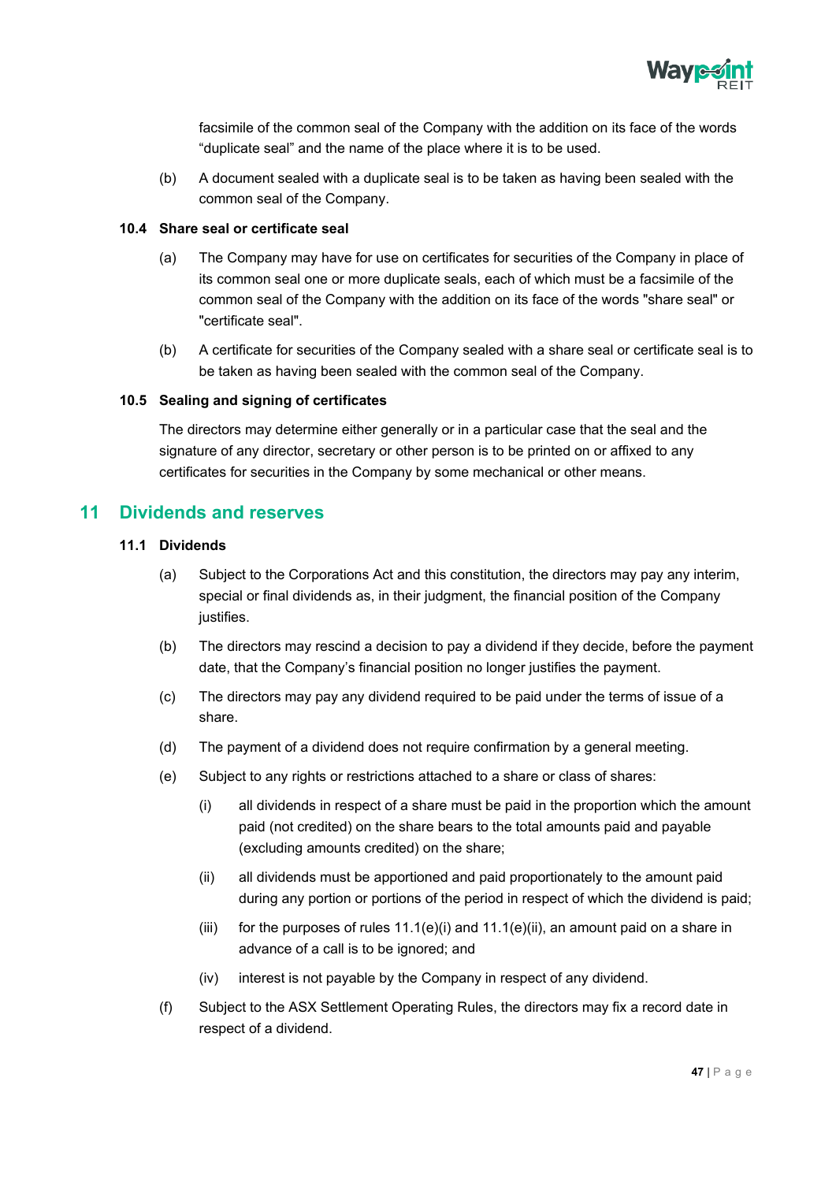facsimile of the common seal of the Company with the addition on its face of the words “duplicate seal” and the name of the place where it is to be used.

(b) A document sealed with a duplicate seal is to be taken as having been sealed with the common seal of the Company.

### 10.4 Share seal or certificate seal

(a) The Company may have for use on certificates for securities of the Company in place of its common seal one or more duplicate seals, each of which must be a facsimile of the common seal of the Company with the addition on its face of the words "share seal" or "certificate seal".

(b) A certificate for securities of the Company sealed with a share seal or certificate seal is to be taken as having been sealed with the common seal of the Company.

### 10.5 Sealing and signing of certificates

The directors may determine either generally or in a particular case that the seal and the signature of any director, secretary or other person is to be printed on or affixed to any certificates for securities in the Company by some mechanical or other means.

## 11 Dividends and reserves

### 11.1 Dividends

(a) Subject to the Corporations Act and this constitution, the directors may pay any interim, special or final dividends as, in their judgment, the financial position of the Company justifies.

(b) The directors may rescind a decision to pay a dividend if they decide, before the payment date, that the Company’s financial position no longer justifies the payment.

(c) The directors may pay any dividend required to be paid under the terms of issue of a share.

(d) The payment of a dividend does not require confirmation by a general meeting.

(e) Subject to any rights or restrictions attached to a share or class of shares:

- (i) all dividends in respect of a share must be paid in the proportion which the amount paid (not credited) on the share bears to the total amounts paid and payable (excluding amounts credited) on the share;
- (ii) all dividends must be apportioned and paid proportionately to the amount paid during any portion or portions of the period in respect of which the dividend is paid;
- (iii) for the purposes of rules 11.1(e)(i) and 11.1(e)(ii), an amount paid on a share in advance of a call is to be ignored; and
- (iv) interest is not payable by the Company in respect of any dividend.

(f) Subject to the ASX Settlement Operating Rules, the directors may fix a record date in respect of a dividend.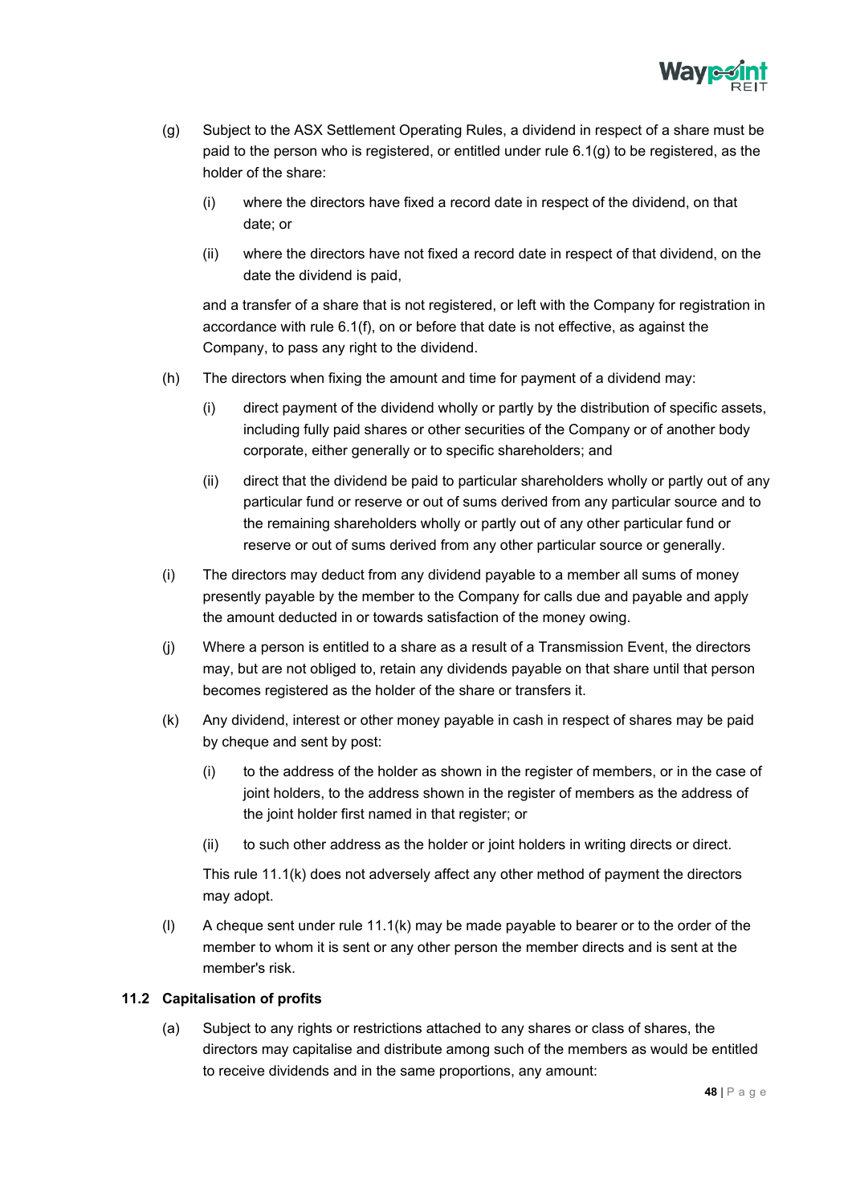(g) Subject to the ASX Settlement Operating Rules, a dividend in respect of a share must be paid to the person who is registered, or entitled under rule 6.1(g) to be registered, as the holder of the share:

   (i) where the directors have fixed a record date in respect of the dividend, on that date; or

   (ii) where the directors have not fixed a record date in respect of that dividend, on the date the dividend is paid,

   and a transfer of a share that is not registered, or left with the Company for registration in accordance with rule 6.1(f), on or before that date is not effective, as against the Company, to pass any right to the dividend.

(h) The directors when fixing the amount and time for payment of a dividend may:

   (i) direct payment of the dividend wholly or partly by the distribution of specific assets, including fully paid shares or other securities of the Company or of another body corporate, either generally or to specific shareholders; and

   (ii) direct that the dividend be paid to particular shareholders wholly or partly out of any particular fund or reserve or out of sums derived from any particular source and to the remaining shareholders wholly or partly out of any other particular fund or reserve or out of sums derived from any other particular source or generally.

(i) The directors may deduct from any dividend payable to a member all sums of money presently payable by the member to the Company for calls due and payable and apply the amount deducted in or towards satisfaction of the money owing.

(j) Where a person is entitled to a share as a result of a Transmission Event, the directors may, but are not obliged to, retain any dividends payable on that share until that person becomes registered as the holder of the share or transfers it.

(k) Any dividend, interest or other money payable in cash in respect of shares may be paid by cheque and sent by post:

   (i) to the address of the holder as shown in the register of members, or in the case of joint holders, to the address shown in the register of members as the address of the joint holder first named in that register; or

   (ii) to such other address as the holder or joint holders in writing directs or direct.

   This rule 11.1(k) does not adversely affect any other method of payment the directors may adopt.

(l) A cheque sent under rule 11.1(k) may be made payable to bearer or to the order of the member to whom it is sent or any other person the member directs and is sent at the member's risk.

### 11.2 Capitalisation of profits

(a) Subject to any rights or restrictions attached to any shares or class of shares, the directors may capitalise and distribute among such of the members as would be entitled to receive dividends and in the same proportions, any amount: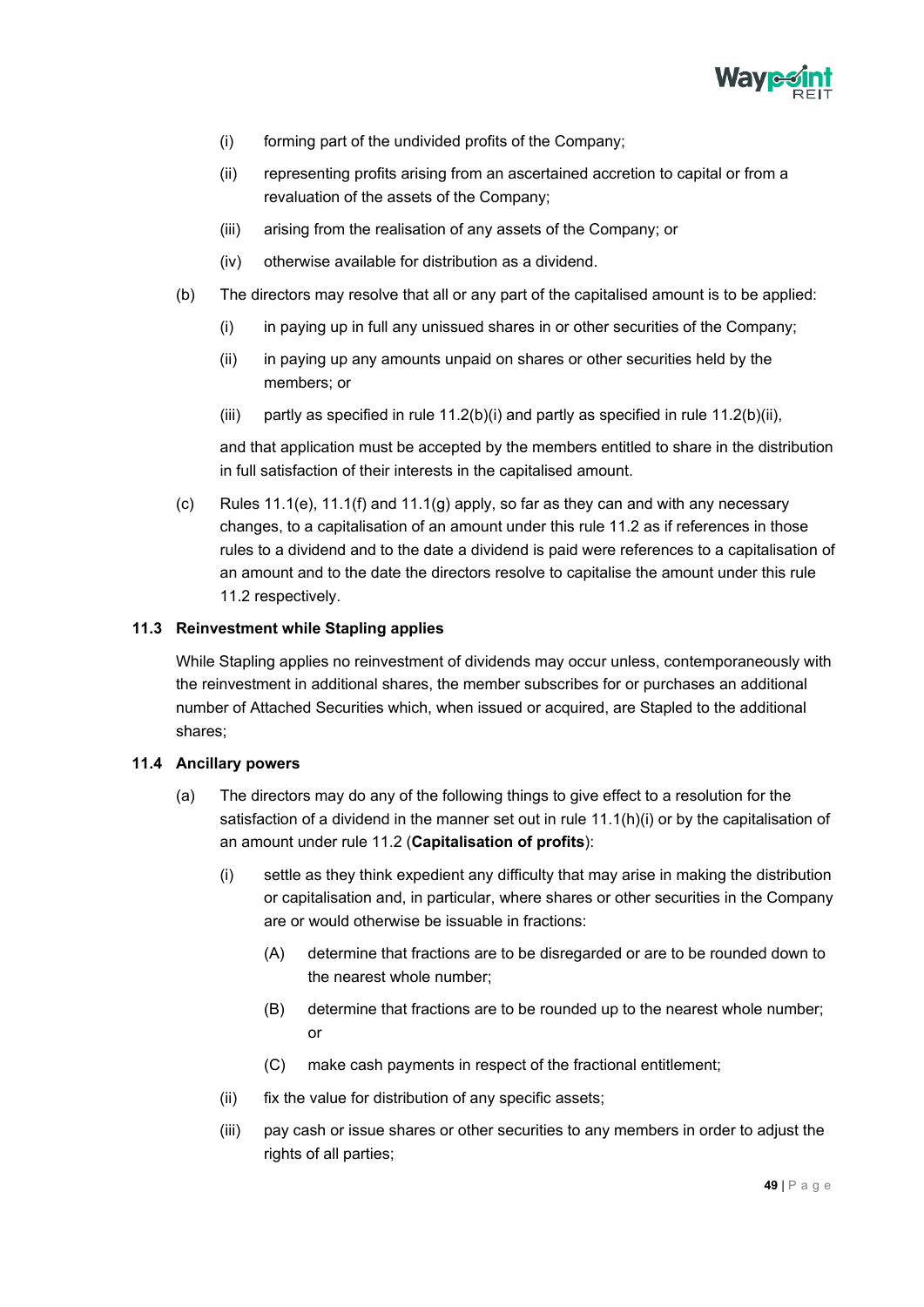(i) forming part of the undivided profits of the Company;

(ii) representing profits arising from an ascertained accretion to capital or from a revaluation of the assets of the Company;

(iii) arising from the realisation of any assets of the Company; or

(iv) otherwise available for distribution as a dividend.

(b) The directors may resolve that all or any part of the capitalised amount is to be applied:

(i) in paying up in full any unissued shares in or other securities of the Company;

(ii) in paying up any amounts unpaid on shares or other securities held by the members; or

(iii) partly as specified in rule 11.2(b)(i) and partly as specified in rule 11.2(b)(ii),

and that application must be accepted by the members entitled to share in the distribution in full satisfaction of their interests in the capitalised amount.

(c) Rules 11.1(e), 11.1(f) and 11.1(g) apply, so far as they can and with any necessary changes, to a capitalisation of an amount under this rule 11.2 as if references in those rules to a dividend and to the date a dividend is paid were references to a capitalisation of an amount and to the date the directors resolve to capitalise the amount under this rule 11.2 respectively.

### 11.3 Reinvestment while Stapling applies

While Stapling applies no reinvestment of dividends may occur unless, contemporaneously with the reinvestment in additional shares, the member subscribes for or purchases an additional number of Attached Securities which, when issued or acquired, are Stapled to the additional shares;

### 11.4 Ancillary powers

(a) The directors may do any of the following things to give effect to a resolution for the satisfaction of a dividend in the manner set out in rule 11.1(h)(i) or by the capitalisation of an amount under rule 11.2 (**Capitalisation of profits**):

(i) settle as they think expedient any difficulty that may arise in making the distribution or capitalisation and, in particular, where shares or other securities in the Company are or would otherwise be issuable in fractions:

(A) determine that fractions are to be disregarded or are to be rounded down to the nearest whole number;

(B) determine that fractions are to be rounded up to the nearest whole number; or

(C) make cash payments in respect of the fractional entitlement;

(ii) fix the value for distribution of any specific assets;

(iii) pay cash or issue shares or other securities to any members in order to adjust the rights of all parties;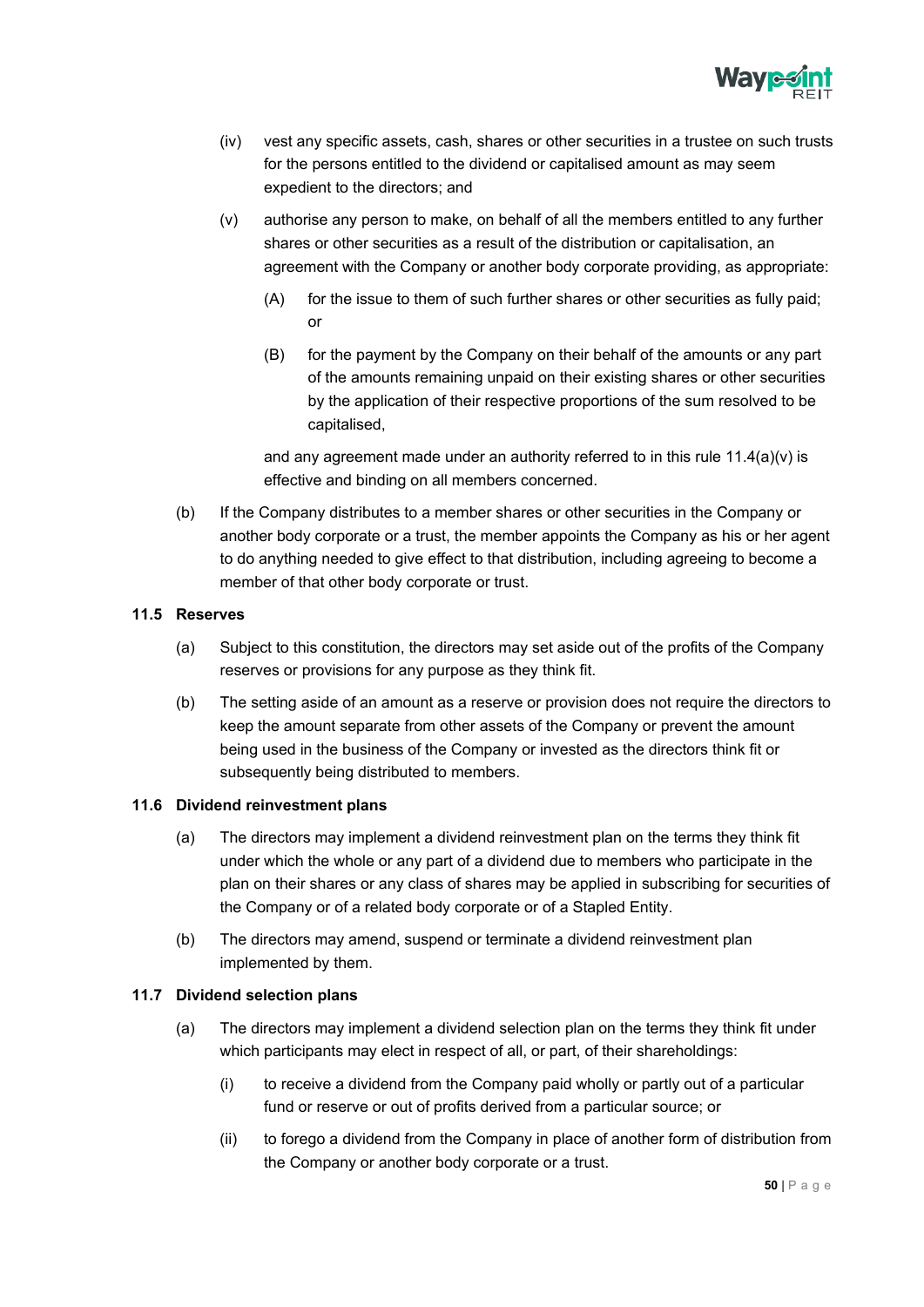(iv) vest any specific assets, cash, shares or other securities in a trustee on such trusts for the persons entitled to the dividend or capitalised amount as may seem expedient to the directors; and

(v) authorise any person to make, on behalf of all the members entitled to any further shares or other securities as a result of the distribution or capitalisation, an agreement with the Company or another body corporate providing, as appropriate:

(A) for the issue to them of such further shares or other securities as fully paid; or

(B) for the payment by the Company on their behalf of the amounts or any part of the amounts remaining unpaid on their existing shares or other securities by the application of their respective proportions of the sum resolved to be capitalised,

and any agreement made under an authority referred to in this rule 11.4(a)(v) is effective and binding on all members concerned.

(b) If the Company distributes to a member shares or other securities in the Company or another body corporate or a trust, the member appoints the Company as his or her agent to do anything needed to give effect to that distribution, including agreeing to become a member of that other body corporate or trust.

### 11.5 Reserves

(a) Subject to this constitution, the directors may set aside out of the profits of the Company reserves or provisions for any purpose as they think fit.

(b) The setting aside of an amount as a reserve or provision does not require the directors to keep the amount separate from other assets of the Company or prevent the amount being used in the business of the Company or invested as the directors think fit or subsequently being distributed to members.

### 11.6 Dividend reinvestment plans

(a) The directors may implement a dividend reinvestment plan on the terms they think fit under which the whole or any part of a dividend due to members who participate in the plan on their shares or any class of shares may be applied in subscribing for securities of the Company or of a related body corporate or of a Stapled Entity.

(b) The directors may amend, suspend or terminate a dividend reinvestment plan implemented by them.

### 11.7 Dividend selection plans

(a) The directors may implement a dividend selection plan on the terms they think fit under which participants may elect in respect of all, or part, of their shareholdings:

(i) to receive a dividend from the Company paid wholly or partly out of a particular fund or reserve or out of profits derived from a particular source; or

(ii) to forego a dividend from the Company in place of another form of distribution from the Company or another body corporate or a trust.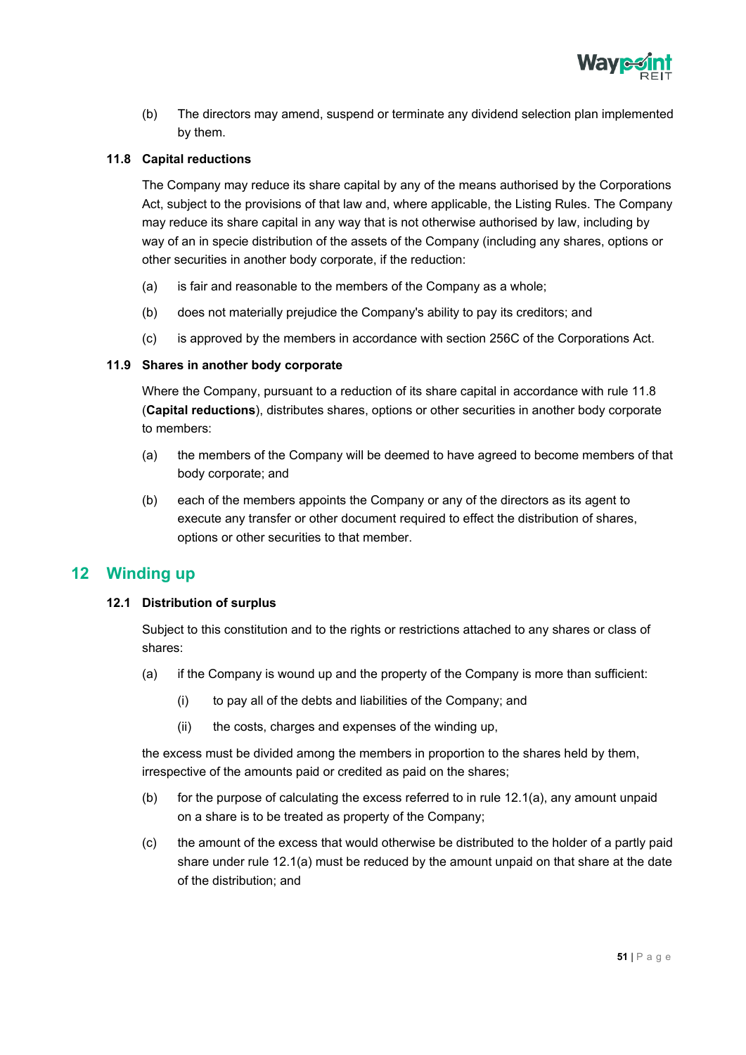(b) The directors may amend, suspend or terminate any dividend selection plan implemented by them.

### 11.8 Capital reductions

The Company may reduce its share capital by any of the means authorised by the Corporations Act, subject to the provisions of that law and, where applicable, the Listing Rules. The Company may reduce its share capital in any way that is not otherwise authorised by law, including by way of an in specie distribution of the assets of the Company (including any shares, options or other securities in another body corporate, if the reduction:

(a) is fair and reasonable to the members of the Company as a whole;

(b) does not materially prejudice the Company's ability to pay its creditors; and

(c) is approved by the members in accordance with section 256C of the Corporations Act.

### 11.9 Shares in another body corporate

Where the Company, pursuant to a reduction of its share capital in accordance with rule 11.8 (**Capital reductions**), distributes shares, options or other securities in another body corporate to members:

(a) the members of the Company will be deemed to have agreed to become members of that body corporate; and

(b) each of the members appoints the Company or any of the directors as its agent to execute any transfer or other document required to effect the distribution of shares, options or other securities to that member.

## 12 Winding up

### 12.1 Distribution of surplus

Subject to this constitution and to the rights or restrictions attached to any shares or class of shares:

(a) if the Company is wound up and the property of the Company is more than sufficient:

  (i) to pay all of the debts and liabilities of the Company; and

  (ii) the costs, charges and expenses of the winding up,

the excess must be divided among the members in proportion to the shares held by them, irrespective of the amounts paid or credited as paid on the shares;

(b) for the purpose of calculating the excess referred to in rule 12.1(a), any amount unpaid on a share is to be treated as property of the Company;

(c) the amount of the excess that would otherwise be distributed to the holder of a partly paid share under rule 12.1(a) must be reduced by the amount unpaid on that share at the date of the distribution; and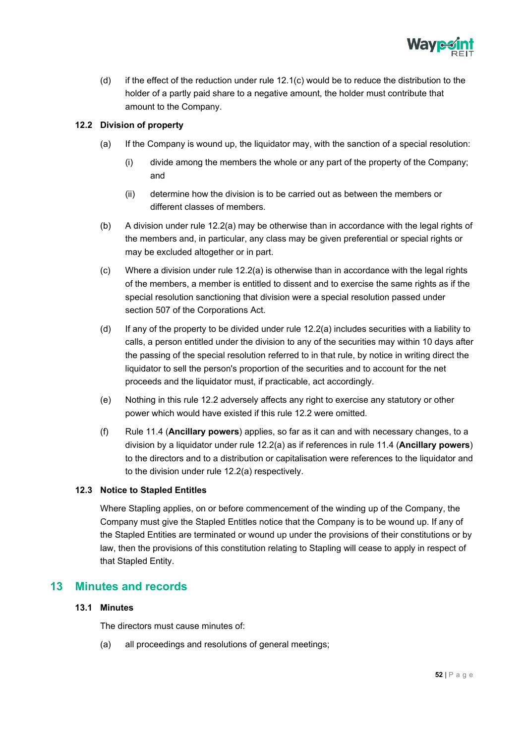(d) if the effect of the reduction under rule 12.1(c) would be to reduce the distribution to the holder of a partly paid share to a negative amount, the holder must contribute that amount to the Company.

### 12.2 Division of property

(a) If the Company is wound up, the liquidator may, with the sanction of a special resolution:

(i) divide among the members the whole or any part of the property of the Company; and

(ii) determine how the division is to be carried out as between the members or different classes of members.

(b) A division under rule 12.2(a) may be otherwise than in accordance with the legal rights of the members and, in particular, any class may be given preferential or special rights or may be excluded altogether or in part.

(c) Where a division under rule 12.2(a) is otherwise than in accordance with the legal rights of the members, a member is entitled to dissent and to exercise the same rights as if the special resolution sanctioning that division were a special resolution passed under section 507 of the Corporations Act.

(d) If any of the property to be divided under rule 12.2(a) includes securities with a liability to calls, a person entitled under the division to any of the securities may within 10 days after the passing of the special resolution referred to in that rule, by notice in writing direct the liquidator to sell the person's proportion of the securities and to account for the net proceeds and the liquidator must, if practicable, act accordingly.

(e) Nothing in this rule 12.2 adversely affects any right to exercise any statutory or other power which would have existed if this rule 12.2 were omitted.

(f) Rule 11.4 (**Ancillary powers**) applies, so far as it can and with necessary changes, to a division by a liquidator under rule 12.2(a) as if references in rule 11.4 (**Ancillary powers**) to the directors and to a distribution or capitalisation were references to the liquidator and to the division under rule 12.2(a) respectively.

### 12.3 Notice to Stapled Entitles

Where Stapling applies, on or before commencement of the winding up of the Company, the Company must give the Stapled Entities notice that the Company is to be wound up. If any of the Stapled Entities are terminated or wound up under the provisions of their constitutions or by law, then the provisions of this constitution relating to Stapling will cease to apply in respect of that Stapled Entity.

## 13 Minutes and records

### 13.1 Minutes

The directors must cause minutes of:

(a) all proceedings and resolutions of general meetings;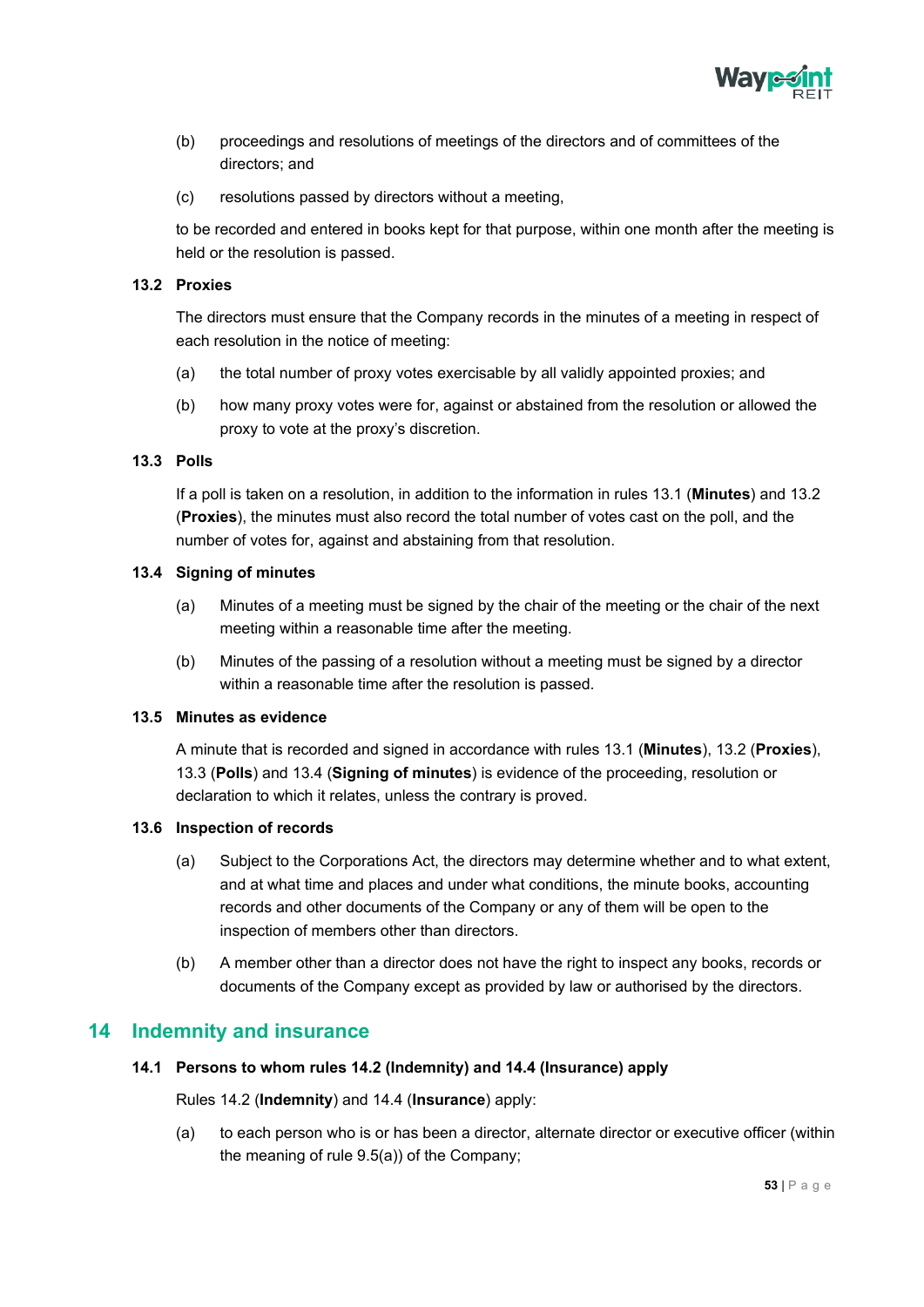(b) proceedings and resolutions of meetings of the directors and of committees of the directors; and

(c) resolutions passed by directors without a meeting,

to be recorded and entered in books kept for that purpose, within one month after the meeting is held or the resolution is passed.

### 13.2 Proxies

The directors must ensure that the Company records in the minutes of a meeting in respect of each resolution in the notice of meeting:

(a) the total number of proxy votes exercisable by all validly appointed proxies; and

(b) how many proxy votes were for, against or abstained from the resolution or allowed the proxy to vote at the proxy's discretion.

### 13.3 Polls

If a poll is taken on a resolution, in addition to the information in rules 13.1 (**Minutes**) and 13.2 (**Proxies**), the minutes must also record the total number of votes cast on the poll, and the number of votes for, against and abstaining from that resolution.

### 13.4 Signing of minutes

(a) Minutes of a meeting must be signed by the chair of the meeting or the chair of the next meeting within a reasonable time after the meeting.

(b) Minutes of the passing of a resolution without a meeting must be signed by a director within a reasonable time after the resolution is passed.

### 13.5 Minutes as evidence

A minute that is recorded and signed in accordance with rules 13.1 (**Minutes**), 13.2 (**Proxies**), 13.3 (**Polls**) and 13.4 (**Signing of minutes**) is evidence of the proceeding, resolution or declaration to which it relates, unless the contrary is proved.

### 13.6 Inspection of records

(a) Subject to the Corporations Act, the directors may determine whether and to what extent, and at what time and places and under what conditions, the minute books, accounting records and other documents of the Company or any of them will be open to the inspection of members other than directors.

(b) A member other than a director does not have the right to inspect any books, records or documents of the Company except as provided by law or authorised by the directors.

## 14 Indemnity and insurance

### 14.1 Persons to whom rules 14.2 (Indemnity) and 14.4 (Insurance) apply

Rules 14.2 (**Indemnity**) and 14.4 (**Insurance**) apply:

(a) to each person who is or has been a director, alternate director or executive officer (within the meaning of rule 9.5(a)) of the Company;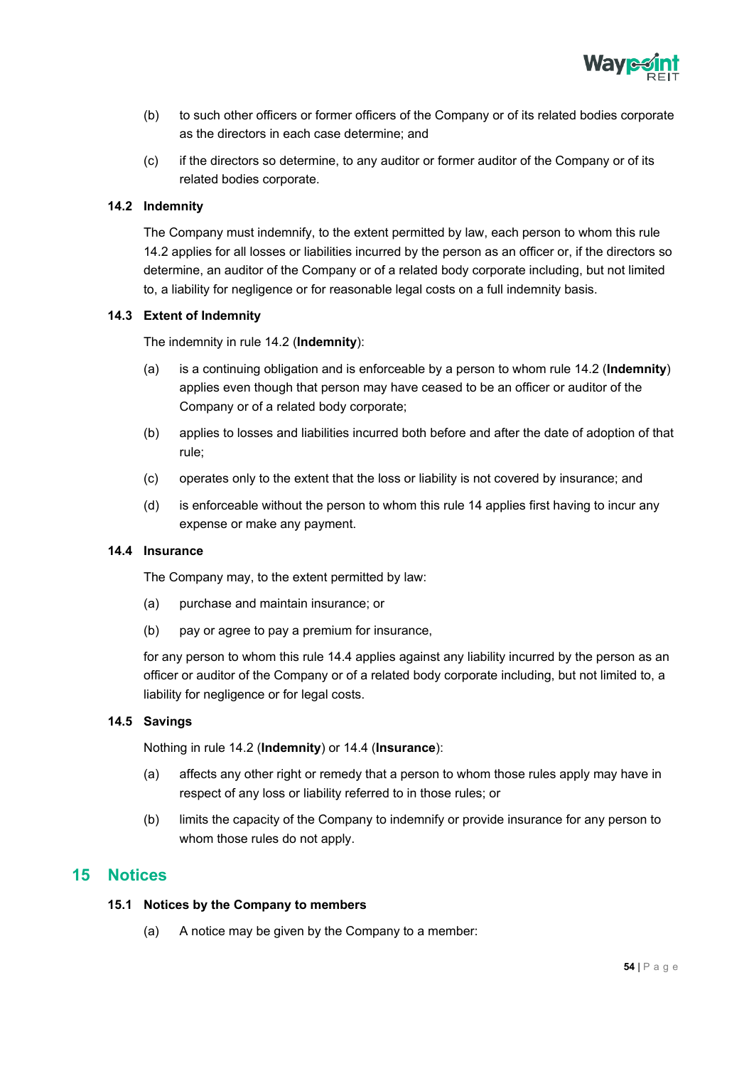(b) to such other officers or former officers of the Company or of its related bodies corporate as the directors in each case determine; and

(c) if the directors so determine, to any auditor or former auditor of the Company or of its related bodies corporate.

### 14.2 Indemnity

The Company must indemnify, to the extent permitted by law, each person to whom this rule 14.2 applies for all losses or liabilities incurred by the person as an officer or, if the directors so determine, an auditor of the Company or of a related body corporate including, but not limited to, a liability for negligence or for reasonable legal costs on a full indemnity basis.

### 14.3 Extent of Indemnity

The indemnity in rule 14.2 (**Indemnity**):

(a) is a continuing obligation and is enforceable by a person to whom rule 14.2 (**Indemnity**) applies even though that person may have ceased to be an officer or auditor of the Company or of a related body corporate;

(b) applies to losses and liabilities incurred both before and after the date of adoption of that rule;

(c) operates only to the extent that the loss or liability is not covered by insurance; and

(d) is enforceable without the person to whom this rule 14 applies first having to incur any expense or make any payment.

### 14.4 Insurance

The Company may, to the extent permitted by law:

(a) purchase and maintain insurance; or

(b) pay or agree to pay a premium for insurance,

for any person to whom this rule 14.4 applies against any liability incurred by the person as an officer or auditor of the Company or of a related body corporate including, but not limited to, a liability for negligence or for legal costs.

### 14.5 Savings

Nothing in rule 14.2 (**Indemnity**) or 14.4 (**Insurance**):

(a) affects any other right or remedy that a person to whom those rules apply may have in respect of any loss or liability referred to in those rules; or

(b) limits the capacity of the Company to indemnify or provide insurance for any person to whom those rules do not apply.

## 15 Notices

### 15.1 Notices by the Company to members

(a) A notice may be given by the Company to a member: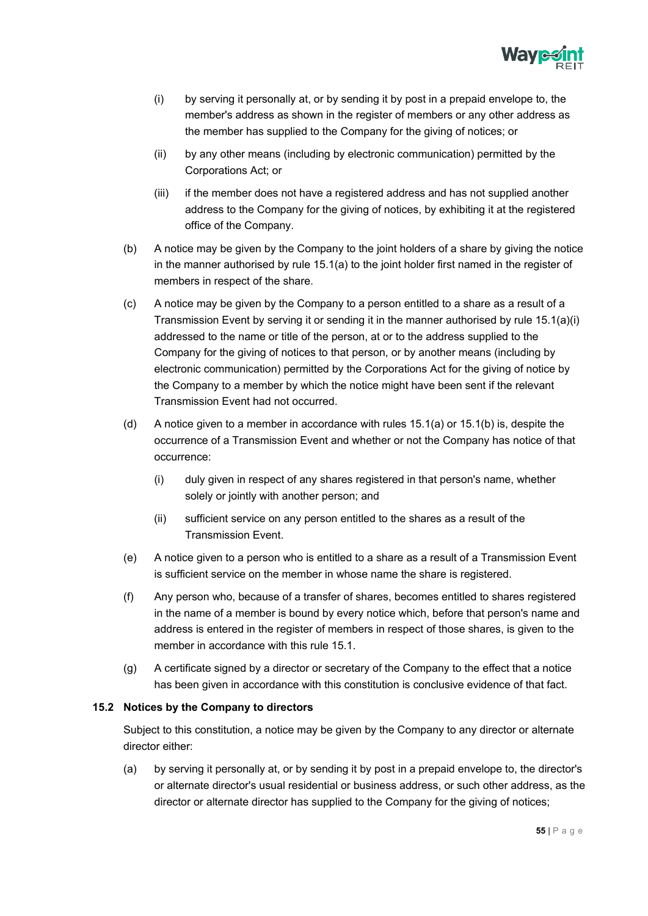(i) by serving it personally at, or by sending it by post in a prepaid envelope to, the member's address as shown in the register of members or any other address as the member has supplied to the Company for the giving of notices; or

(ii) by any other means (including by electronic communication) permitted by the Corporations Act; or

(iii) if the member does not have a registered address and has not supplied another address to the Company for the giving of notices, by exhibiting it at the registered office of the Company.

(b) A notice may be given by the Company to the joint holders of a share by giving the notice in the manner authorised by rule 15.1(a) to the joint holder first named in the register of members in respect of the share.

(c) A notice may be given by the Company to a person entitled to a share as a result of a Transmission Event by serving it or sending it in the manner authorised by rule 15.1(a)(i) addressed to the name or title of the person, at or to the address supplied to the Company for the giving of notices to that person, or by another means (including by electronic communication) permitted by the Corporations Act for the giving of notice by the Company to a member by which the notice might have been sent if the relevant Transmission Event had not occurred.

(d) A notice given to a member in accordance with rules 15.1(a) or 15.1(b) is, despite the occurrence of a Transmission Event and whether or not the Company has notice of that occurrence:

(i) duly given in respect of any shares registered in that person's name, whether solely or jointly with another person; and

(ii) sufficient service on any person entitled to the shares as a result of the Transmission Event.

(e) A notice given to a person who is entitled to a share as a result of a Transmission Event is sufficient service on the member in whose name the share is registered.

(f) Any person who, because of a transfer of shares, becomes entitled to shares registered in the name of a member is bound by every notice which, before that person's name and address is entered in the register of members in respect of those shares, is given to the member in accordance with this rule 15.1.

(g) A certificate signed by a director or secretary of the Company to the effect that a notice has been given in accordance with this constitution is conclusive evidence of that fact.

### 15.2 Notices by the Company to directors

Subject to this constitution, a notice may be given by the Company to any director or alternate director either:

(a) by serving it personally at, or by sending it by post in a prepaid envelope to, the director's or alternate director's usual residential or business address, or such other address, as the director or alternate director has supplied to the Company for the giving of notices;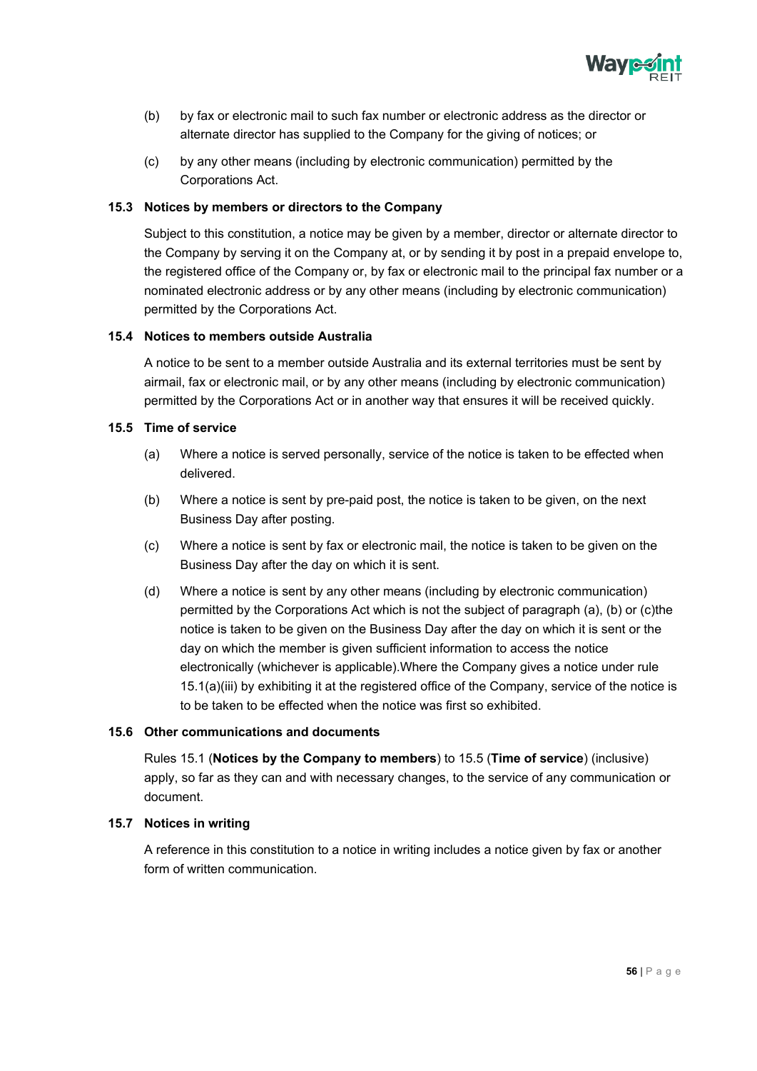(b) by fax or electronic mail to such fax number or electronic address as the director or alternate director has supplied to the Company for the giving of notices; or

(c) by any other means (including by electronic communication) permitted by the Corporations Act.

### 15.3 Notices by members or directors to the Company

Subject to this constitution, a notice may be given by a member, director or alternate director to the Company by serving it on the Company at, or by sending it by post in a prepaid envelope to, the registered office of the Company or, by fax or electronic mail to the principal fax number or a nominated electronic address or by any other means (including by electronic communication) permitted by the Corporations Act.

### 15.4 Notices to members outside Australia

A notice to be sent to a member outside Australia and its external territories must be sent by airmail, fax or electronic mail, or by any other means (including by electronic communication) permitted by the Corporations Act or in another way that ensures it will be received quickly.

### 15.5 Time of service

(a) Where a notice is served personally, service of the notice is taken to be effected when delivered.

(b) Where a notice is sent by pre-paid post, the notice is taken to be given, on the next Business Day after posting.

(c) Where a notice is sent by fax or electronic mail, the notice is taken to be given on the Business Day after the day on which it is sent.

(d) Where a notice is sent by any other means (including by electronic communication) permitted by the Corporations Act which is not the subject of paragraph (a), (b) or (c)the notice is taken to be given on the Business Day after the day on which it is sent or the day on which the member is given sufficient information to access the notice electronically (whichever is applicable).Where the Company gives a notice under rule 15.1(a)(iii) by exhibiting it at the registered office of the Company, service of the notice is to be taken to be effected when the notice was first so exhibited.

### 15.6 Other communications and documents

Rules 15.1 (**Notices by the Company to members**) to 15.5 (**Time of service**) (inclusive) apply, so far as they can and with necessary changes, to the service of any communication or document.

### 15.7 Notices in writing

A reference in this constitution to a notice in writing includes a notice given by fax or another form of written communication.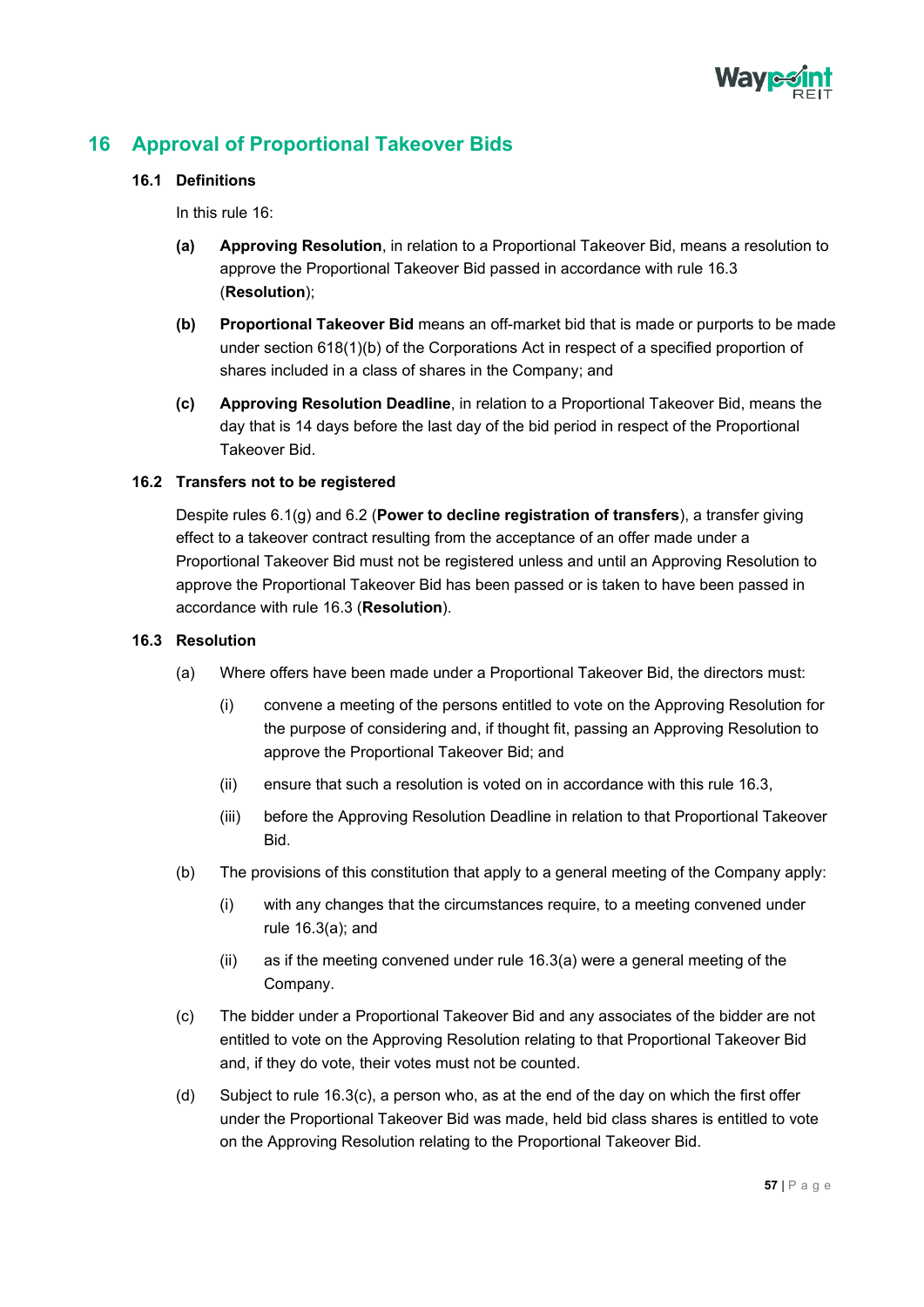## 16 Approval of Proportional Takeover Bids

### 16.1 Definitions

In this rule 16:

**(a)** **Approving Resolution**, in relation to a Proportional Takeover Bid, means a resolution to approve the Proportional Takeover Bid passed in accordance with rule 16.3 (**Resolution**);

**(b)** **Proportional Takeover Bid** means an off-market bid that is made or purports to be made under section 618(1)(b) of the Corporations Act in respect of a specified proportion of shares included in a class of shares in the Company; and

**(c)** **Approving Resolution Deadline**, in relation to a Proportional Takeover Bid, means the day that is 14 days before the last day of the bid period in respect of the Proportional Takeover Bid.

### 16.2 Transfers not to be registered

Despite rules 6.1(g) and 6.2 (**Power to decline registration of transfers**), a transfer giving effect to a takeover contract resulting from the acceptance of an offer made under a Proportional Takeover Bid must not be registered unless and until an Approving Resolution to approve the Proportional Takeover Bid has been passed or is taken to have been passed in accordance with rule 16.3 (**Resolution**).

### 16.3 Resolution

(a) Where offers have been made under a Proportional Takeover Bid, the directors must:

   (i) convene a meeting of the persons entitled to vote on the Approving Resolution for the purpose of considering and, if thought fit, passing an Approving Resolution to approve the Proportional Takeover Bid; and

   (ii) ensure that such a resolution is voted on in accordance with this rule 16.3,

   (iii) before the Approving Resolution Deadline in relation to that Proportional Takeover Bid.

(b) The provisions of this constitution that apply to a general meeting of the Company apply:

   (i) with any changes that the circumstances require, to a meeting convened under rule 16.3(a); and

   (ii) as if the meeting convened under rule 16.3(a) were a general meeting of the Company.

(c) The bidder under a Proportional Takeover Bid and any associates of the bidder are not entitled to vote on the Approving Resolution relating to that Proportional Takeover Bid and, if they do vote, their votes must not be counted.

(d) Subject to rule 16.3(c), a person who, as at the end of the day on which the first offer under the Proportional Takeover Bid was made, held bid class shares is entitled to vote on the Approving Resolution relating to the Proportional Takeover Bid.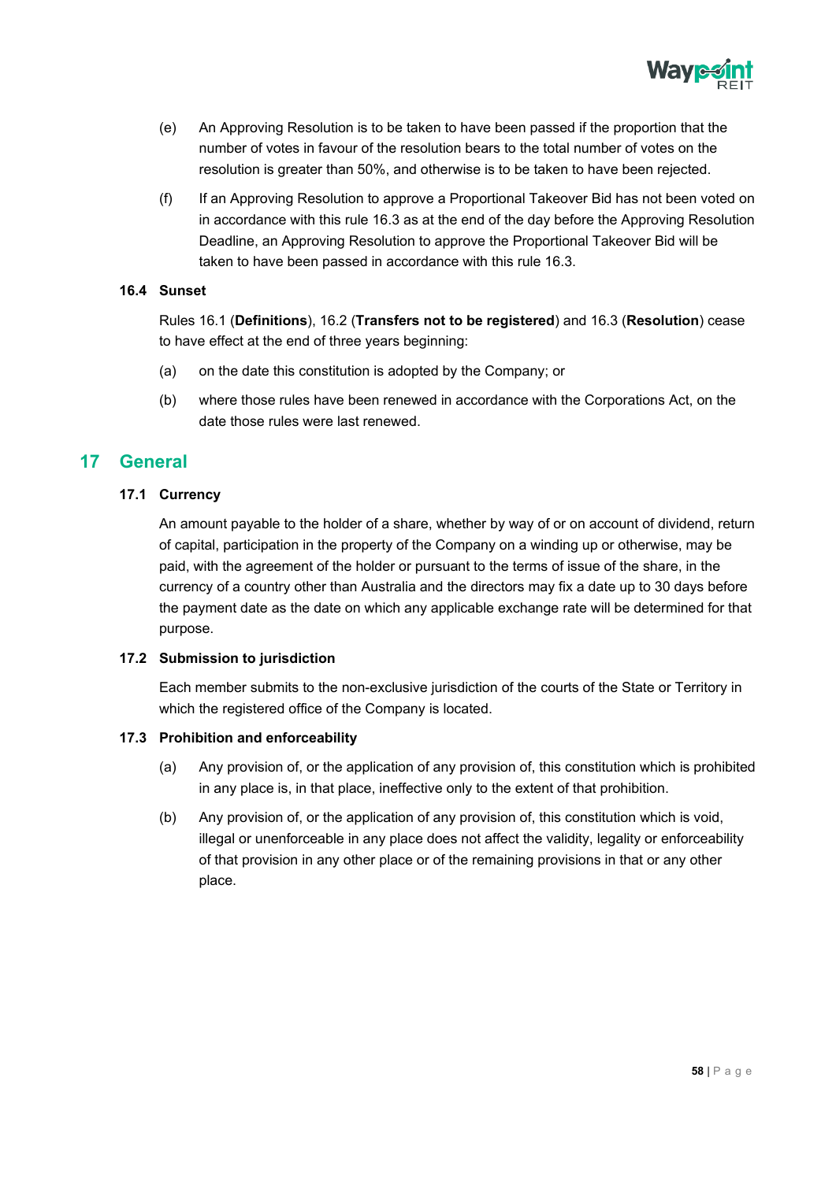(e) An Approving Resolution is to be taken to have been passed if the proportion that the number of votes in favour of the resolution bears to the total number of votes on the resolution is greater than 50%, and otherwise is to be taken to have been rejected.

(f) If an Approving Resolution to approve a Proportional Takeover Bid has not been voted on in accordance with this rule 16.3 as at the end of the day before the Approving Resolution Deadline, an Approving Resolution to approve the Proportional Takeover Bid will be taken to have been passed in accordance with this rule 16.3.

### 16.4 Sunset

Rules 16.1 (**Definitions**), 16.2 (**Transfers not to be registered**) and 16.3 (**Resolution**) cease to have effect at the end of three years beginning:

(a) on the date this constitution is adopted by the Company; or

(b) where those rules have been renewed in accordance with the Corporations Act, on the date those rules were last renewed.

## 17 General

### 17.1 Currency

An amount payable to the holder of a share, whether by way of or on account of dividend, return of capital, participation in the property of the Company on a winding up or otherwise, may be paid, with the agreement of the holder or pursuant to the terms of issue of the share, in the currency of a country other than Australia and the directors may fix a date up to 30 days before the payment date as the date on which any applicable exchange rate will be determined for that purpose.

### 17.2 Submission to jurisdiction

Each member submits to the non-exclusive jurisdiction of the courts of the State or Territory in which the registered office of the Company is located.

### 17.3 Prohibition and enforceability

(a) Any provision of, or the application of any provision of, this constitution which is prohibited in any place is, in that place, ineffective only to the extent of that prohibition.

(b) Any provision of, or the application of any provision of, this constitution which is void, illegal or unenforceable in any place does not affect the validity, legality or enforceability of that provision in any other place or of the remaining provisions in that or any other place.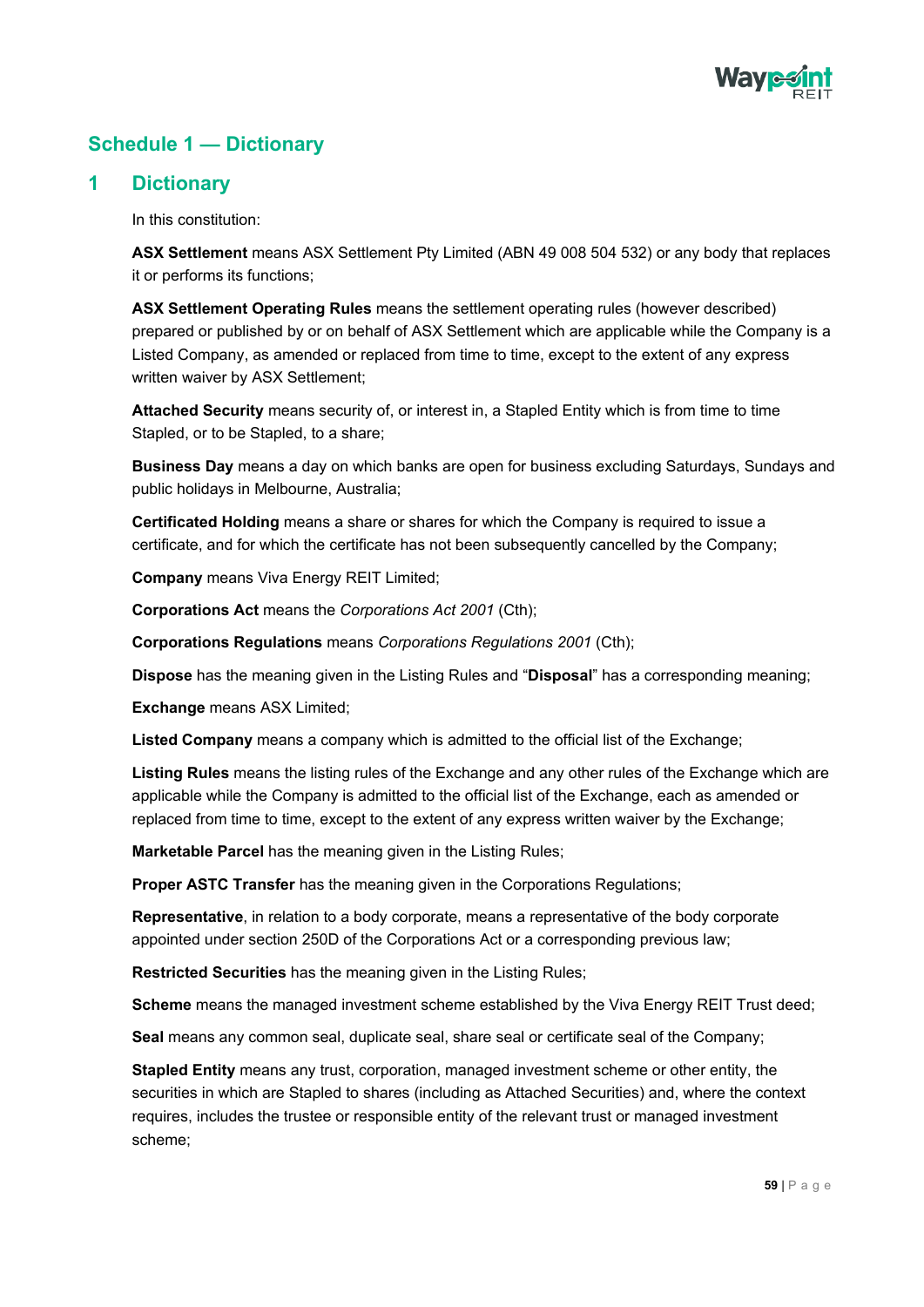## Schedule 1 — Dictionary

## 1 Dictionary

In this constitution:

**ASX Settlement** means ASX Settlement Pty Limited (ABN 49 008 504 532) or any body that replaces it or performs its functions;

**ASX Settlement Operating Rules** means the settlement operating rules (however described) prepared or published by or on behalf of ASX Settlement which are applicable while the Company is a Listed Company, as amended or replaced from time to time, except to the extent of any express written waiver by ASX Settlement;

**Attached Security** means security of, or interest in, a Stapled Entity which is from time to time Stapled, or to be Stapled, to a share;

**Business Day** means a day on which banks are open for business excluding Saturdays, Sundays and public holidays in Melbourne, Australia;

**Certificated Holding** means a share or shares for which the Company is required to issue a certificate, and for which the certificate has not been subsequently cancelled by the Company;

**Company** means Viva Energy REIT Limited;

**Corporations Act** means the *Corporations Act 2001* (Cth);

**Corporations Regulations** means *Corporations Regulations 2001* (Cth);

**Dispose** has the meaning given in the Listing Rules and "**Disposal**" has a corresponding meaning;

**Exchange** means ASX Limited;

**Listed Company** means a company which is admitted to the official list of the Exchange;

**Listing Rules** means the listing rules of the Exchange and any other rules of the Exchange which are applicable while the Company is admitted to the official list of the Exchange, each as amended or replaced from time to time, except to the extent of any express written waiver by the Exchange;

**Marketable Parcel** has the meaning given in the Listing Rules;

**Proper ASTC Transfer** has the meaning given in the Corporations Regulations;

**Representative**, in relation to a body corporate, means a representative of the body corporate appointed under section 250D of the Corporations Act or a corresponding previous law;

**Restricted Securities** has the meaning given in the Listing Rules;

**Scheme** means the managed investment scheme established by the Viva Energy REIT Trust deed;

**Seal** means any common seal, duplicate seal, share seal or certificate seal of the Company;

**Stapled Entity** means any trust, corporation, managed investment scheme or other entity, the securities in which are Stapled to shares (including as Attached Securities) and, where the context requires, includes the trustee or responsible entity of the relevant trust or managed investment scheme;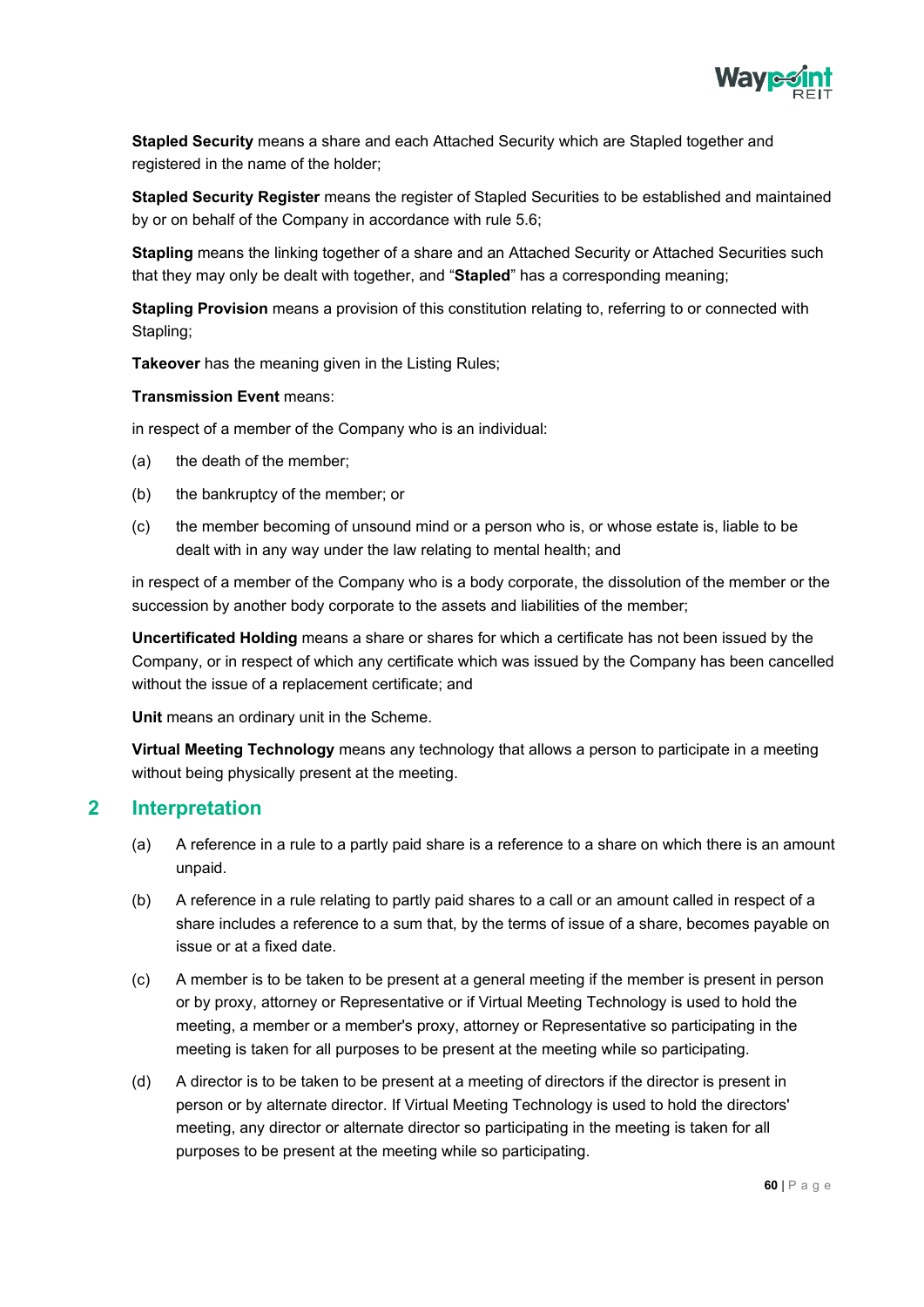**Stapled Security** means a share and each Attached Security which are Stapled together and registered in the name of the holder;

**Stapled Security Register** means the register of Stapled Securities to be established and maintained by or on behalf of the Company in accordance with rule 5.6;

**Stapling** means the linking together of a share and an Attached Security or Attached Securities such that they may only be dealt with together, and "**Stapled**" has a corresponding meaning;

**Stapling Provision** means a provision of this constitution relating to, referring to or connected with Stapling;

**Takeover** has the meaning given in the Listing Rules;

**Transmission Event** means:

in respect of a member of the Company who is an individual:

(a) the death of the member;

(b) the bankruptcy of the member; or

(c) the member becoming of unsound mind or a person who is, or whose estate is, liable to be dealt with in any way under the law relating to mental health; and

in respect of a member of the Company who is a body corporate, the dissolution of the member or the succession by another body corporate to the assets and liabilities of the member;

**Uncertificated Holding** means a share or shares for which a certificate has not been issued by the Company, or in respect of which any certificate which was issued by the Company has been cancelled without the issue of a replacement certificate; and

**Unit** means an ordinary unit in the Scheme.

**Virtual Meeting Technology** means any technology that allows a person to participate in a meeting without being physically present at the meeting.

## 2 Interpretation

(a) A reference in a rule to a partly paid share is a reference to a share on which there is an amount unpaid.

(b) A reference in a rule relating to partly paid shares to a call or an amount called in respect of a share includes a reference to a sum that, by the terms of issue of a share, becomes payable on issue or at a fixed date.

(c) A member is to be taken to be present at a general meeting if the member is present in person or by proxy, attorney or Representative or if Virtual Meeting Technology is used to hold the meeting, a member or a member's proxy, attorney or Representative so participating in the meeting is taken for all purposes to be present at the meeting while so participating.

(d) A director is to be taken to be present at a meeting of directors if the director is present in person or by alternate director. If Virtual Meeting Technology is used to hold the directors' meeting, any director or alternate director so participating in the meeting is taken for all purposes to be present at the meeting while so participating.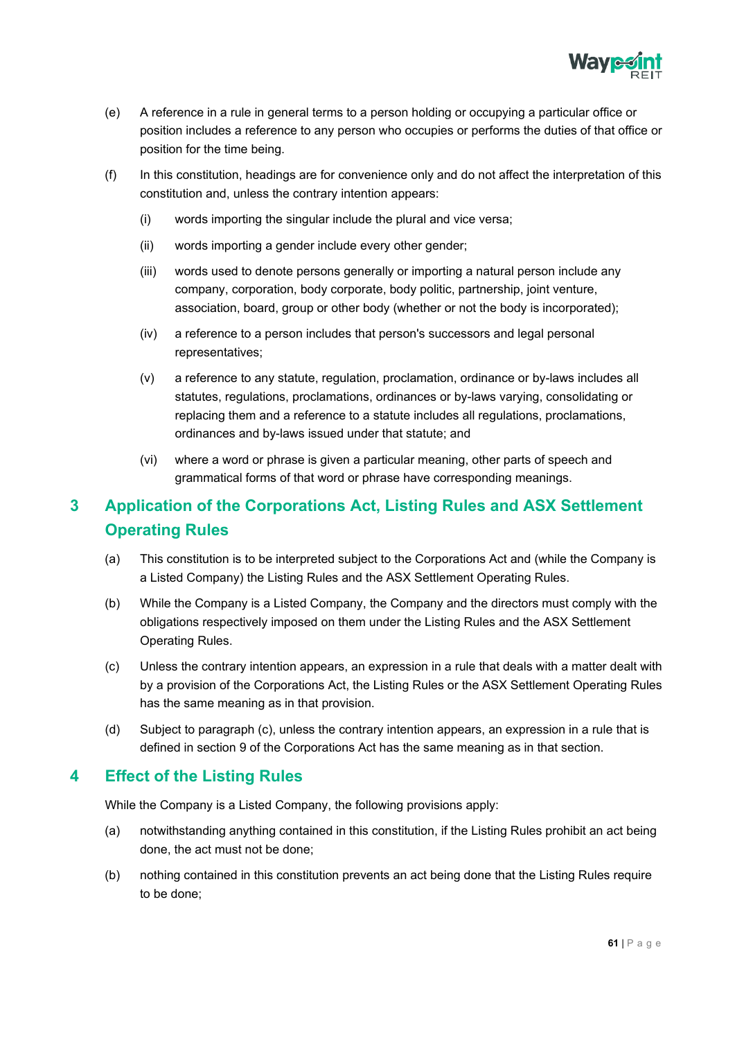(e) A reference in a rule in general terms to a person holding or occupying a particular office or position includes a reference to any person who occupies or performs the duties of that office or position for the time being.

(f) In this constitution, headings are for convenience only and do not affect the interpretation of this constitution and, unless the contrary intention appears:

  (i) words importing the singular include the plural and vice versa;

  (ii) words importing a gender include every other gender;

  (iii) words used to denote persons generally or importing a natural person include any company, corporation, body corporate, body politic, partnership, joint venture, association, board, group or other body (whether or not the body is incorporated);

  (iv) a reference to a person includes that person's successors and legal personal representatives;

  (v) a reference to any statute, regulation, proclamation, ordinance or by-laws includes all statutes, regulations, proclamations, ordinances or by-laws varying, consolidating or replacing them and a reference to a statute includes all regulations, proclamations, ordinances and by-laws issued under that statute; and

  (vi) where a word or phrase is given a particular meaning, other parts of speech and grammatical forms of that word or phrase have corresponding meanings.

## 3 Application of the Corporations Act, Listing Rules and ASX Settlement Operating Rules

(a) This constitution is to be interpreted subject to the Corporations Act and (while the Company is a Listed Company) the Listing Rules and the ASX Settlement Operating Rules.

(b) While the Company is a Listed Company, the Company and the directors must comply with the obligations respectively imposed on them under the Listing Rules and the ASX Settlement Operating Rules.

(c) Unless the contrary intention appears, an expression in a rule that deals with a matter dealt with by a provision of the Corporations Act, the Listing Rules or the ASX Settlement Operating Rules has the same meaning as in that provision.

(d) Subject to paragraph (c), unless the contrary intention appears, an expression in a rule that is defined in section 9 of the Corporations Act has the same meaning as in that section.

## 4 Effect of the Listing Rules

While the Company is a Listed Company, the following provisions apply:

(a) notwithstanding anything contained in this constitution, if the Listing Rules prohibit an act being done, the act must not be done;

(b) nothing contained in this constitution prevents an act being done that the Listing Rules require to be done;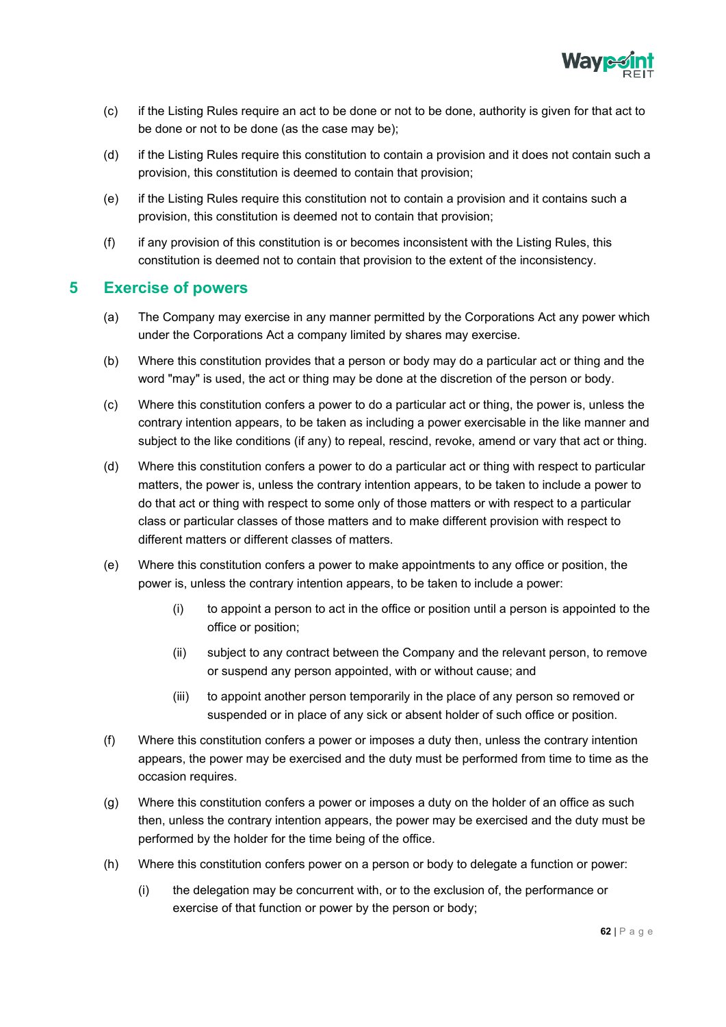(c) if the Listing Rules require an act to be done or not to be done, authority is given for that act to be done or not to be done (as the case may be);

(d) if the Listing Rules require this constitution to contain a provision and it does not contain such a provision, this constitution is deemed to contain that provision;

(e) if the Listing Rules require this constitution not to contain a provision and it contains such a provision, this constitution is deemed not to contain that provision;

(f) if any provision of this constitution is or becomes inconsistent with the Listing Rules, this constitution is deemed not to contain that provision to the extent of the inconsistency.

## 5 Exercise of powers

(a) The Company may exercise in any manner permitted by the Corporations Act any power which under the Corporations Act a company limited by shares may exercise.

(b) Where this constitution provides that a person or body may do a particular act or thing and the word "may" is used, the act or thing may be done at the discretion of the person or body.

(c) Where this constitution confers a power to do a particular act or thing, the power is, unless the contrary intention appears, to be taken as including a power exercisable in the like manner and subject to the like conditions (if any) to repeal, rescind, revoke, amend or vary that act or thing.

(d) Where this constitution confers a power to do a particular act or thing with respect to particular matters, the power is, unless the contrary intention appears, to be taken to include a power to do that act or thing with respect to some only of those matters or with respect to a particular class or particular classes of those matters and to make different provision with respect to different matters or different classes of matters.

(e) Where this constitution confers a power to make appointments to any office or position, the power is, unless the contrary intention appears, to be taken to include a power:

  (i) to appoint a person to act in the office or position until a person is appointed to the office or position;

  (ii) subject to any contract between the Company and the relevant person, to remove or suspend any person appointed, with or without cause; and

  (iii) to appoint another person temporarily in the place of any person so removed or suspended or in place of any sick or absent holder of such office or position.

(f) Where this constitution confers a power or imposes a duty then, unless the contrary intention appears, the power may be exercised and the duty must be performed from time to time as the occasion requires.

(g) Where this constitution confers a power or imposes a duty on the holder of an office as such then, unless the contrary intention appears, the power may be exercised and the duty must be performed by the holder for the time being of the office.

(h) Where this constitution confers power on a person or body to delegate a function or power:

  (i) the delegation may be concurrent with, or to the exclusion of, the performance or exercise of that function or power by the person or body;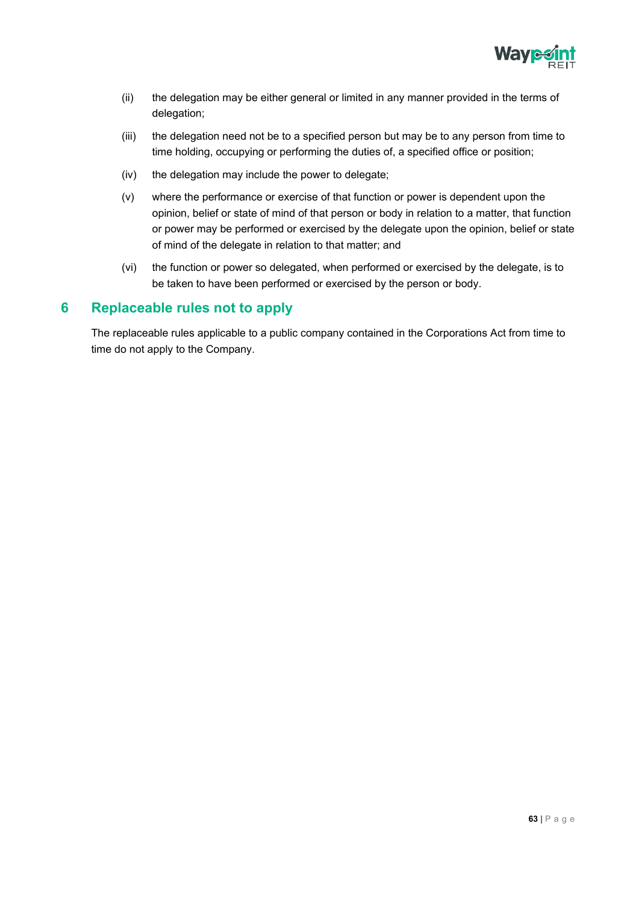(ii) the delegation may be either general or limited in any manner provided in the terms of delegation;

(iii) the delegation need not be to a specified person but may be to any person from time to time holding, occupying or performing the duties of, a specified office or position;

(iv) the delegation may include the power to delegate;

(v) where the performance or exercise of that function or power is dependent upon the opinion, belief or state of mind of that person or body in relation to a matter, that function or power may be performed or exercised by the delegate upon the opinion, belief or state of mind of the delegate in relation to that matter; and

(vi) the function or power so delegated, when performed or exercised by the delegate, is to be taken to have been performed or exercised by the person or body.

## 6 Replaceable rules not to apply

The replaceable rules applicable to a public company contained in the Corporations Act from time to time do not apply to the Company.